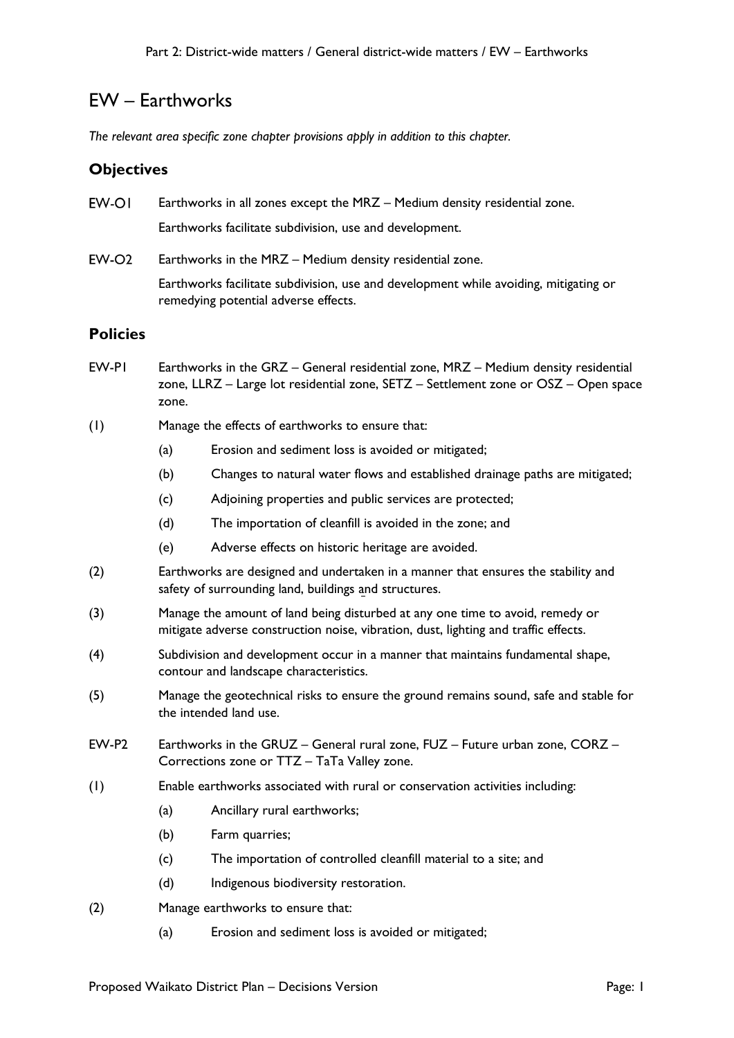# EW – Earthworks

*The relevant area specific zone chapter provisions apply in addition to this chapter.*

## Objectives

EW-O1 Earthworks in all zones except the MRZ – Medium density residential zone.

Earthworks facilitate subdivision, use and development.

EW-O2 Earthworks in the MRZ – Medium density residential zone.

Earthworks facilitate subdivision, use and development while avoiding, mitigating or remedying potential adverse effects.

## Policies

EW-P1 Earthworks in the GRZ – General residential zone, MRZ – Medium density residential zone, LLRZ – Large lot residential zone, SETZ – Settlement zone or OSZ – Open space zone.

(1) Manage the effects of earthworks to ensure that:

- (a) Erosion and sediment loss is avoided or mitigated;
- (b) Changes to natural water flows and established drainage paths are mitigated;
- (c) Adjoining properties and public services are protected;
- (d) The importation of cleanfill is avoided in the zone; and
- (e) Adverse effects on historic heritage are avoided.

(2) Earthworks are designed and undertaken in a manner that ensures the stability and safety of surrounding land, buildings and structures.

(3) Manage the amount of land being disturbed at any one time to avoid, remedy or mitigate adverse construction noise, vibration, dust, lighting and traffic effects.

(4) Subdivision and development occur in a manner that maintains fundamental shape, contour and landscape characteristics.

(5) Manage the geotechnical risks to ensure the ground remains sound, safe and stable for the intended land use.

EW-P2 Earthworks in the GRUZ – General rural zone, FUZ – Future urban zone, CORZ – Corrections zone or TTZ – TaTa Valley zone.

(1) Enable earthworks associated with rural or conservation activities including:

- (a) Ancillary rural earthworks;
- (b) Farm quarries;
- (c) The importation of controlled cleanfill material to a site; and
- (d) Indigenous biodiversity restoration.

(2) Manage earthworks to ensure that:

- (a) Erosion and sediment loss is avoided or mitigated;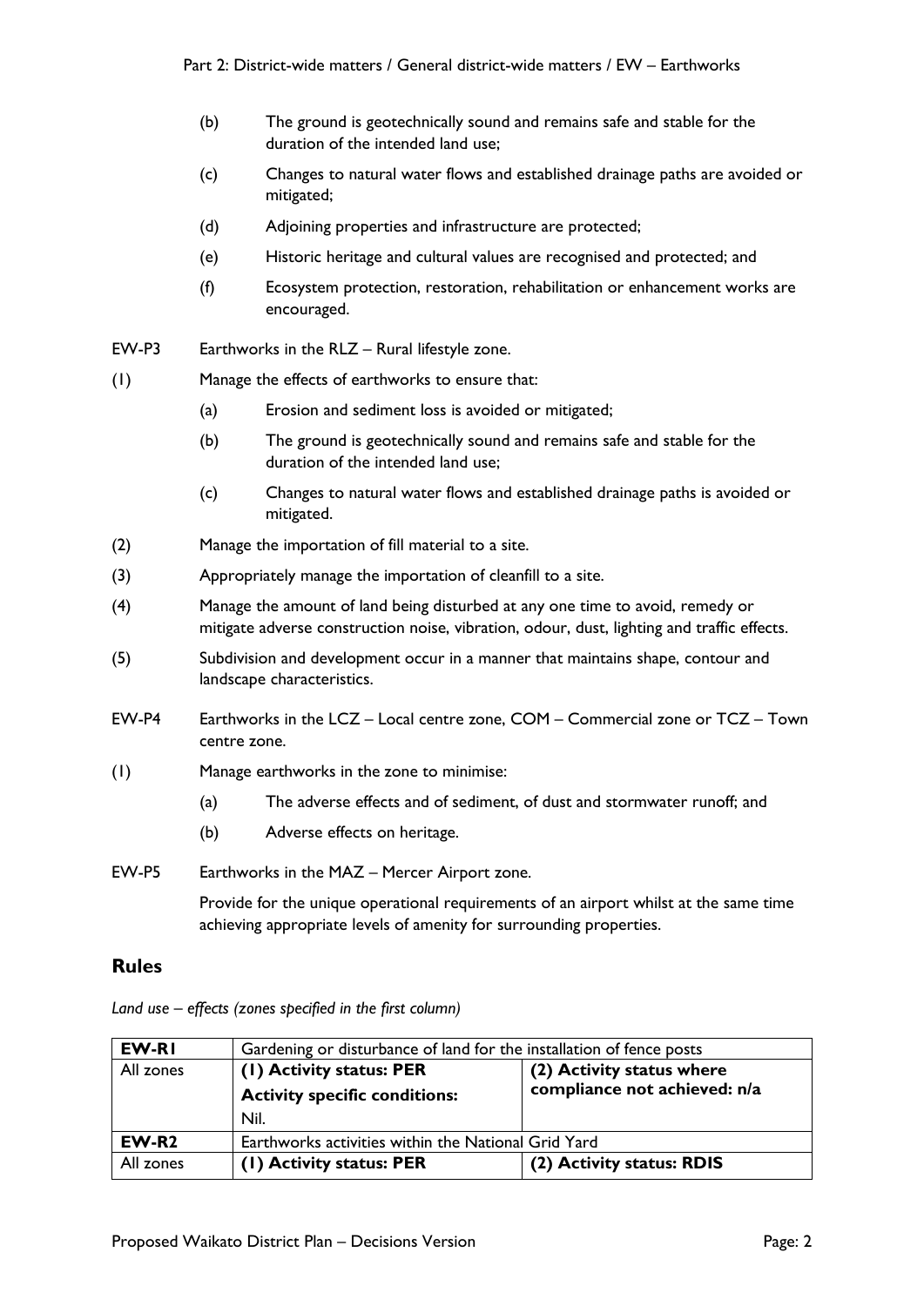(b) The ground is geotechnically sound and remains safe and stable for the duration of the intended land use;

(c) Changes to natural water flows and established drainage paths are avoided or mitigated;

(d) Adjoining properties and infrastructure are protected;

(e) Historic heritage and cultural values are recognised and protected; and

(f) Ecosystem protection, restoration, rehabilitation or enhancement works are encouraged.

EW-P3 Earthworks in the RLZ – Rural lifestyle zone.

(1) Manage the effects of earthworks to ensure that:

(a) Erosion and sediment loss is avoided or mitigated;

(b) The ground is geotechnically sound and remains safe and stable for the duration of the intended land use;

(c) Changes to natural water flows and established drainage paths is avoided or mitigated.

(2) Manage the importation of fill material to a site.

(3) Appropriately manage the importation of cleanfill to a site.

(4) Manage the amount of land being disturbed at any one time to avoid, remedy or mitigate adverse construction noise, vibration, odour, dust, lighting and traffic effects.

(5) Subdivision and development occur in a manner that maintains shape, contour and landscape characteristics.

EW-P4 Earthworks in the LCZ – Local centre zone, COM – Commercial zone or TCZ – Town centre zone.

(1) Manage earthworks in the zone to minimise:

(a) The adverse effects and of sediment, of dust and stormwater runoff; and

(b) Adverse effects on heritage.

EW-P5 Earthworks in the MAZ – Mercer Airport zone.

Provide for the unique operational requirements of an airport whilst at the same time achieving appropriate levels of amenity for surrounding properties.

## Rules

*Land use – effects (zones specified in the first column)*

| **EW-R1** | Gardening or disturbance of land for the installation of fence posts | |
|---|---|---|
| All zones | **(1) Activity status: PER**<br>**Activity specific conditions:**<br>Nil. | **(2) Activity status where compliance not achieved: n/a** |
| **EW-R2** | Earthworks activities within the National Grid Yard | |
| All zones | **(1) Activity status: PER** | **(2) Activity status: RDIS** |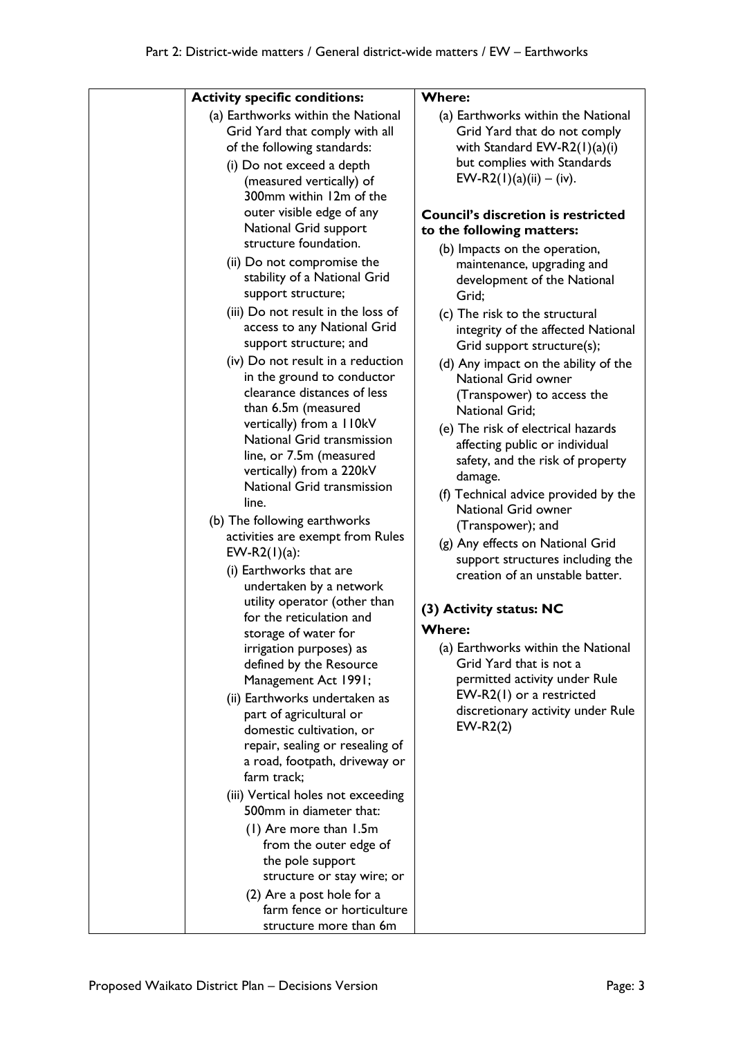| | Activity specific conditions: | Where: |
|---|---|---|
| | (a) Earthworks within the National Grid Yard that comply with all of the following standards:<br>(i) Do not exceed a depth (measured vertically) of 300mm within 12m of the outer visible edge of any National Grid support structure foundation.<br>(ii) Do not compromise the stability of a National Grid support structure;<br>(iii) Do not result in the loss of access to any National Grid support structure; and<br>(iv) Do not result in a reduction in the ground to conductor clearance distances of less than 6.5m (measured vertically) from a 110kV National Grid transmission line, or 7.5m (measured vertically) from a 220kV National Grid transmission line.<br>(b) The following earthworks activities are exempt from Rules EW-R2(1)(a):<br>(i) Earthworks that are undertaken by a network utility operator (other than for the reticulation and storage of water for irrigation purposes) as defined by the Resource Management Act 1991;<br>(ii) Earthworks undertaken as part of agricultural or domestic cultivation, or repair, sealing or resealing of a road, footpath, driveway or farm track;<br>(iii) Vertical holes not exceeding 500mm in diameter that:<br>(1) Are more than 1.5m from the outer edge of the pole support structure or stay wire; or<br>(2) Are a post hole for a farm fence or horticulture structure more than 6m | (a) Earthworks within the National Grid Yard that do not comply with Standard EW-R2(1)(a)(i) but complies with Standards EW-R2(1)(a)(ii) – (iv).<br><br>**Council's discretion is restricted to the following matters:**<br>(b) Impacts on the operation, maintenance, upgrading and development of the National Grid;<br>(c) The risk to the structural integrity of the affected National Grid support structure(s);<br>(d) Any impact on the ability of the National Grid owner (Transpower) to access the National Grid;<br>(e) The risk of electrical hazards affecting public or individual safety, and the risk of property damage.<br>(f) Technical advice provided by the National Grid owner (Transpower); and<br>(g) Any effects on National Grid support structures including the creation of an unstable batter.<br><br>**(3) Activity status: NC**<br>**Where:**<br>(a) Earthworks within the National Grid Yard that is not a permitted activity under Rule EW-R2(1) or a restricted discretionary activity under Rule EW-R2(2) |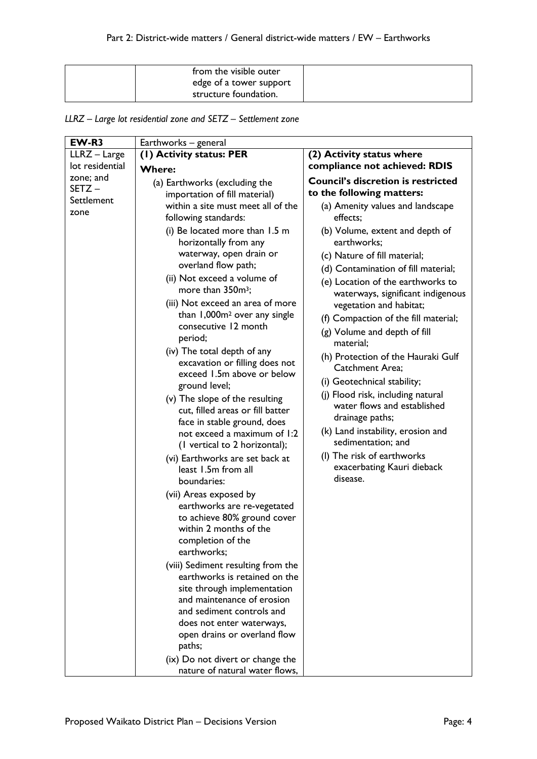| | from the visible outer edge of a tower support structure foundation. | |
|---|---|---|

*LLRZ – Large lot residential zone and SETZ – Settlement zone*

| **EW-R3** | Earthworks – general | |
|---|---|---|
| LLRZ – Large lot residential zone; and SETZ – Settlement zone | **(1) Activity status: PER**<br>**Where:**<br>(a) Earthworks (excluding the importation of fill material) within a site must meet all of the following standards:<br>(i) Be located more than 1.5 m horizontally from any waterway, open drain or overland flow path;<br>(ii) Not exceed a volume of more than 350m³;<br>(iii) Not exceed an area of more than 1,000m² over any single consecutive 12 month period;<br>(iv) The total depth of any excavation or filling does not exceed 1.5m above or below ground level;<br>(v) The slope of the resulting cut, filled areas or fill batter face in stable ground, does not exceed a maximum of 1:2 (1 vertical to 2 horizontal);<br>(vi) Earthworks are set back at least 1.5m from all boundaries:<br>(vii) Areas exposed by earthworks are re-vegetated to achieve 80% ground cover within 2 months of the completion of the earthworks;<br>(viii) Sediment resulting from the earthworks is retained on the site through implementation and maintenance of erosion and sediment controls and does not enter waterways, open drains or overland flow paths;<br>(ix) Do not divert or change the nature of natural water flows, | **(2) Activity status where compliance not achieved: RDIS**<br>**Council's discretion is restricted to the following matters:**<br>(a) Amenity values and landscape effects;<br>(b) Volume, extent and depth of earthworks;<br>(c) Nature of fill material;<br>(d) Contamination of fill material;<br>(e) Location of the earthworks to waterways, significant indigenous vegetation and habitat;<br>(f) Compaction of the fill material;<br>(g) Volume and depth of fill material;<br>(h) Protection of the Hauraki Gulf Catchment Area;<br>(i) Geotechnical stability;<br>(j) Flood risk, including natural water flows and established drainage paths;<br>(k) Land instability, erosion and sedimentation; and<br>(l) The risk of earthworks exacerbating Kauri dieback disease. |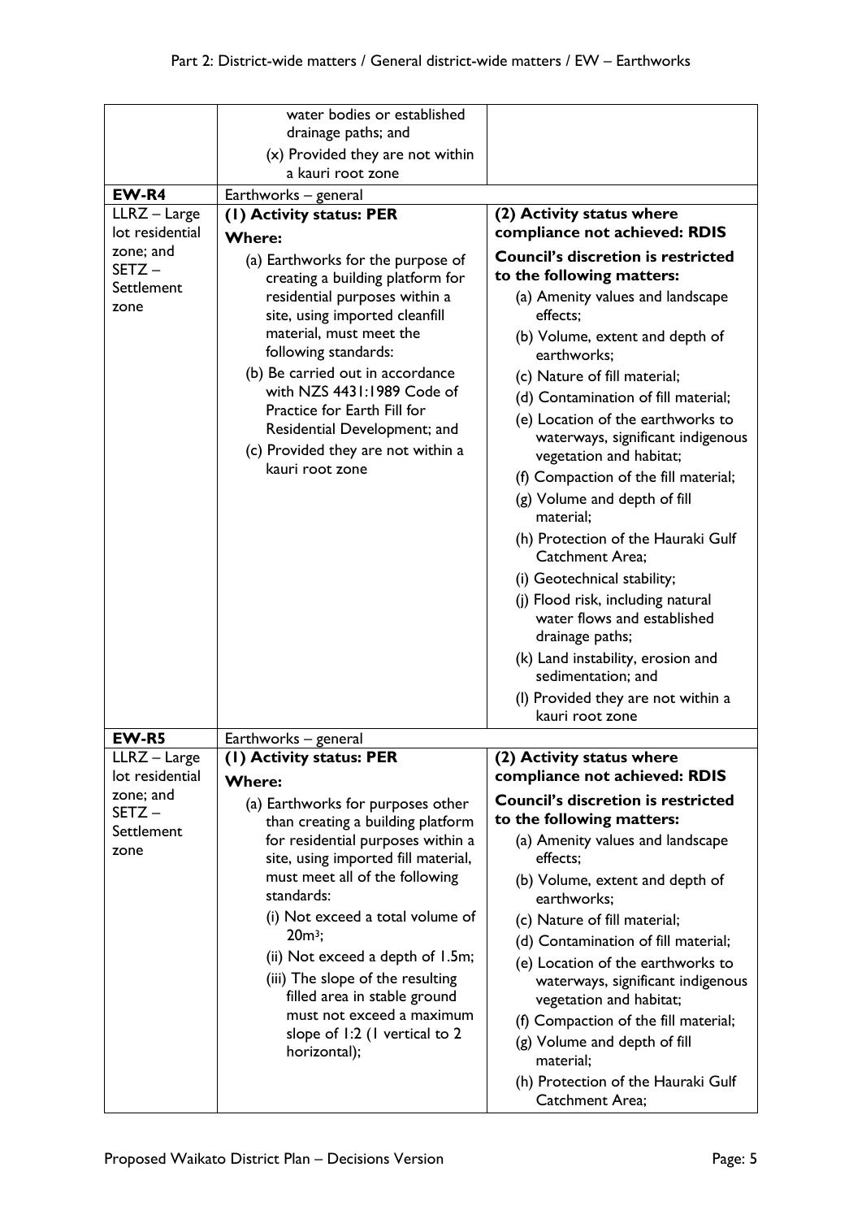| | | |
|---|---|---|
| | water bodies or established drainage paths; and<br>(x) Provided they are not within a kauri root zone | |
| **EW-R4** | Earthworks – general | |
| LLRZ – Large lot residential zone; and SETZ – Settlement zone | **(1) Activity status: PER**<br>**Where:**<br>(a) Earthworks for the purpose of creating a building platform for residential purposes within a site, using imported cleanfill material, must meet the following standards:<br>(b) Be carried out in accordance with NZS 4431:1989 Code of Practice for Earth Fill for Residential Development; and<br>(c) Provided they are not within a kauri root zone | **(2) Activity status where compliance not achieved: RDIS**<br>**Council's discretion is restricted to the following matters:**<br>(a) Amenity values and landscape effects;<br>(b) Volume, extent and depth of earthworks;<br>(c) Nature of fill material;<br>(d) Contamination of fill material;<br>(e) Location of the earthworks to waterways, significant indigenous vegetation and habitat;<br>(f) Compaction of the fill material;<br>(g) Volume and depth of fill material;<br>(h) Protection of the Hauraki Gulf Catchment Area;<br>(i) Geotechnical stability;<br>(j) Flood risk, including natural water flows and established drainage paths;<br>(k) Land instability, erosion and sedimentation; and<br>(l) Provided they are not within a kauri root zone |
| **EW-R5** | Earthworks – general | |
| LLRZ – Large lot residential zone; and SETZ – Settlement zone | **(1) Activity status: PER**<br>**Where:**<br>(a) Earthworks for purposes other than creating a building platform for residential purposes within a site, using imported fill material, must meet all of the following standards:<br>(i) Not exceed a total volume of 20m³;<br>(ii) Not exceed a depth of 1.5m;<br>(iii) The slope of the resulting filled area in stable ground must not exceed a maximum slope of 1:2 (1 vertical to 2 horizontal); | **(2) Activity status where compliance not achieved: RDIS**<br>**Council's discretion is restricted to the following matters:**<br>(a) Amenity values and landscape effects;<br>(b) Volume, extent and depth of earthworks;<br>(c) Nature of fill material;<br>(d) Contamination of fill material;<br>(e) Location of the earthworks to waterways, significant indigenous vegetation and habitat;<br>(f) Compaction of the fill material;<br>(g) Volume and depth of fill material;<br>(h) Protection of the Hauraki Gulf Catchment Area; |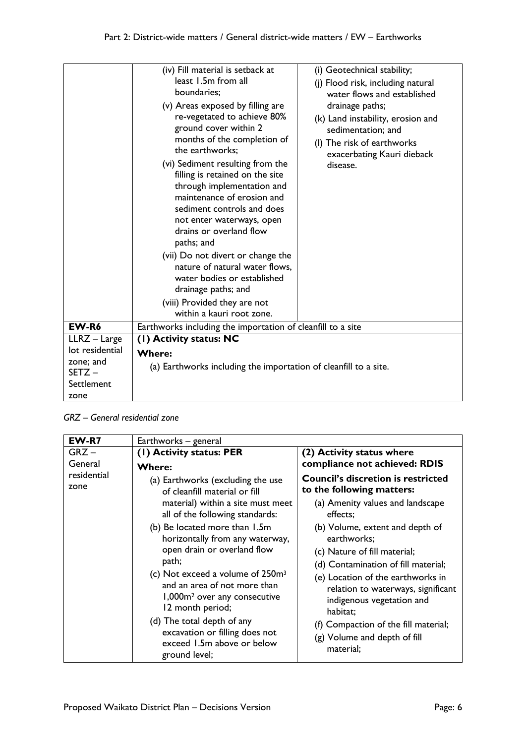| | | |
|---|---|---|
| | (iv) Fill material is setback at least 1.5m from all boundaries;<br>(v) Areas exposed by filling are re-vegetated to achieve 80% ground cover within 2 months of the completion of the earthworks;<br>(vi) Sediment resulting from the filling is retained on the site through implementation and maintenance of erosion and sediment controls and does not enter waterways, open drains or overland flow paths; and<br>(vii) Do not divert or change the nature of natural water flows, water bodies or established drainage paths; and<br>(viii) Provided they are not within a kauri root zone. | (i) Geotechnical stability;<br>(j) Flood risk, including natural water flows and established drainage paths;<br>(k) Land instability, erosion and sedimentation; and<br>(l) The risk of earthworks exacerbating Kauri dieback disease. |
| **EW-R6** | Earthworks including the importation of cleanfill to a site | |
| LLRZ – Large lot residential zone; and SETZ – Settlement zone | **(1) Activity status: NC**<br>**Where:**<br>(a) Earthworks including the importation of cleanfill to a site. | |

*GRZ – General residential zone*

| **EW-R7** | Earthworks – general | |
|---|---|---|
| GRZ – General residential zone | **(1) Activity status: PER**<br>**Where:**<br>(a) Earthworks (excluding the use of cleanfill material or fill material) within a site must meet all of the following standards:<br>(b) Be located more than 1.5m horizontally from any waterway, open drain or overland flow path;<br>(c) Not exceed a volume of 250m³ and an area of not more than 1,000m² over any consecutive 12 month period;<br>(d) The total depth of any excavation or filling does not exceed 1.5m above or below ground level; | **(2) Activity status where compliance not achieved: RDIS**<br>**Council's discretion is restricted to the following matters:**<br>(a) Amenity values and landscape effects;<br>(b) Volume, extent and depth of earthworks;<br>(c) Nature of fill material;<br>(d) Contamination of fill material;<br>(e) Location of the earthworks in relation to waterways, significant indigenous vegetation and habitat;<br>(f) Compaction of the fill material;<br>(g) Volume and depth of fill material; |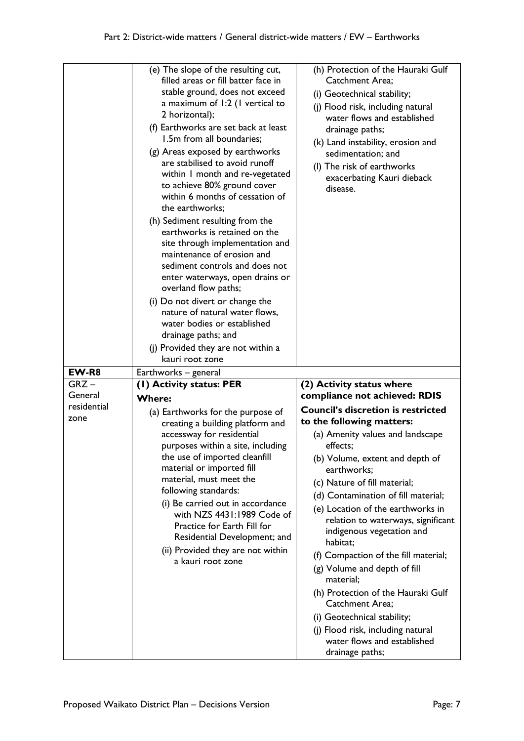| | | |
|---|---|---|
| | (e) The slope of the resulting cut, filled areas or fill batter face in stable ground, does not exceed a maximum of 1:2 (1 vertical to 2 horizontal);<br>(f) Earthworks are set back at least 1.5m from all boundaries;<br>(g) Areas exposed by earthworks are stabilised to avoid runoff within 1 month and re-vegetated to achieve 80% ground cover within 6 months of cessation of the earthworks;<br>(h) Sediment resulting from the earthworks is retained on the site through implementation and maintenance of erosion and sediment controls and does not enter waterways, open drains or overland flow paths;<br>(i) Do not divert or change the nature of natural water flows, water bodies or established drainage paths; and<br>(j) Provided they are not within a kauri root zone | (h) Protection of the Hauraki Gulf Catchment Area;<br>(i) Geotechnical stability;<br>(j) Flood risk, including natural water flows and established drainage paths;<br>(k) Land instability, erosion and sedimentation; and<br>(l) The risk of earthworks exacerbating Kauri dieback disease. |
| **EW-R8** | Earthworks – general | |
| GRZ – General residential zone | **(1) Activity status: PER**<br>**Where:**<br>(a) Earthworks for the purpose of creating a building platform and accessway for residential purposes within a site, including the use of imported cleanfill material or imported fill material, must meet the following standards:<br>(i) Be carried out in accordance with NZS 4431:1989 Code of Practice for Earth Fill for Residential Development; and<br>(ii) Provided they are not within a kauri root zone | **(2) Activity status where compliance not achieved: RDIS**<br>**Council's discretion is restricted to the following matters:**<br>(a) Amenity values and landscape effects;<br>(b) Volume, extent and depth of earthworks;<br>(c) Nature of fill material;<br>(d) Contamination of fill material;<br>(e) Location of the earthworks in relation to waterways, significant indigenous vegetation and habitat;<br>(f) Compaction of the fill material;<br>(g) Volume and depth of fill material;<br>(h) Protection of the Hauraki Gulf Catchment Area;<br>(i) Geotechnical stability;<br>(j) Flood risk, including natural water flows and established drainage paths; |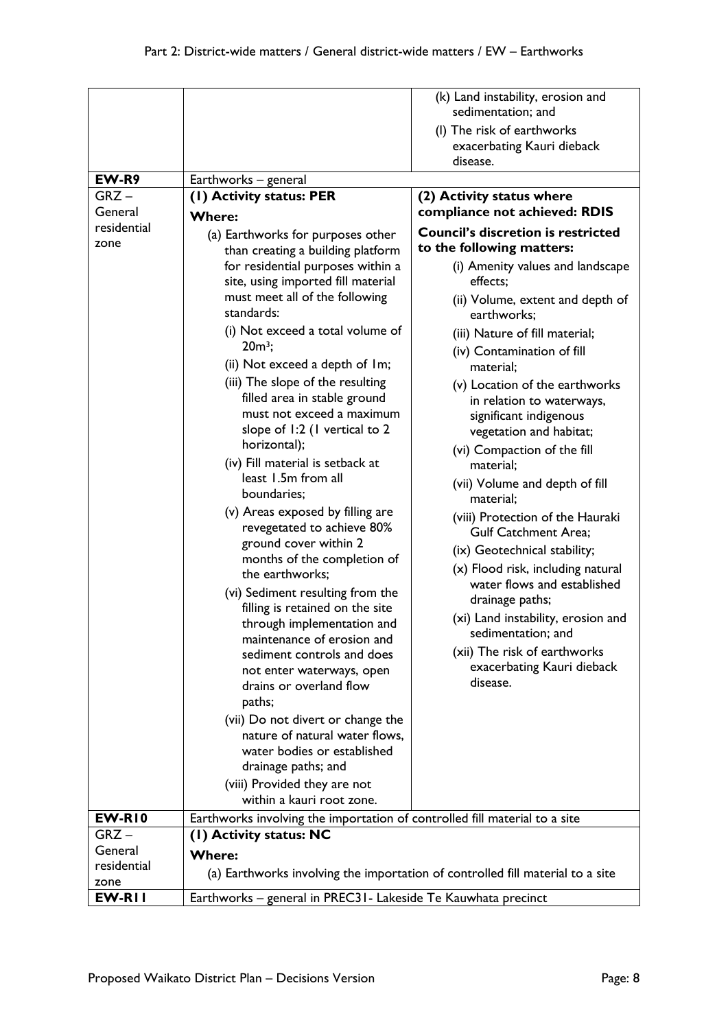| | | |
|---|---|---|
| | | (k) Land instability, erosion and sedimentation; and<br>(l) The risk of earthworks exacerbating Kauri dieback disease. |
| **EW-R9** | Earthworks – general | |
| GRZ – General residential zone | **(1) Activity status: PER**<br>**Where:**<br>(a) Earthworks for purposes other than creating a building platform for residential purposes within a site, using imported fill material must meet all of the following standards:<br>(i) Not exceed a total volume of $20m^3$;<br>(ii) Not exceed a depth of 1m;<br>(iii) The slope of the resulting filled area in stable ground must not exceed a maximum slope of 1:2 (1 vertical to 2 horizontal);<br>(iv) Fill material is setback at least 1.5m from all boundaries;<br>(v) Areas exposed by filling are revegetated to achieve 80% ground cover within 2 months of the completion of the earthworks;<br>(vi) Sediment resulting from the filling is retained on the site through implementation and maintenance of erosion and sediment controls and does not enter waterways, open drains or overland flow paths;<br>(vii) Do not divert or change the nature of natural water flows, water bodies or established drainage paths; and<br>(viii) Provided they are not within a kauri root zone. | **(2) Activity status where compliance not achieved: RDIS**<br>**Council's discretion is restricted to the following matters:**<br>(i) Amenity values and landscape effects;<br>(ii) Volume, extent and depth of earthworks;<br>(iii) Nature of fill material;<br>(iv) Contamination of fill material;<br>(v) Location of the earthworks in relation to waterways, significant indigenous vegetation and habitat;<br>(vi) Compaction of the fill material;<br>(vii) Volume and depth of fill material;<br>(viii) Protection of the Hauraki Gulf Catchment Area;<br>(ix) Geotechnical stability;<br>(x) Flood risk, including natural water flows and established drainage paths;<br>(xi) Land instability, erosion and sedimentation; and<br>(xii) The risk of earthworks exacerbating Kauri dieback disease. |
| **EW-R10** | Earthworks involving the importation of controlled fill material to a site | |
| GRZ – General residential zone | **(1) Activity status: NC**<br>**Where:**<br>(a) Earthworks involving the importation of controlled fill material to a site | |
| **EW-R11** | Earthworks – general in PREC31- Lakeside Te Kauwhata precinct | |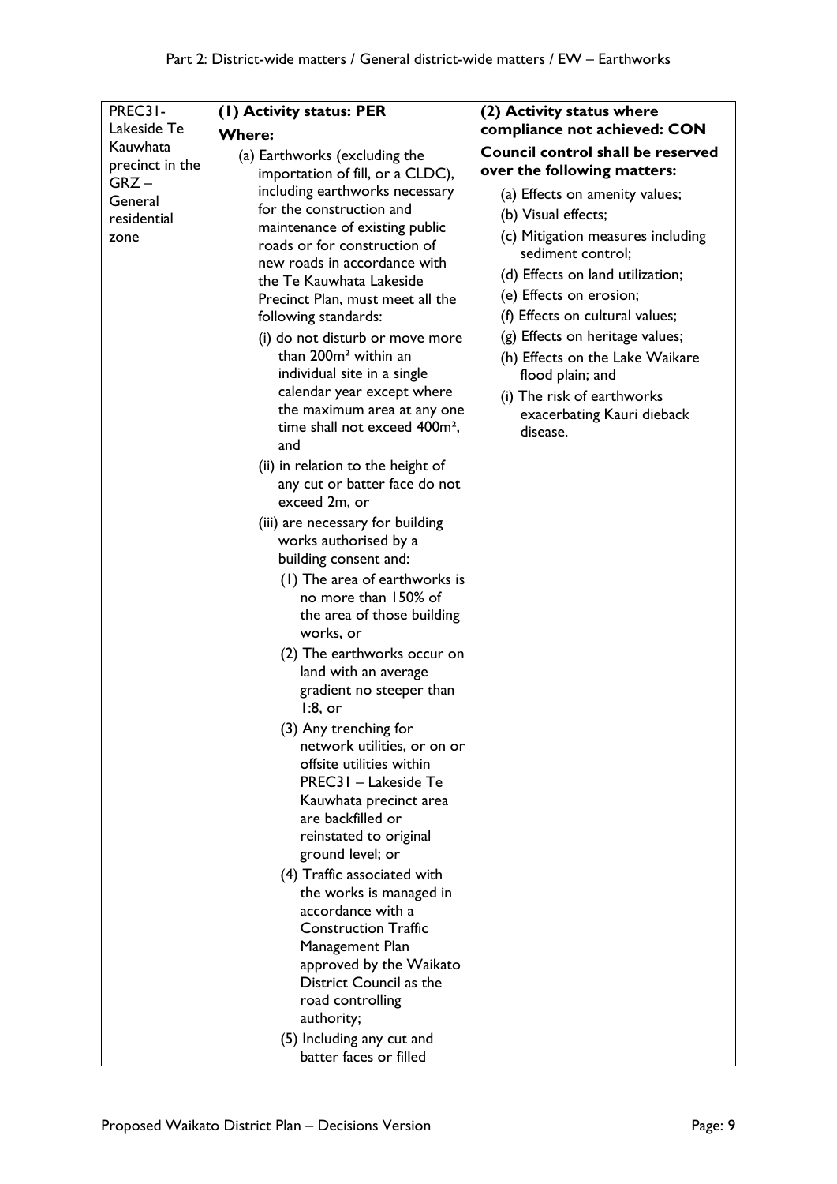| | | |
|---|---|---|
| PREC31-Lakeside Te Kauwhata precinct in the GRZ – General residential zone | **(1) Activity status: PER**<br>**Where:**<br>(a) Earthworks (excluding the importation of fill, or a CLDC), including earthworks necessary for the construction and maintenance of existing public roads or for construction of new roads in accordance with the Te Kauwhata Lakeside Precinct Plan, must meet all the following standards:<br>(i) do not disturb or move more than 200m² within an individual site in a single calendar year except where the maximum area at any one time shall not exceed 400m², and<br>(ii) in relation to the height of any cut or batter face do not exceed 2m, or<br>(iii) are necessary for building works authorised by a building consent and:<br>(1) The area of earthworks is no more than 150% of the area of those building works, or<br>(2) The earthworks occur on land with an average gradient no steeper than 1:8, or<br>(3) Any trenching for network utilities, or on or offsite utilities within PREC31 – Lakeside Te Kauwhata precinct area are backfilled or reinstated to original ground level; or<br>(4) Traffic associated with the works is managed in accordance with a Construction Traffic Management Plan approved by the Waikato District Council as the road controlling authority;<br>(5) Including any cut and batter faces or filled | **(2) Activity status where compliance not achieved: CON**<br>**Council control shall be reserved over the following matters:**<br>(a) Effects on amenity values;<br>(b) Visual effects;<br>(c) Mitigation measures including sediment control;<br>(d) Effects on land utilization;<br>(e) Effects on erosion;<br>(f) Effects on cultural values;<br>(g) Effects on heritage values;<br>(h) Effects on the Lake Waikare flood plain; and<br>(i) The risk of earthworks exacerbating Kauri dieback disease. |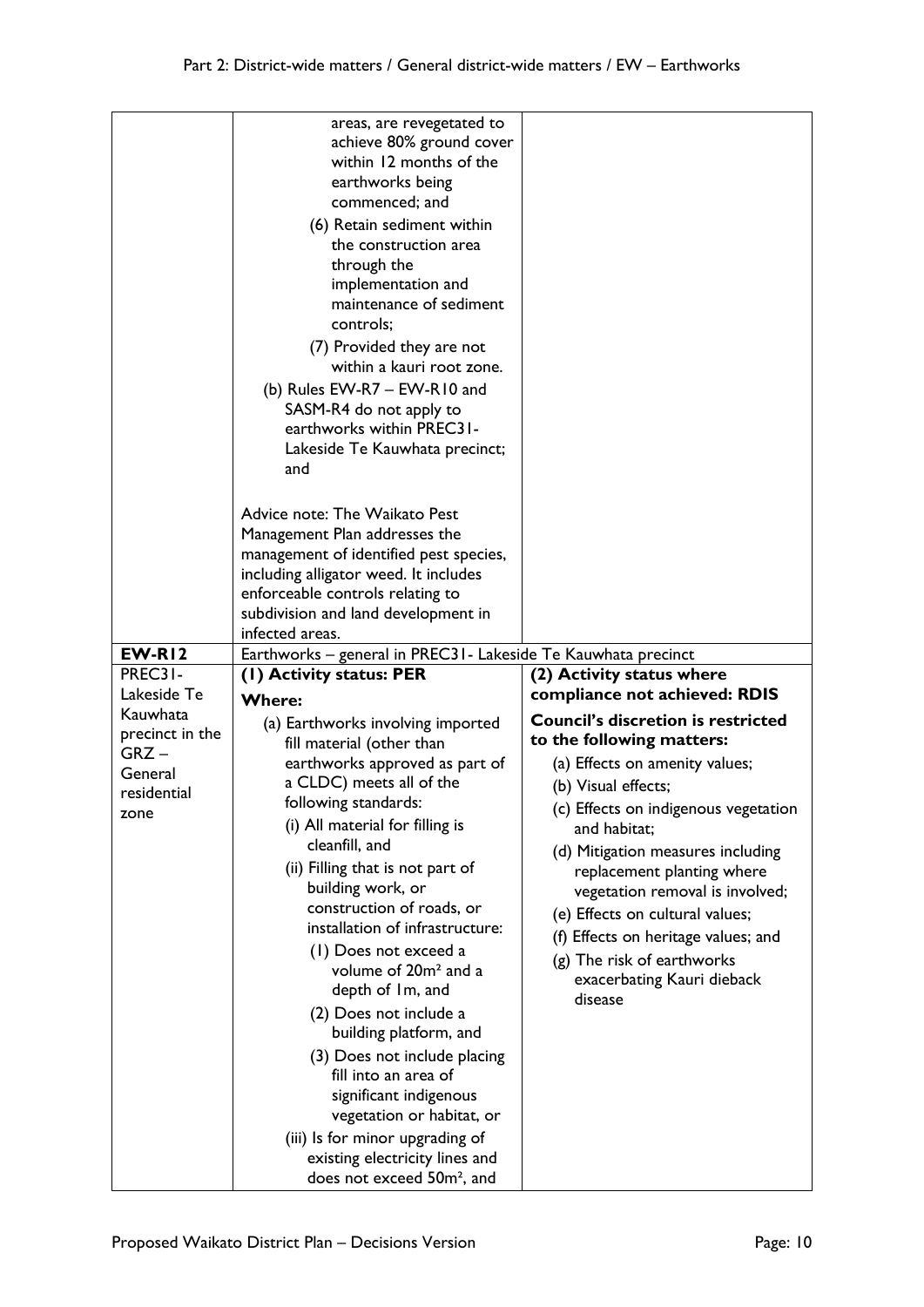| | | |
|---|---|---|
| | areas, are revegetated to achieve 80% ground cover within 12 months of the earthworks being commenced; and<br>(6) Retain sediment within the construction area through the implementation and maintenance of sediment controls;<br>(7) Provided they are not within a kauri root zone.<br>(b) Rules EW-R7 – EW-R10 and SASM-R4 do not apply to earthworks within PREC31- Lakeside Te Kauwhata precinct; and<br><br>Advice note: The Waikato Pest Management Plan addresses the management of identified pest species, including alligator weed. It includes enforceable controls relating to subdivision and land development in infected areas. | |
| **EW-R12** | Earthworks – general in PREC31- Lakeside Te Kauwhata precinct | |
| PREC31- Lakeside Te Kauwhata precinct in the GRZ – General residential zone | **(1) Activity status: PER**<br>**Where:**<br>(a) Earthworks involving imported fill material (other than earthworks approved as part of a CLDC) meets all of the following standards:<br>(i) All material for filling is cleanfill, and<br>(ii) Filling that is not part of building work, or construction of roads, or installation of infrastructure:<br>(1) Does not exceed a volume of 20m² and a depth of 1m, and<br>(2) Does not include a building platform, and<br>(3) Does not include placing fill into an area of significant indigenous vegetation or habitat, or<br>(iii) Is for minor upgrading of existing electricity lines and does not exceed 50m², and | **(2) Activity status where compliance not achieved: RDIS**<br>**Council's discretion is restricted to the following matters:**<br>(a) Effects on amenity values;<br>(b) Visual effects;<br>(c) Effects on indigenous vegetation and habitat;<br>(d) Mitigation measures including replacement planting where vegetation removal is involved;<br>(e) Effects on cultural values;<br>(f) Effects on heritage values; and<br>(g) The risk of earthworks exacerbating Kauri dieback disease |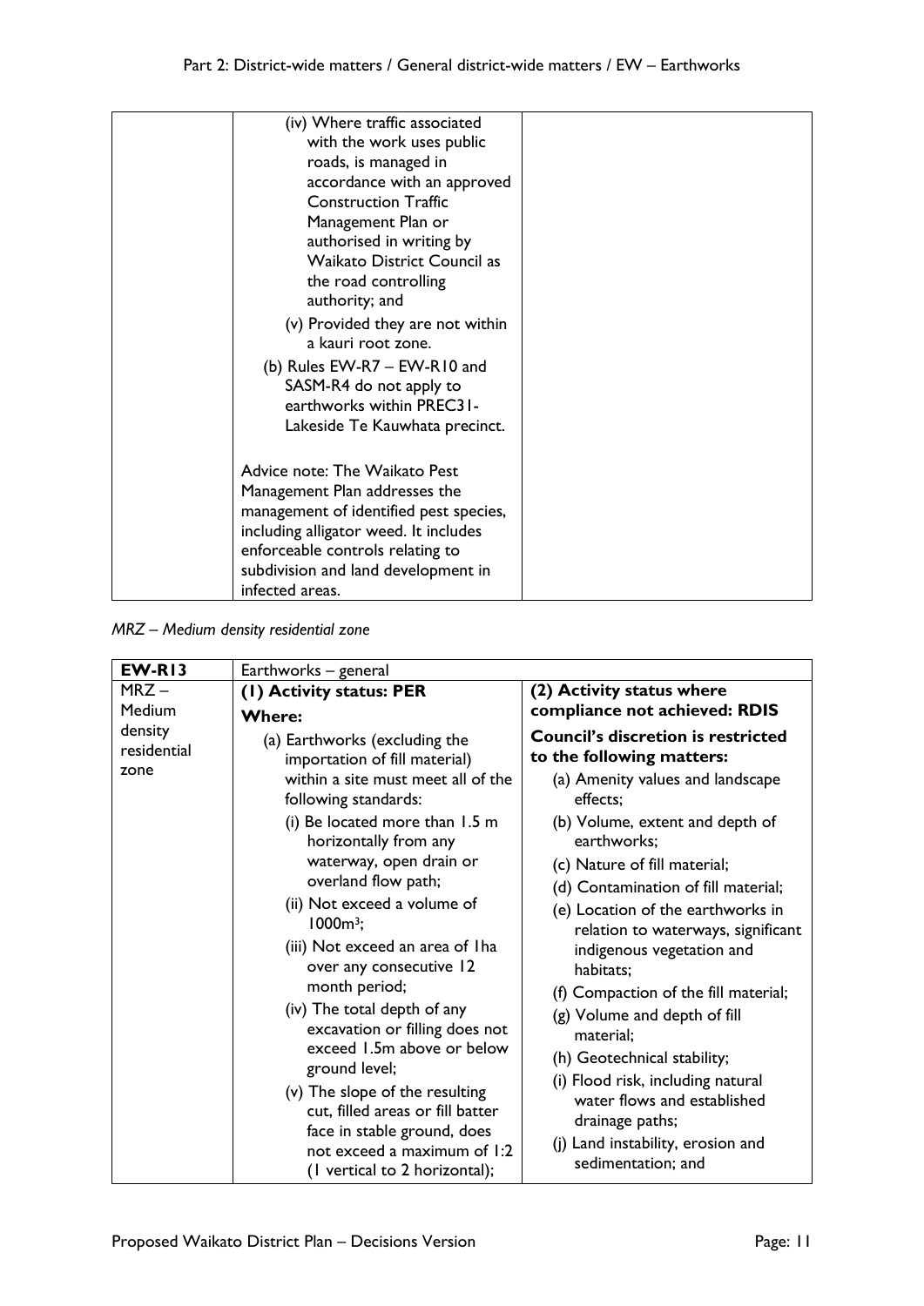| | | |
|---|---|---|
| | (iv) Where traffic associated with the work uses public roads, is managed in accordance with an approved Construction Traffic Management Plan or authorised in writing by Waikato District Council as the road controlling authority; and<br>(v) Provided they are not within a kauri root zone.<br>(b) Rules EW-R7 – EW-R10 and SASM-R4 do not apply to earthworks within PREC31-Lakeside Te Kauwhata precinct.<br><br>Advice note: The Waikato Pest Management Plan addresses the management of identified pest species, including alligator weed. It includes enforceable controls relating to subdivision and land development in infected areas. | |

*MRZ – Medium density residential zone*

| **EW-R13** | Earthworks – general | |
|---|---|---|
| MRZ – Medium density residential zone | **(1) Activity status: PER**<br>**Where:**<br>(a) Earthworks (excluding the importation of fill material) within a site must meet all of the following standards:<br>(i) Be located more than 1.5 m horizontally from any waterway, open drain or overland flow path;<br>(ii) Not exceed a volume of 1000m³;<br>(iii) Not exceed an area of 1ha over any consecutive 12 month period;<br>(iv) The total depth of any excavation or filling does not exceed 1.5m above or below ground level;<br>(v) The slope of the resulting cut, filled areas or fill batter face in stable ground, does not exceed a maximum of 1:2 (1 vertical to 2 horizontal); | **(2) Activity status where compliance not achieved: RDIS**<br>**Council's discretion is restricted to the following matters:**<br>(a) Amenity values and landscape effects;<br>(b) Volume, extent and depth of earthworks;<br>(c) Nature of fill material;<br>(d) Contamination of fill material;<br>(e) Location of the earthworks in relation to waterways, significant indigenous vegetation and habitats;<br>(f) Compaction of the fill material;<br>(g) Volume and depth of fill material;<br>(h) Geotechnical stability;<br>(i) Flood risk, including natural water flows and established drainage paths;<br>(j) Land instability, erosion and sedimentation; and |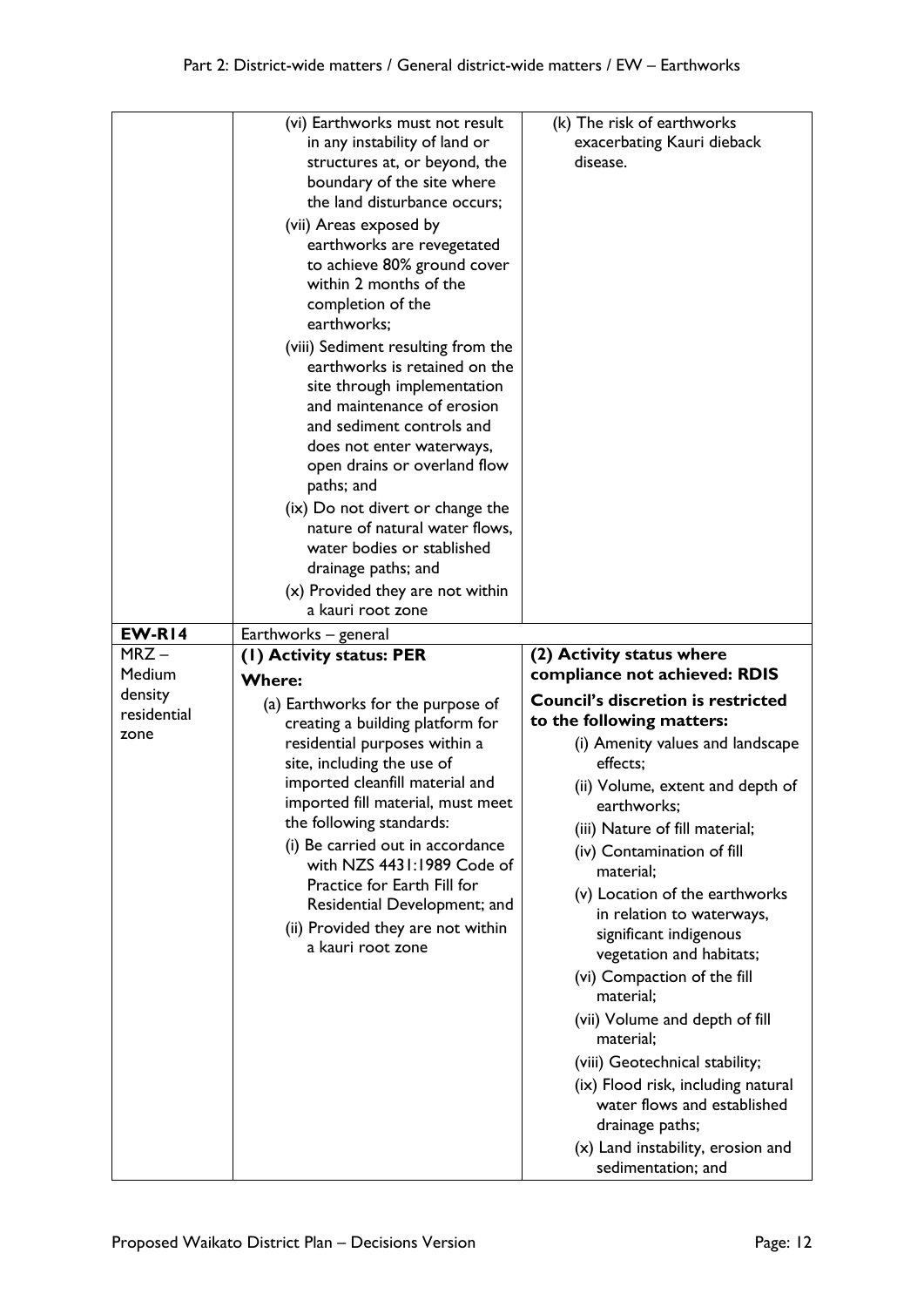| | | |
|---|---|---|
| | (vi) Earthworks must not result in any instability of land or structures at, or beyond, the boundary of the site where the land disturbance occurs;<br>(vii) Areas exposed by earthworks are revegetated to achieve 80% ground cover within 2 months of the completion of the earthworks;<br>(viii) Sediment resulting from the earthworks is retained on the site through implementation and maintenance of erosion and sediment controls and does not enter waterways, open drains or overland flow paths; and<br>(ix) Do not divert or change the nature of natural water flows, water bodies or stablished drainage paths; and<br>(x) Provided they are not within a kauri root zone | (k) The risk of earthworks exacerbating Kauri dieback disease. |
| **EW-R14** | Earthworks – general | |
| MRZ – Medium density residential zone | **(1) Activity status: PER**<br>**Where:**<br>(a) Earthworks for the purpose of creating a building platform for residential purposes within a site, including the use of imported cleanfill material and imported fill material, must meet the following standards:<br>(i) Be carried out in accordance with NZS 4431:1989 Code of Practice for Earth Fill for Residential Development; and<br>(ii) Provided they are not within a kauri root zone | **(2) Activity status where compliance not achieved: RDIS**<br>**Council's discretion is restricted to the following matters:**<br>(i) Amenity values and landscape effects;<br>(ii) Volume, extent and depth of earthworks;<br>(iii) Nature of fill material;<br>(iv) Contamination of fill material;<br>(v) Location of the earthworks in relation to waterways, significant indigenous vegetation and habitats;<br>(vi) Compaction of the fill material;<br>(vii) Volume and depth of fill material;<br>(viii) Geotechnical stability;<br>(ix) Flood risk, including natural water flows and established drainage paths;<br>(x) Land instability, erosion and sedimentation; and |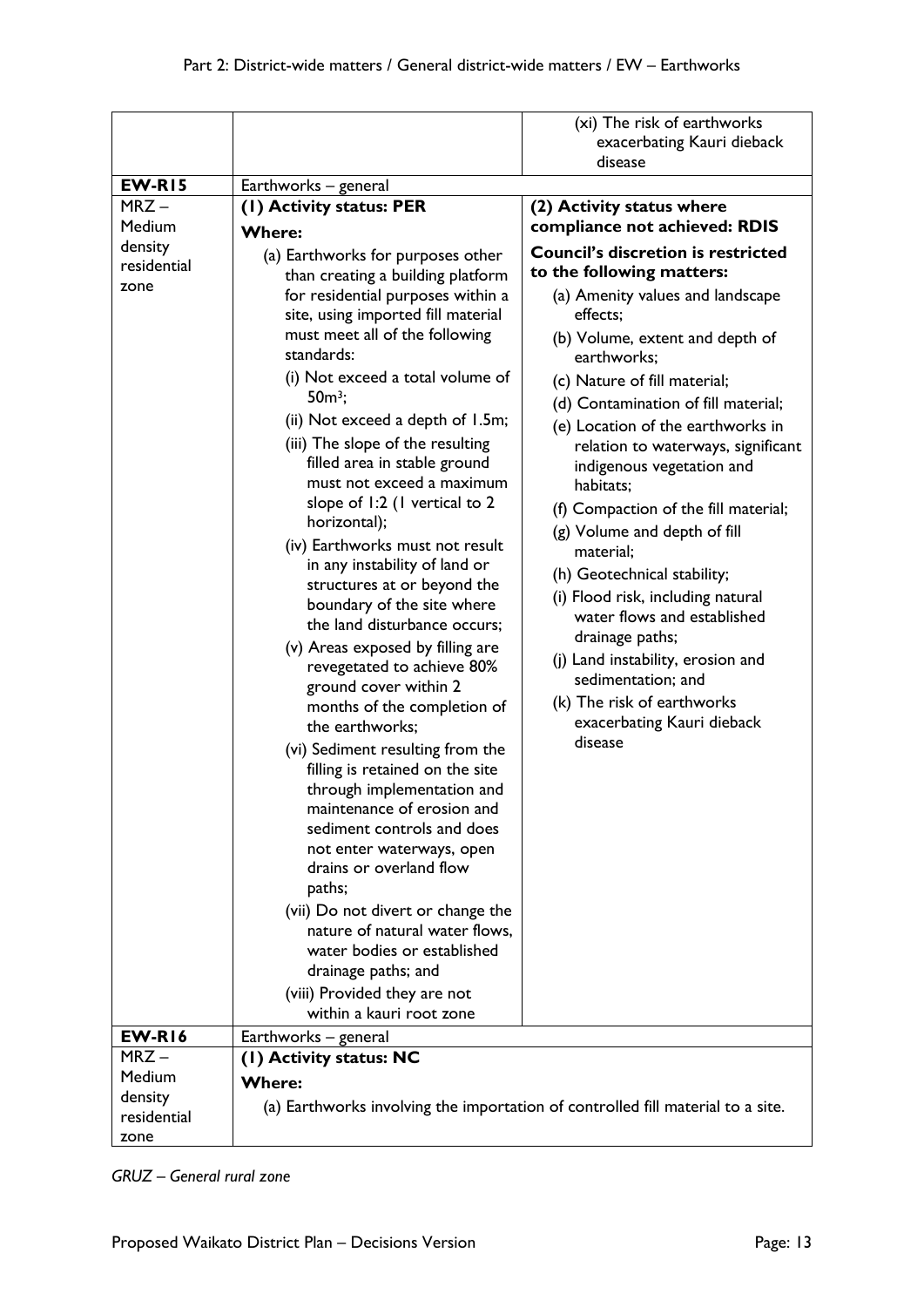| | | |
|---|---|---|
| | | (xi) The risk of earthworks exacerbating Kauri dieback disease |
| **EW-R15** | Earthworks – general | |
| MRZ – Medium density residential zone | **(1) Activity status: PER**<br>**Where:**<br>(a) Earthworks for purposes other than creating a building platform for residential purposes within a site, using imported fill material must meet all of the following standards:<br>(i) Not exceed a total volume of 50m³;<br>(ii) Not exceed a depth of 1.5m;<br>(iii) The slope of the resulting filled area in stable ground must not exceed a maximum slope of 1:2 (1 vertical to 2 horizontal);<br>(iv) Earthworks must not result in any instability of land or structures at or beyond the boundary of the site where the land disturbance occurs;<br>(v) Areas exposed by filling are revegetated to achieve 80% ground cover within 2 months of the completion of the earthworks;<br>(vi) Sediment resulting from the filling is retained on the site through implementation and maintenance of erosion and sediment controls and does not enter waterways, open drains or overland flow paths;<br>(vii) Do not divert or change the nature of natural water flows, water bodies or established drainage paths; and<br>(viii) Provided they are not within a kauri root zone | **(2) Activity status where compliance not achieved: RDIS**<br>**Council's discretion is restricted to the following matters:**<br>(a) Amenity values and landscape effects;<br>(b) Volume, extent and depth of earthworks;<br>(c) Nature of fill material;<br>(d) Contamination of fill material;<br>(e) Location of the earthworks in relation to waterways, significant indigenous vegetation and habitats;<br>(f) Compaction of the fill material;<br>(g) Volume and depth of fill material;<br>(h) Geotechnical stability;<br>(i) Flood risk, including natural water flows and established drainage paths;<br>(j) Land instability, erosion and sedimentation; and<br>(k) The risk of earthworks exacerbating Kauri dieback disease |
| **EW-R16** | Earthworks – general | |
| MRZ – Medium density residential zone | **(1) Activity status: NC**<br>**Where:**<br>(a) Earthworks involving the importation of controlled fill material to a site. | |

*GRUZ – General rural zone*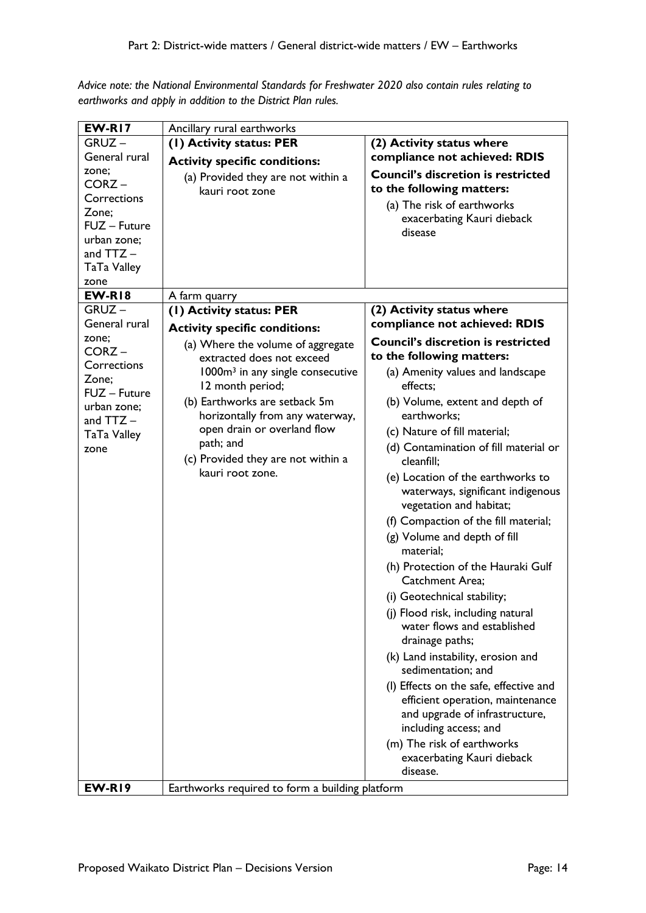*Advice note: the National Environmental Standards for Freshwater 2020 also contain rules relating to earthworks and apply in addition to the District Plan rules.*

| **EW-R17** | Ancillary rural earthworks | |
|---|---|---|
| GRUZ – General rural zone; CORZ – Corrections Zone; FUZ – Future urban zone; and TTZ – TaTa Valley zone | **(1) Activity status: PER**<br>**Activity specific conditions:**<br>(a) Provided they are not within a kauri root zone | **(2) Activity status where compliance not achieved: RDIS**<br>**Council's discretion is restricted to the following matters:**<br>(a) The risk of earthworks exacerbating Kauri dieback disease |
| **EW-R18** | A farm quarry | |
| GRUZ – General rural zone; CORZ – Corrections Zone; FUZ – Future urban zone; and TTZ – TaTa Valley zone | **(1) Activity status: PER**<br>**Activity specific conditions:**<br>(a) Where the volume of aggregate extracted does not exceed 1000m$^3$ in any single consecutive 12 month period;<br>(b) Earthworks are setback 5m horizontally from any waterway, open drain or overland flow path; and<br>(c) Provided they are not within a kauri root zone. | **(2) Activity status where compliance not achieved: RDIS**<br>**Council's discretion is restricted to the following matters:**<br>(a) Amenity values and landscape effects;<br>(b) Volume, extent and depth of earthworks;<br>(c) Nature of fill material;<br>(d) Contamination of fill material or cleanfill;<br>(e) Location of the earthworks to waterways, significant indigenous vegetation and habitat;<br>(f) Compaction of the fill material;<br>(g) Volume and depth of fill material;<br>(h) Protection of the Hauraki Gulf Catchment Area;<br>(i) Geotechnical stability;<br>(j) Flood risk, including natural water flows and established drainage paths;<br>(k) Land instability, erosion and sedimentation; and<br>(l) Effects on the safe, effective and efficient operation, maintenance and upgrade of infrastructure, including access; and<br>(m) The risk of earthworks exacerbating Kauri dieback disease. |
| **EW-R19** | Earthworks required to form a building platform | |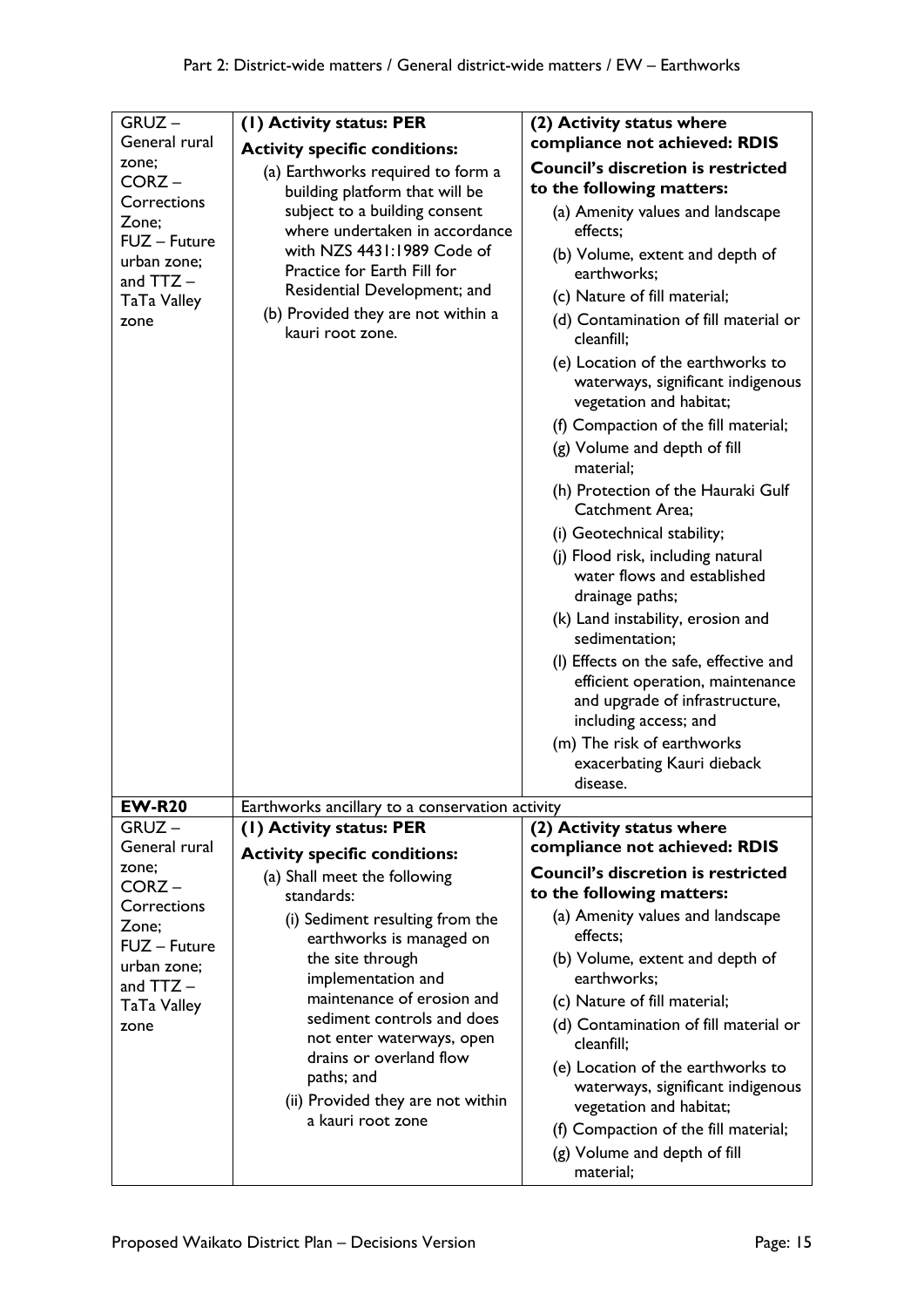| | | |
|---|---|---|
| GRUZ – General rural zone; CORZ – Corrections Zone; FUZ – Future urban zone; and TTZ – TaTa Valley zone | **(1) Activity status: PER**<br>**Activity specific conditions:**<br>(a) Earthworks required to form a building platform that will be subject to a building consent where undertaken in accordance with NZS 4431:1989 Code of Practice for Earth Fill for Residential Development; and<br>(b) Provided they are not within a kauri root zone. | **(2) Activity status where compliance not achieved: RDIS**<br>**Council's discretion is restricted to the following matters:**<br>(a) Amenity values and landscape effects;<br>(b) Volume, extent and depth of earthworks;<br>(c) Nature of fill material;<br>(d) Contamination of fill material or cleanfill;<br>(e) Location of the earthworks to waterways, significant indigenous vegetation and habitat;<br>(f) Compaction of the fill material;<br>(g) Volume and depth of fill material;<br>(h) Protection of the Hauraki Gulf Catchment Area;<br>(i) Geotechnical stability;<br>(j) Flood risk, including natural water flows and established drainage paths;<br>(k) Land instability, erosion and sedimentation;<br>(l) Effects on the safe, effective and efficient operation, maintenance and upgrade of infrastructure, including access; and<br>(m) The risk of earthworks exacerbating Kauri dieback disease. |
| **EW-R20** | Earthworks ancillary to a conservation activity | |
| GRUZ – General rural zone; CORZ – Corrections Zone; FUZ – Future urban zone; and TTZ – TaTa Valley zone | **(1) Activity status: PER**<br>**Activity specific conditions:**<br>(a) Shall meet the following standards:<br>(i) Sediment resulting from the earthworks is managed on the site through implementation and maintenance of erosion and sediment controls and does not enter waterways, open drains or overland flow paths; and<br>(ii) Provided they are not within a kauri root zone | **(2) Activity status where compliance not achieved: RDIS**<br>**Council's discretion is restricted to the following matters:**<br>(a) Amenity values and landscape effects;<br>(b) Volume, extent and depth of earthworks;<br>(c) Nature of fill material;<br>(d) Contamination of fill material or cleanfill;<br>(e) Location of the earthworks to waterways, significant indigenous vegetation and habitat;<br>(f) Compaction of the fill material;<br>(g) Volume and depth of fill material; |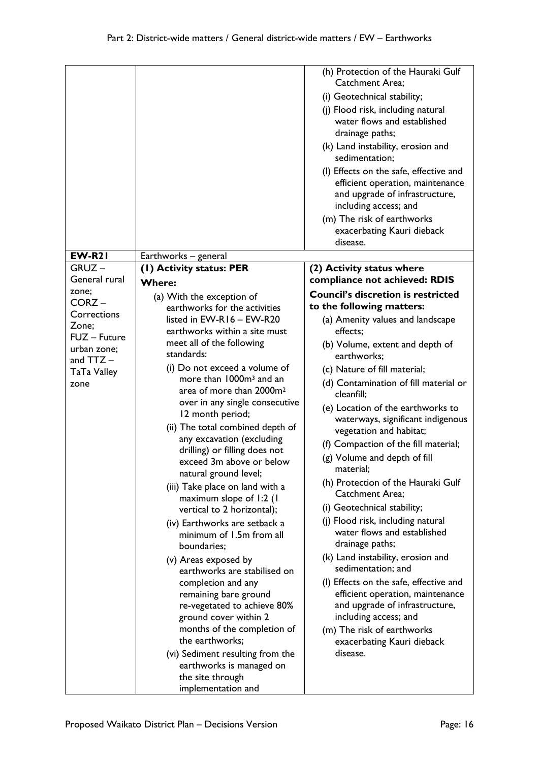| | | |
|---|---|---|
| | | (h) Protection of the Hauraki Gulf Catchment Area;<br>(i) Geotechnical stability;<br>(j) Flood risk, including natural water flows and established drainage paths;<br>(k) Land instability, erosion and sedimentation;<br>(l) Effects on the safe, effective and efficient operation, maintenance and upgrade of infrastructure, including access; and<br>(m) The risk of earthworks exacerbating Kauri dieback disease. |
| **EW-R21** | Earthworks – general | |
| GRUZ – General rural zone;<br>CORZ – Corrections Zone;<br>FUZ – Future urban zone;<br>and TTZ – TaTa Valley zone | **(1) Activity status: PER**<br>**Where:**<br>(a) With the exception of earthworks for the activities listed in EW-R16 – EW-R20 earthworks within a site must meet all of the following standards:<br>(i) Do not exceed a volume of more than 1000m³ and an area of more than 2000m² over in any single consecutive 12 month period;<br>(ii) The total combined depth of any excavation (excluding drilling) or filling does not exceed 3m above or below natural ground level;<br>(iii) Take place on land with a maximum slope of 1:2 (1 vertical to 2 horizontal);<br>(iv) Earthworks are setback a minimum of 1.5m from all boundaries;<br>(v) Areas exposed by earthworks are stabilised on completion and any remaining bare ground re-vegetated to achieve 80% ground cover within 2 months of the completion of the earthworks;<br>(vi) Sediment resulting from the earthworks is managed on the site through implementation and | **(2) Activity status where compliance not achieved: RDIS**<br>**Council's discretion is restricted to the following matters:**<br>(a) Amenity values and landscape effects;<br>(b) Volume, extent and depth of earthworks;<br>(c) Nature of fill material;<br>(d) Contamination of fill material or cleanfill;<br>(e) Location of the earthworks to waterways, significant indigenous vegetation and habitat;<br>(f) Compaction of the fill material;<br>(g) Volume and depth of fill material;<br>(h) Protection of the Hauraki Gulf Catchment Area;<br>(i) Geotechnical stability;<br>(j) Flood risk, including natural water flows and established drainage paths;<br>(k) Land instability, erosion and sedimentation; and<br>(l) Effects on the safe, effective and efficient operation, maintenance and upgrade of infrastructure, including access; and<br>(m) The risk of earthworks exacerbating Kauri dieback disease. |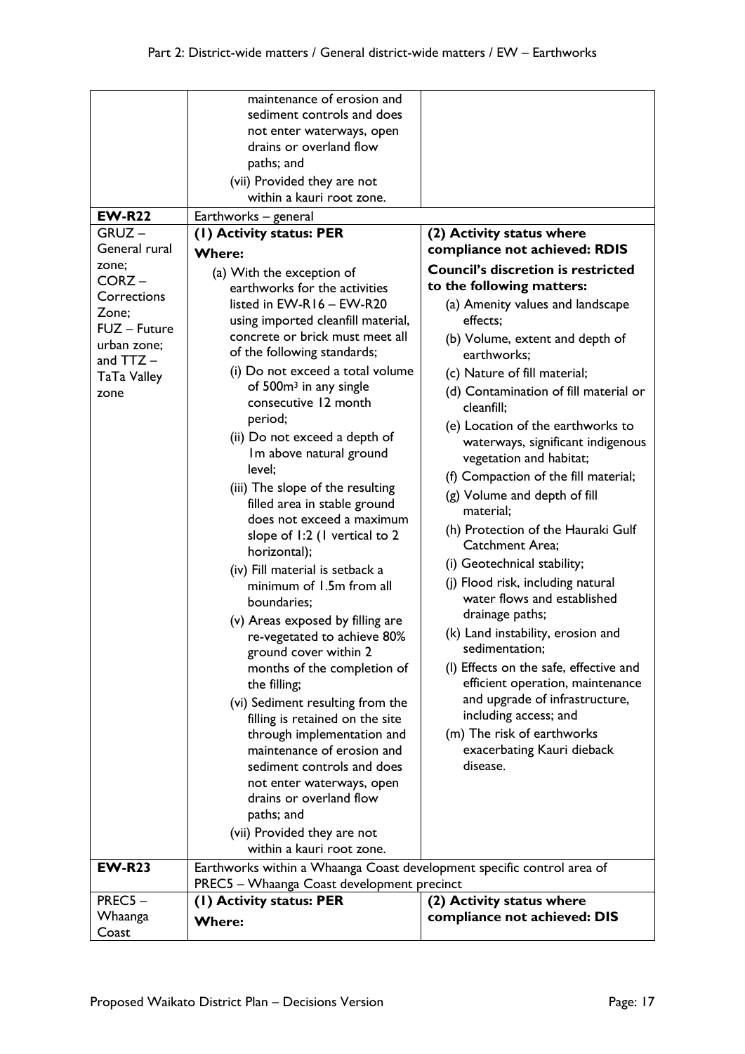| | | |
|---|---|---|
| | maintenance of erosion and sediment controls and does not enter waterways, open drains or overland flow paths; and<br>(vii) Provided they are not within a kauri root zone. | |
| **EW-R22** | Earthworks – general | |
| GRUZ – General rural zone; CORZ – Corrections Zone; FUZ – Future urban zone; and TTZ – TaTa Valley zone | **(1) Activity status: PER**<br>**Where:**<br>(a) With the exception of earthworks for the activities listed in EW-R16 – EW-R20 using imported cleanfill material, concrete or brick must meet all of the following standards;<br>(i) Do not exceed a total volume of 500m³ in any single consecutive 12 month period;<br>(ii) Do not exceed a depth of 1m above natural ground level;<br>(iii) The slope of the resulting filled area in stable ground does not exceed a maximum slope of 1:2 (1 vertical to 2 horizontal);<br>(iv) Fill material is setback a minimum of 1.5m from all boundaries;<br>(v) Areas exposed by filling are re-vegetated to achieve 80% ground cover within 2 months of the completion of the filling;<br>(vi) Sediment resulting from the filling is retained on the site through implementation and maintenance of erosion and sediment controls and does not enter waterways, open drains or overland flow paths; and<br>(vii) Provided they are not within a kauri root zone. | **(2) Activity status where compliance not achieved: RDIS**<br>**Council's discretion is restricted to the following matters:**<br>(a) Amenity values and landscape effects;<br>(b) Volume, extent and depth of earthworks;<br>(c) Nature of fill material;<br>(d) Contamination of fill material or cleanfill;<br>(e) Location of the earthworks to waterways, significant indigenous vegetation and habitat;<br>(f) Compaction of the fill material;<br>(g) Volume and depth of fill material;<br>(h) Protection of the Hauraki Gulf Catchment Area;<br>(i) Geotechnical stability;<br>(j) Flood risk, including natural water flows and established drainage paths;<br>(k) Land instability, erosion and sedimentation;<br>(l) Effects on the safe, effective and efficient operation, maintenance and upgrade of infrastructure, including access; and<br>(m) The risk of earthworks exacerbating Kauri dieback disease. |
| **EW-R23** | Earthworks within a Whaanga Coast development specific control area of PREC5 – Whaanga Coast development precinct | |
| PREC5 – Whaanga Coast | **(1) Activity status: PER**<br>**Where:** | **(2) Activity status where compliance not achieved: DIS** |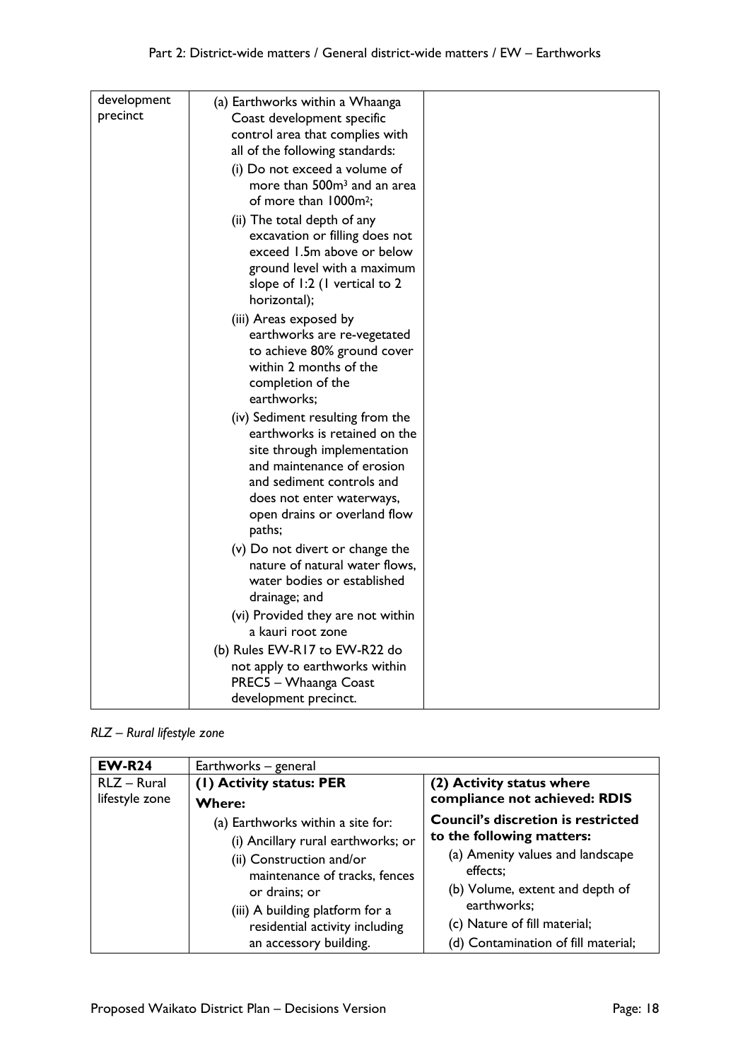| | | |
|---|---|---|
| development precinct | (a) Earthworks within a Whaanga Coast development specific control area that complies with all of the following standards:<br>(i) Do not exceed a volume of more than 500m$^3$ and an area of more than 1000m$^2$;<br>(ii) The total depth of any excavation or filling does not exceed 1.5m above or below ground level with a maximum slope of 1:2 (1 vertical to 2 horizontal);<br>(iii) Areas exposed by earthworks are re-vegetated to achieve 80% ground cover within 2 months of the completion of the earthworks;<br>(iv) Sediment resulting from the earthworks is retained on the site through implementation and maintenance of erosion and sediment controls and does not enter waterways, open drains or overland flow paths;<br>(v) Do not divert or change the nature of natural water flows, water bodies or established drainage; and<br>(vi) Provided they are not within a kauri root zone<br>(b) Rules EW-R17 to EW-R22 do not apply to earthworks within PREC5 – Whaanga Coast development precinct. | |

*RLZ – Rural lifestyle zone*

| **EW-R24** | Earthworks – general | |
|---|---|---|
| RLZ – Rural lifestyle zone | **(1) Activity status: PER**<br>**Where:**<br>(a) Earthworks within a site for:<br>(i) Ancillary rural earthworks; or<br>(ii) Construction and/or maintenance of tracks, fences or drains; or<br>(iii) A building platform for a residential activity including an accessory building. | **(2) Activity status where compliance not achieved: RDIS**<br>**Council's discretion is restricted to the following matters:**<br>(a) Amenity values and landscape effects;<br>(b) Volume, extent and depth of earthworks;<br>(c) Nature of fill material;<br>(d) Contamination of fill material; |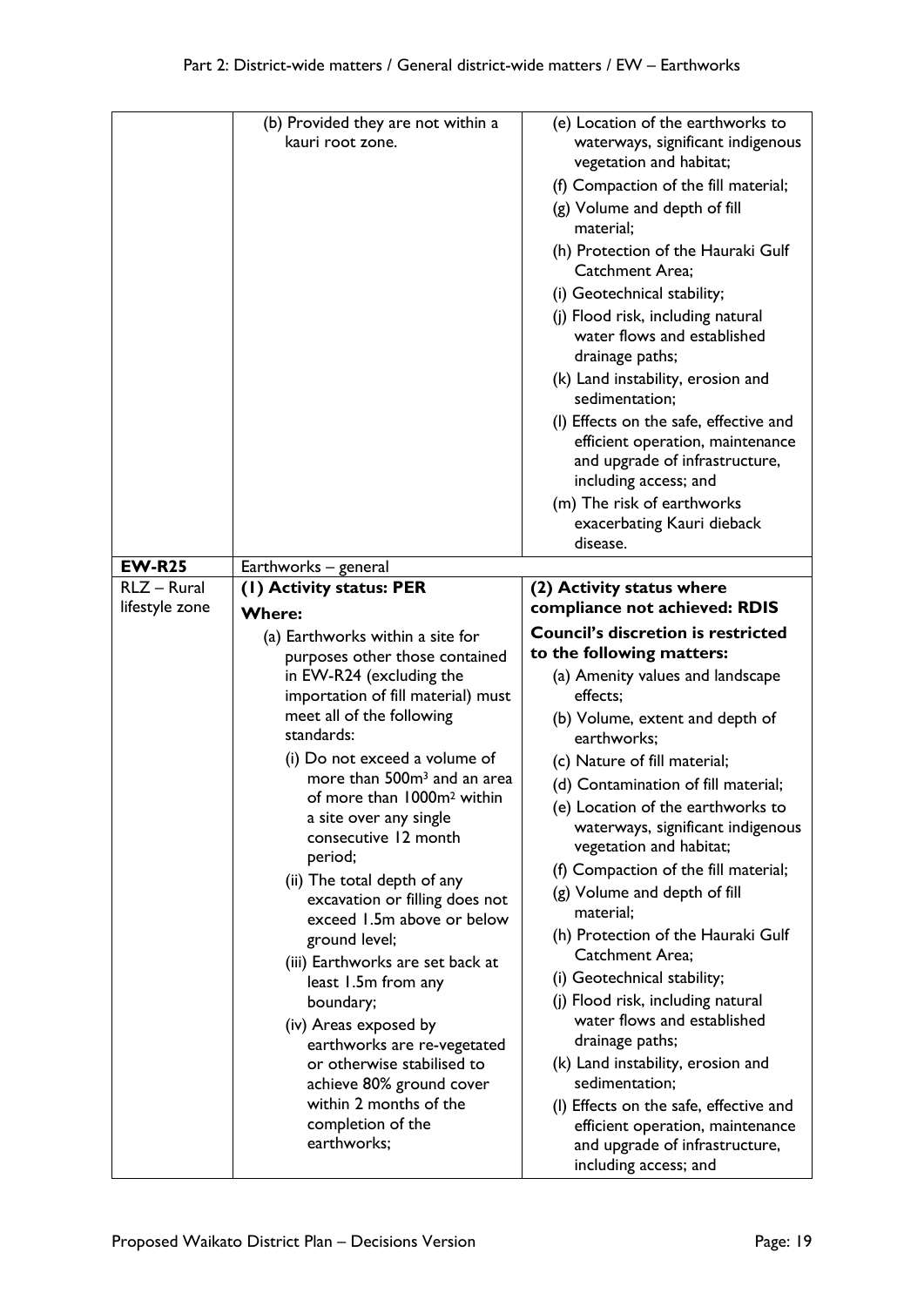| | | |
|---|---|---|
| | (b) Provided they are not within a kauri root zone. | (e) Location of the earthworks to waterways, significant indigenous vegetation and habitat;<br>(f) Compaction of the fill material;<br>(g) Volume and depth of fill material;<br>(h) Protection of the Hauraki Gulf Catchment Area;<br>(i) Geotechnical stability;<br>(j) Flood risk, including natural water flows and established drainage paths;<br>(k) Land instability, erosion and sedimentation;<br>(l) Effects on the safe, effective and efficient operation, maintenance and upgrade of infrastructure, including access; and<br>(m) The risk of earthworks exacerbating Kauri dieback disease. |
| **EW-R25** | Earthworks – general | |
| RLZ – Rural lifestyle zone | **(1) Activity status: PER**<br>**Where:**<br>(a) Earthworks within a site for purposes other those contained in EW-R24 (excluding the importation of fill material) must meet all of the following standards:<br>(i) Do not exceed a volume of more than 500m³ and an area of more than 1000m² within a site over any single consecutive 12 month period;<br>(ii) The total depth of any excavation or filling does not exceed 1.5m above or below ground level;<br>(iii) Earthworks are set back at least 1.5m from any boundary;<br>(iv) Areas exposed by earthworks are re-vegetated or otherwise stabilised to achieve 80% ground cover within 2 months of the completion of the earthworks; | **(2) Activity status where compliance not achieved: RDIS**<br>**Council's discretion is restricted to the following matters:**<br>(a) Amenity values and landscape effects;<br>(b) Volume, extent and depth of earthworks;<br>(c) Nature of fill material;<br>(d) Contamination of fill material;<br>(e) Location of the earthworks to waterways, significant indigenous vegetation and habitat;<br>(f) Compaction of the fill material;<br>(g) Volume and depth of fill material;<br>(h) Protection of the Hauraki Gulf Catchment Area;<br>(i) Geotechnical stability;<br>(j) Flood risk, including natural water flows and established drainage paths;<br>(k) Land instability, erosion and sedimentation;<br>(l) Effects on the safe, effective and efficient operation, maintenance and upgrade of infrastructure, including access; and |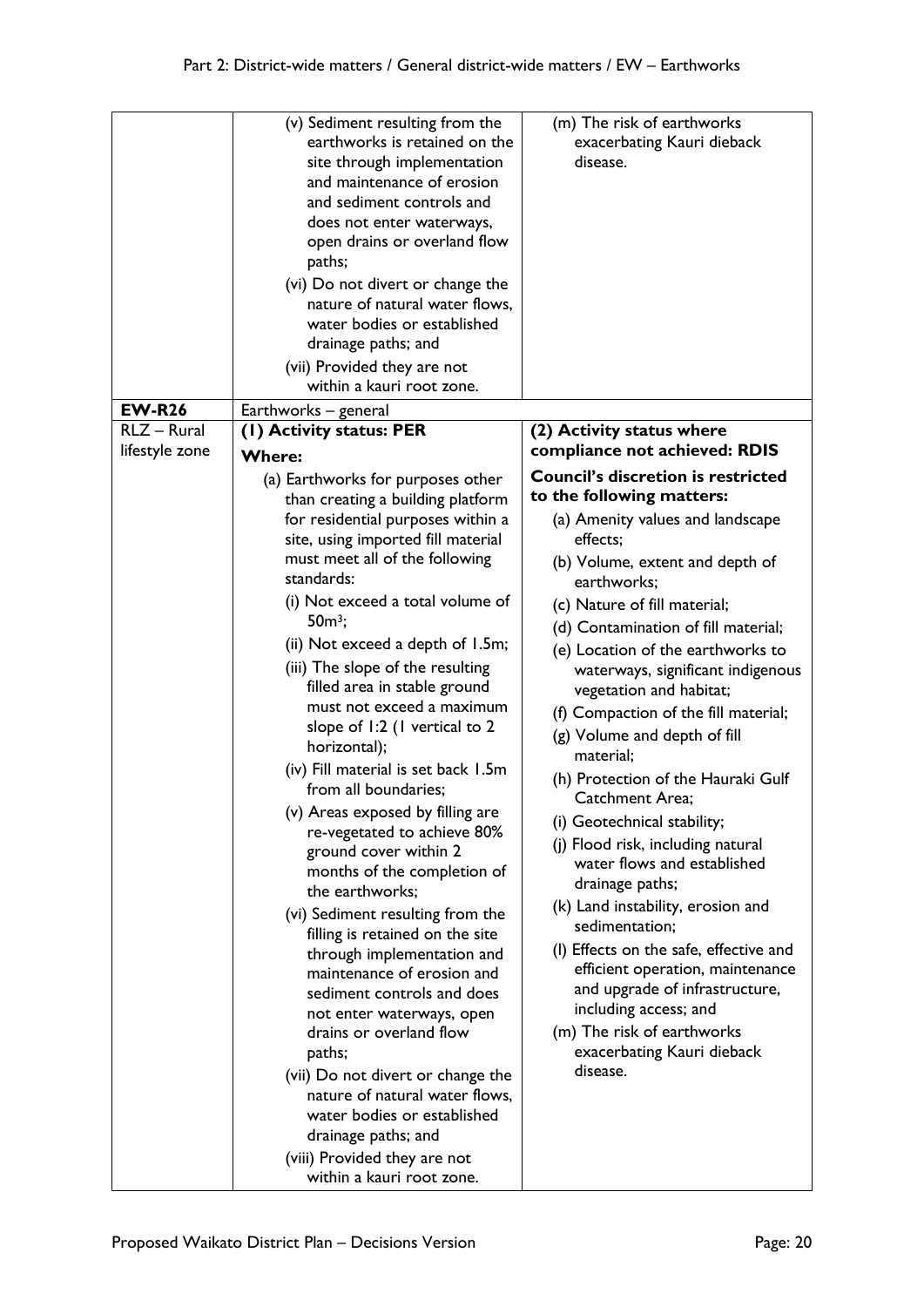| | | |
|---|---|---|
| | (v) Sediment resulting from the earthworks is retained on the site through implementation and maintenance of erosion and sediment controls and does not enter waterways, open drains or overland flow paths;<br>(vi) Do not divert or change the nature of natural water flows, water bodies or established drainage paths; and<br>(vii) Provided they are not within a kauri root zone. | (m) The risk of earthworks exacerbating Kauri dieback disease. |
| **EW-R26** | Earthworks – general | |
| RLZ – Rural lifestyle zone | **(1) Activity status: PER**<br>**Where:**<br>(a) Earthworks for purposes other than creating a building platform for residential purposes within a site, using imported fill material must meet all of the following standards:<br>(i) Not exceed a total volume of 50m³;<br>(ii) Not exceed a depth of 1.5m;<br>(iii) The slope of the resulting filled area in stable ground must not exceed a maximum slope of 1:2 (1 vertical to 2 horizontal);<br>(iv) Fill material is set back 1.5m from all boundaries;<br>(v) Areas exposed by filling are re-vegetated to achieve 80% ground cover within 2 months of the completion of the earthworks;<br>(vi) Sediment resulting from the filling is retained on the site through implementation and maintenance of erosion and sediment controls and does not enter waterways, open drains or overland flow paths;<br>(vii) Do not divert or change the nature of natural water flows, water bodies or established drainage paths; and<br>(viii) Provided they are not within a kauri root zone. | **(2) Activity status where compliance not achieved: RDIS**<br>**Council's discretion is restricted to the following matters:**<br>(a) Amenity values and landscape effects;<br>(b) Volume, extent and depth of earthworks;<br>(c) Nature of fill material;<br>(d) Contamination of fill material;<br>(e) Location of the earthworks to waterways, significant indigenous vegetation and habitat;<br>(f) Compaction of the fill material;<br>(g) Volume and depth of fill material;<br>(h) Protection of the Hauraki Gulf Catchment Area;<br>(i) Geotechnical stability;<br>(j) Flood risk, including natural water flows and established drainage paths;<br>(k) Land instability, erosion and sedimentation;<br>(l) Effects on the safe, effective and efficient operation, maintenance and upgrade of infrastructure, including access; and<br>(m) The risk of earthworks exacerbating Kauri dieback disease. |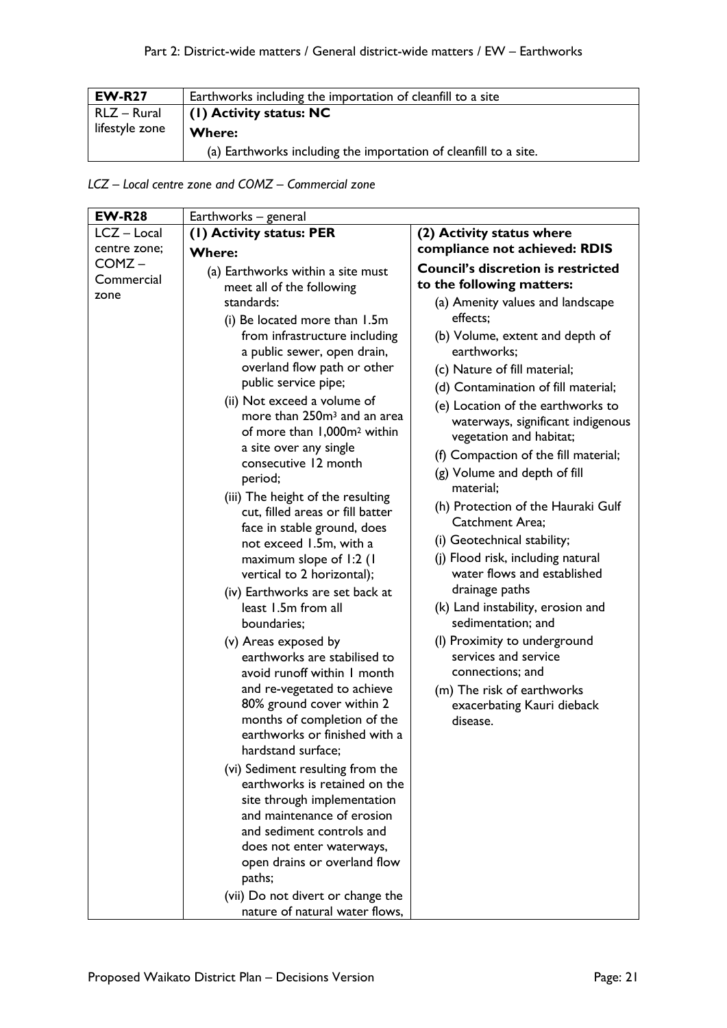| EW-R27 | Earthworks including the importation of cleanfill to a site |
|---|---|
| RLZ – Rural lifestyle zone | **(1) Activity status: NC**<br>**Where:**<br>(a) Earthworks including the importation of cleanfill to a site. |

*LCZ – Local centre zone and COMZ – Commercial zone*

| EW-R28 | Earthworks – general | |
|---|---|---|
| LCZ – Local centre zone; COMZ – Commercial zone | **(1) Activity status: PER**<br>**Where:**<br>(a) Earthworks within a site must meet all of the following standards:<br>(i) Be located more than 1.5m from infrastructure including a public sewer, open drain, overland flow path or other public service pipe;<br>(ii) Not exceed a volume of more than 250m³ and an area of more than 1,000m² within a site over any single consecutive 12 month period;<br>(iii) The height of the resulting cut, filled areas or fill batter face in stable ground, does not exceed 1.5m, with a maximum slope of 1:2 (1 vertical to 2 horizontal);<br>(iv) Earthworks are set back at least 1.5m from all boundaries;<br>(v) Areas exposed by earthworks are stabilised to avoid runoff within 1 month and re-vegetated to achieve 80% ground cover within 2 months of completion of the earthworks or finished with a hardstand surface;<br>(vi) Sediment resulting from the earthworks is retained on the site through implementation and maintenance of erosion and sediment controls and does not enter waterways, open drains or overland flow paths;<br>(vii) Do not divert or change the nature of natural water flows, | **(2) Activity status where compliance not achieved: RDIS**<br>**Council's discretion is restricted to the following matters:**<br>(a) Amenity values and landscape effects;<br>(b) Volume, extent and depth of earthworks;<br>(c) Nature of fill material;<br>(d) Contamination of fill material;<br>(e) Location of the earthworks to waterways, significant indigenous vegetation and habitat;<br>(f) Compaction of the fill material;<br>(g) Volume and depth of fill material;<br>(h) Protection of the Hauraki Gulf Catchment Area;<br>(i) Geotechnical stability;<br>(j) Flood risk, including natural water flows and established drainage paths<br>(k) Land instability, erosion and sedimentation; and<br>(l) Proximity to underground services and service connections; and<br>(m) The risk of earthworks exacerbating Kauri dieback disease. |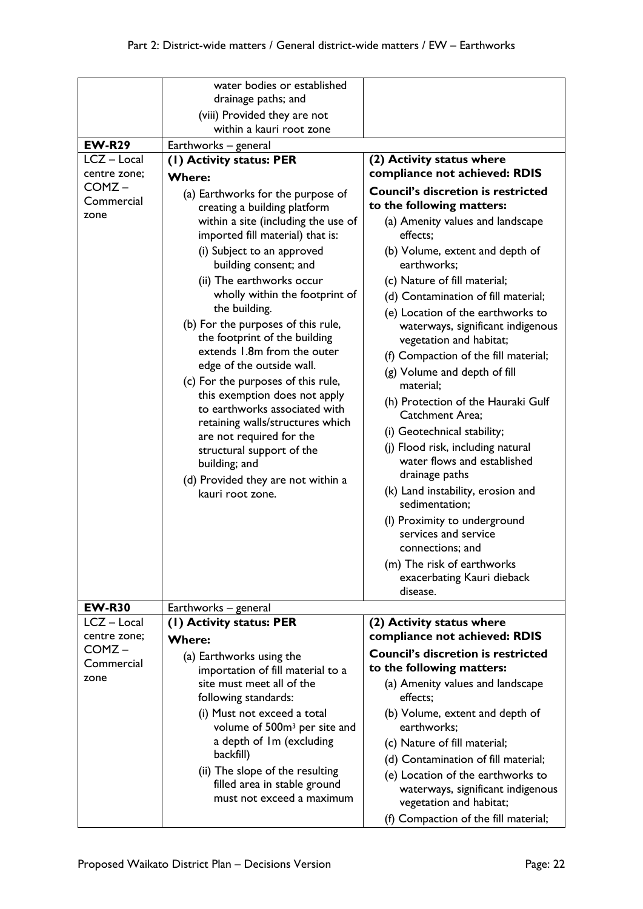| | | |
|---|---|---|
| | water bodies or established drainage paths; and<br>(viii) Provided they are not within a kauri root zone | |
| **EW-R29** | Earthworks – general | |
| LCZ – Local centre zone; COMZ – Commercial zone | **(1) Activity status: PER**<br>**Where:**<br>(a) Earthworks for the purpose of creating a building platform within a site (including the use of imported fill material) that is:<br>(i) Subject to an approved building consent; and<br>(ii) The earthworks occur wholly within the footprint of the building.<br>(b) For the purposes of this rule, the footprint of the building extends 1.8m from the outer edge of the outside wall.<br>(c) For the purposes of this rule, this exemption does not apply to earthworks associated with retaining walls/structures which are not required for the structural support of the building; and<br>(d) Provided they are not within a kauri root zone. | **(2) Activity status where compliance not achieved: RDIS**<br>**Council's discretion is restricted to the following matters:**<br>(a) Amenity values and landscape effects;<br>(b) Volume, extent and depth of earthworks;<br>(c) Nature of fill material;<br>(d) Contamination of fill material;<br>(e) Location of the earthworks to waterways, significant indigenous vegetation and habitat;<br>(f) Compaction of the fill material;<br>(g) Volume and depth of fill material;<br>(h) Protection of the Hauraki Gulf Catchment Area;<br>(i) Geotechnical stability;<br>(j) Flood risk, including natural water flows and established drainage paths<br>(k) Land instability, erosion and sedimentation;<br>(l) Proximity to underground services and service connections; and<br>(m) The risk of earthworks exacerbating Kauri dieback disease. |
| **EW-R30** | Earthworks – general | |
| LCZ – Local centre zone; COMZ – Commercial zone | **(1) Activity status: PER**<br>**Where:**<br>(a) Earthworks using the importation of fill material to a site must meet all of the following standards:<br>(i) Must not exceed a total volume of 500m³ per site and a depth of 1m (excluding backfill)<br>(ii) The slope of the resulting filled area in stable ground must not exceed a maximum | **(2) Activity status where compliance not achieved: RDIS**<br>**Council's discretion is restricted to the following matters:**<br>(a) Amenity values and landscape effects;<br>(b) Volume, extent and depth of earthworks;<br>(c) Nature of fill material;<br>(d) Contamination of fill material;<br>(e) Location of the earthworks to waterways, significant indigenous vegetation and habitat;<br>(f) Compaction of the fill material; |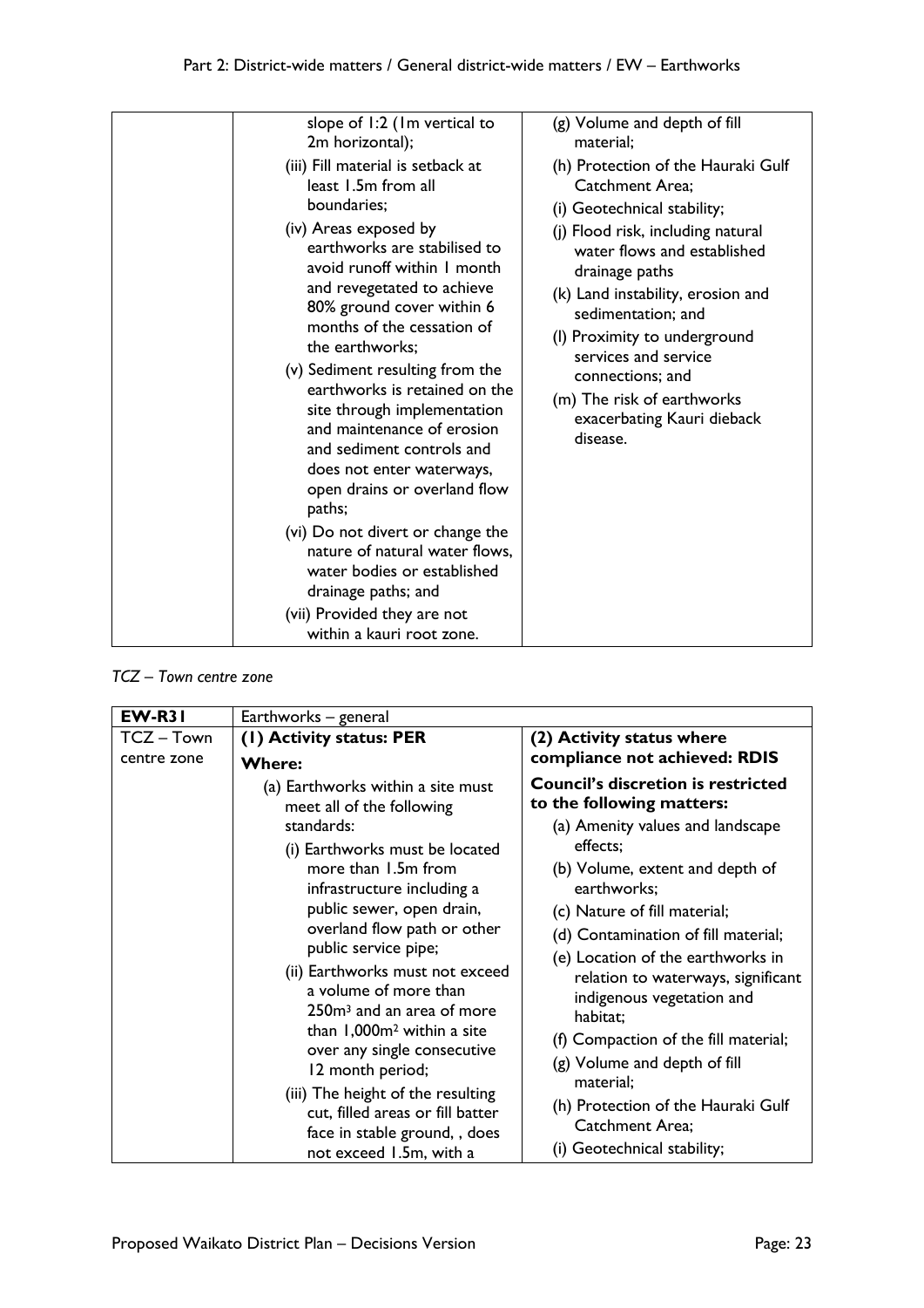| | | |
|---|---|---|
| | slope of 1:2 (1m vertical to 2m horizontal);<br>(iii) Fill material is setback at least 1.5m from all boundaries;<br>(iv) Areas exposed by earthworks are stabilised to avoid runoff within 1 month and revegetated to achieve 80% ground cover within 6 months of the cessation of the earthworks;<br>(v) Sediment resulting from the earthworks is retained on the site through implementation and maintenance of erosion and sediment controls and does not enter waterways, open drains or overland flow paths;<br>(vi) Do not divert or change the nature of natural water flows, water bodies or established drainage paths; and<br>(vii) Provided they are not within a kauri root zone. | (g) Volume and depth of fill material;<br>(h) Protection of the Hauraki Gulf Catchment Area;<br>(i) Geotechnical stability;<br>(j) Flood risk, including natural water flows and established drainage paths<br>(k) Land instability, erosion and sedimentation; and<br>(l) Proximity to underground services and service connections; and<br>(m) The risk of earthworks exacerbating Kauri dieback disease. |

*TCZ – Town centre zone*

| **EW-R31** | Earthworks – general | |
|---|---|---|
| TCZ – Town centre zone | **(1) Activity status: PER**<br>**Where:**<br>(a) Earthworks within a site must meet all of the following standards:<br>(i) Earthworks must be located more than 1.5m from infrastructure including a public sewer, open drain, overland flow path or other public service pipe;<br>(ii) Earthworks must not exceed a volume of more than 250m³ and an area of more than 1,000m² within a site over any single consecutive 12 month period;<br>(iii) The height of the resulting cut, filled areas or fill batter face in stable ground, , does not exceed 1.5m, with a | **(2) Activity status where compliance not achieved: RDIS**<br>**Council's discretion is restricted to the following matters:**<br>(a) Amenity values and landscape effects;<br>(b) Volume, extent and depth of earthworks;<br>(c) Nature of fill material;<br>(d) Contamination of fill material;<br>(e) Location of the earthworks in relation to waterways, significant indigenous vegetation and habitat;<br>(f) Compaction of the fill material;<br>(g) Volume and depth of fill material;<br>(h) Protection of the Hauraki Gulf Catchment Area;<br>(i) Geotechnical stability; |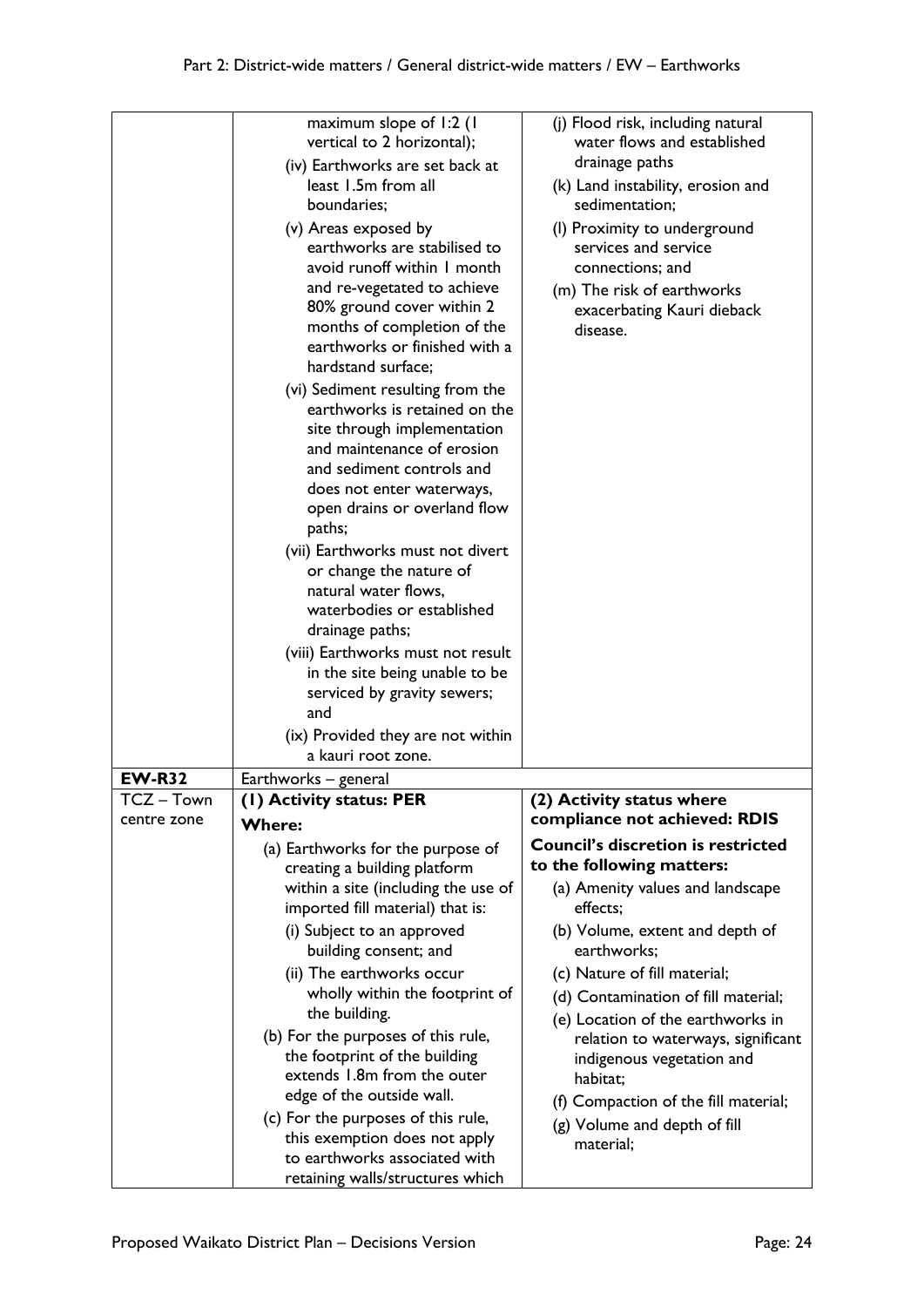| | | |
|---|---|---|
| | maximum slope of 1:2 (1 vertical to 2 horizontal);<br>(iv) Earthworks are set back at least 1.5m from all boundaries;<br>(v) Areas exposed by earthworks are stabilised to avoid runoff within 1 month and re-vegetated to achieve 80% ground cover within 2 months of completion of the earthworks or finished with a hardstand surface;<br>(vi) Sediment resulting from the earthworks is retained on the site through implementation and maintenance of erosion and sediment controls and does not enter waterways, open drains or overland flow paths;<br>(vii) Earthworks must not divert or change the nature of natural water flows, waterbodies or established drainage paths;<br>(viii) Earthworks must not result in the site being unable to be serviced by gravity sewers; and<br>(ix) Provided they are not within a kauri root zone. | (j) Flood risk, including natural water flows and established drainage paths<br>(k) Land instability, erosion and sedimentation;<br>(l) Proximity to underground services and service connections; and<br>(m) The risk of earthworks exacerbating Kauri dieback disease. |
| **EW-R32** | Earthworks – general | |
| TCZ – Town centre zone | **(1) Activity status: PER**<br>**Where:**<br>(a) Earthworks for the purpose of creating a building platform within a site (including the use of imported fill material) that is:<br>(i) Subject to an approved building consent; and<br>(ii) The earthworks occur wholly within the footprint of the building.<br>(b) For the purposes of this rule, the footprint of the building extends 1.8m from the outer edge of the outside wall.<br>(c) For the purposes of this rule, this exemption does not apply to earthworks associated with retaining walls/structures which | **(2) Activity status where compliance not achieved: RDIS**<br>**Council's discretion is restricted to the following matters:**<br>(a) Amenity values and landscape effects;<br>(b) Volume, extent and depth of earthworks;<br>(c) Nature of fill material;<br>(d) Contamination of fill material;<br>(e) Location of the earthworks in relation to waterways, significant indigenous vegetation and habitat;<br>(f) Compaction of the fill material;<br>(g) Volume and depth of fill material; |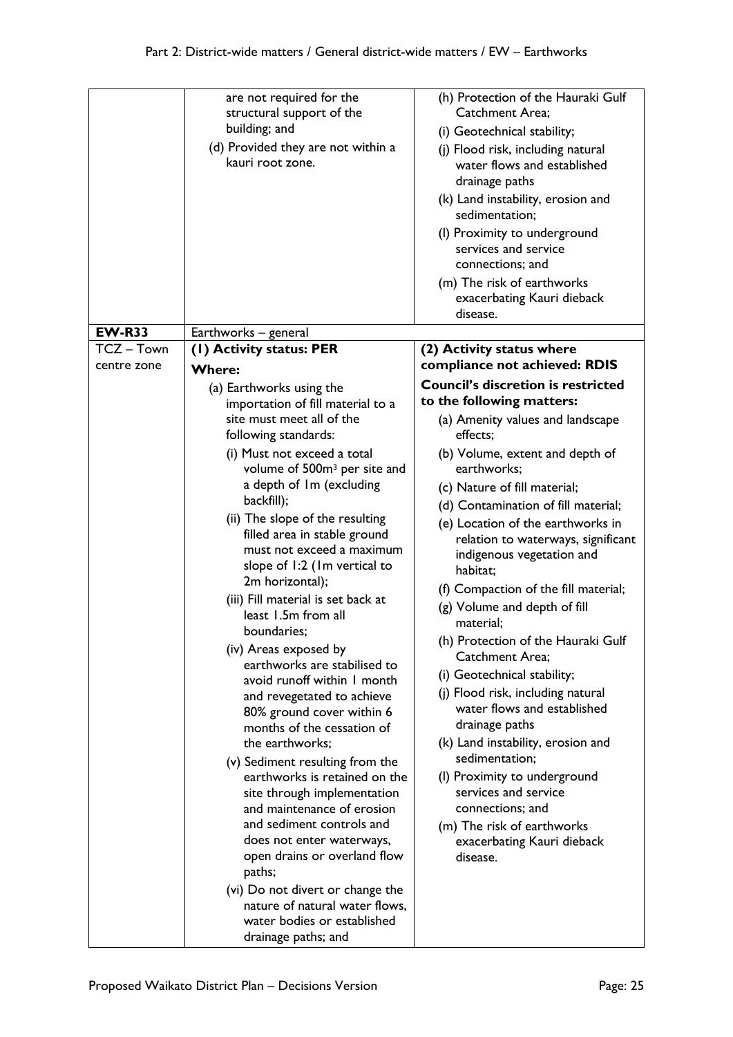| | | |
|---|---|---|
| | are not required for the structural support of the building; and<br>(d) Provided they are not within a kauri root zone. | (h) Protection of the Hauraki Gulf Catchment Area;<br>(i) Geotechnical stability;<br>(j) Flood risk, including natural water flows and established drainage paths<br>(k) Land instability, erosion and sedimentation;<br>(l) Proximity to underground services and service connections; and<br>(m) The risk of earthworks exacerbating Kauri dieback disease. |
| **EW-R33** | Earthworks – general | |
| TCZ – Town centre zone | **(1) Activity status: PER**<br>**Where:**<br>(a) Earthworks using the importation of fill material to a site must meet all of the following standards:<br>(i) Must not exceed a total volume of 500m³ per site and a depth of 1m (excluding backfill);<br>(ii) The slope of the resulting filled area in stable ground must not exceed a maximum slope of 1:2 (1m vertical to 2m horizontal);<br>(iii) Fill material is set back at least 1.5m from all boundaries;<br>(iv) Areas exposed by earthworks are stabilised to avoid runoff within 1 month and revegetated to achieve 80% ground cover within 6 months of the cessation of the earthworks;<br>(v) Sediment resulting from the earthworks is retained on the site through implementation and maintenance of erosion and sediment controls and does not enter waterways, open drains or overland flow paths;<br>(vi) Do not divert or change the nature of natural water flows, water bodies or established drainage paths; and | **(2) Activity status where compliance not achieved: RDIS**<br>**Council's discretion is restricted to the following matters:**<br>(a) Amenity values and landscape effects;<br>(b) Volume, extent and depth of earthworks;<br>(c) Nature of fill material;<br>(d) Contamination of fill material;<br>(e) Location of the earthworks in relation to waterways, significant indigenous vegetation and habitat;<br>(f) Compaction of the fill material;<br>(g) Volume and depth of fill material;<br>(h) Protection of the Hauraki Gulf Catchment Area;<br>(i) Geotechnical stability;<br>(j) Flood risk, including natural water flows and established drainage paths<br>(k) Land instability, erosion and sedimentation;<br>(l) Proximity to underground services and service connections; and<br>(m) The risk of earthworks exacerbating Kauri dieback disease. |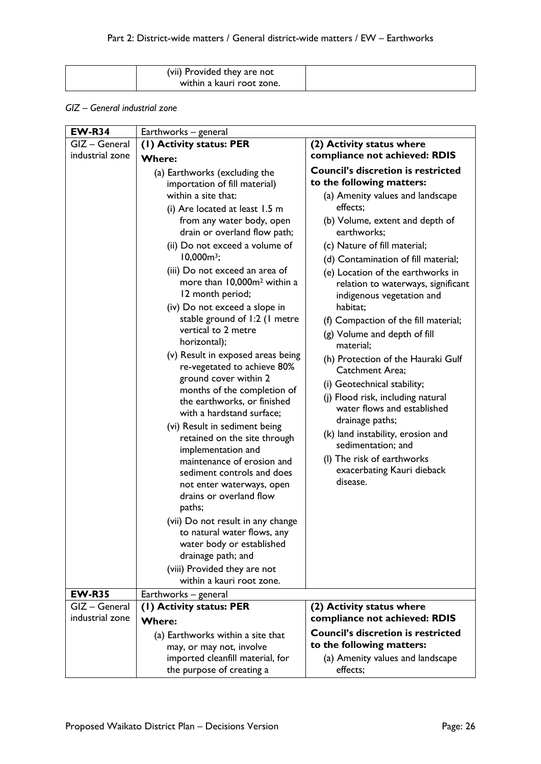| | (vii) Provided they are not within a kauri root zone. | |
|---|---|---|

*GIZ – General industrial zone*

| **EW-R34** | Earthworks – general | |
|---|---|---|
| GIZ – General industrial zone | **(1) Activity status: PER**<br>**Where:**<br>(a) Earthworks (excluding the importation of fill material) within a site that:<br>(i) Are located at least 1.5 m from any water body, open drain or overland flow path;<br>(ii) Do not exceed a volume of 10,000m$^3$;<br>(iii) Do not exceed an area of more than 10,000m$^2$ within a 12 month period;<br>(iv) Do not exceed a slope in stable ground of 1:2 (1 metre vertical to 2 metre horizontal);<br>(v) Result in exposed areas being re-vegetated to achieve 80% ground cover within 2 months of the completion of the earthworks, or finished with a hardstand surface;<br>(vi) Result in sediment being retained on the site through implementation and maintenance of erosion and sediment controls and does not enter waterways, open drains or overland flow paths;<br>(vii) Do not result in any change to natural water flows, any water body or established drainage path; and<br>(viii) Provided they are not within a kauri root zone. | **(2) Activity status where compliance not achieved: RDIS**<br>**Council's discretion is restricted to the following matters:**<br>(a) Amenity values and landscape effects;<br>(b) Volume, extent and depth of earthworks;<br>(c) Nature of fill material;<br>(d) Contamination of fill material;<br>(e) Location of the earthworks in relation to waterways, significant indigenous vegetation and habitat;<br>(f) Compaction of the fill material;<br>(g) Volume and depth of fill material;<br>(h) Protection of the Hauraki Gulf Catchment Area;<br>(i) Geotechnical stability;<br>(j) Flood risk, including natural water flows and established drainage paths;<br>(k) land instability, erosion and sedimentation; and<br>(l) The risk of earthworks exacerbating Kauri dieback disease. |
| **EW-R35** | Earthworks – general | |
| GIZ – General industrial zone | **(1) Activity status: PER**<br>**Where:**<br>(a) Earthworks within a site that may, or may not, involve imported cleanfill material, for the purpose of creating a | **(2) Activity status where compliance not achieved: RDIS**<br>**Council's discretion is restricted to the following matters:**<br>(a) Amenity values and landscape effects; |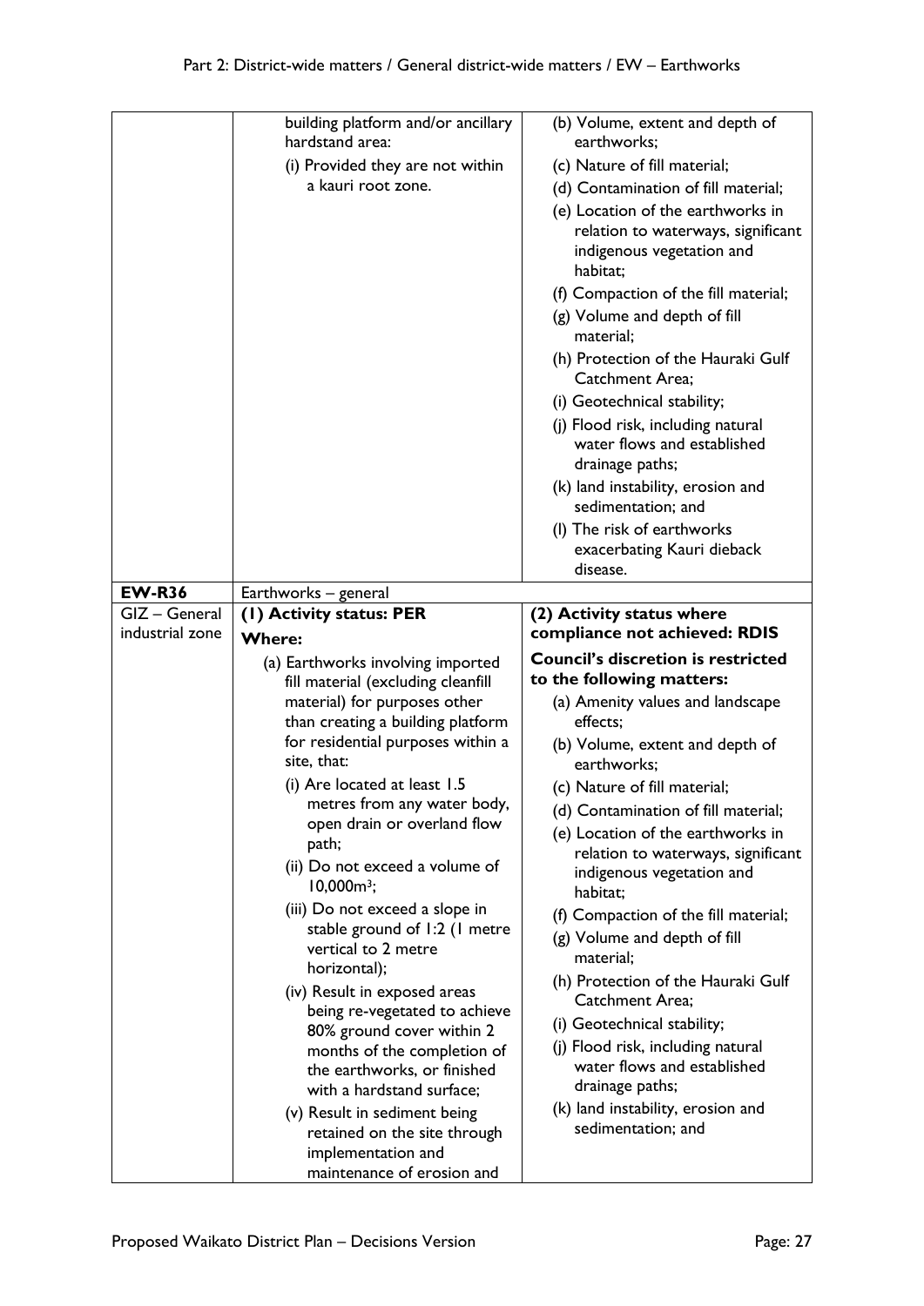| | | |
|---|---|---|
| | building platform and/or ancillary hardstand area:<br>(i) Provided they are not within a kauri root zone. | (b) Volume, extent and depth of earthworks;<br>(c) Nature of fill material;<br>(d) Contamination of fill material;<br>(e) Location of the earthworks in relation to waterways, significant indigenous vegetation and habitat;<br>(f) Compaction of the fill material;<br>(g) Volume and depth of fill material;<br>(h) Protection of the Hauraki Gulf Catchment Area;<br>(i) Geotechnical stability;<br>(j) Flood risk, including natural water flows and established drainage paths;<br>(k) land instability, erosion and sedimentation; and<br>(l) The risk of earthworks exacerbating Kauri dieback disease. |
| **EW-R36** | Earthworks – general | |
| GIZ – General industrial zone | **(1) Activity status: PER**<br>**Where:**<br>(a) Earthworks involving imported fill material (excluding cleanfill material) for purposes other than creating a building platform for residential purposes within a site, that:<br>(i) Are located at least 1.5 metres from any water body, open drain or overland flow path;<br>(ii) Do not exceed a volume of 10,000m³;<br>(iii) Do not exceed a slope in stable ground of 1:2 (1 metre vertical to 2 metre horizontal);<br>(iv) Result in exposed areas being re-vegetated to achieve 80% ground cover within 2 months of the completion of the earthworks, or finished with a hardstand surface;<br>(v) Result in sediment being retained on the site through implementation and maintenance of erosion and | **(2) Activity status where compliance not achieved: RDIS**<br>**Council's discretion is restricted to the following matters:**<br>(a) Amenity values and landscape effects;<br>(b) Volume, extent and depth of earthworks;<br>(c) Nature of fill material;<br>(d) Contamination of fill material;<br>(e) Location of the earthworks in relation to waterways, significant indigenous vegetation and habitat;<br>(f) Compaction of the fill material;<br>(g) Volume and depth of fill material;<br>(h) Protection of the Hauraki Gulf Catchment Area;<br>(i) Geotechnical stability;<br>(j) Flood risk, including natural water flows and established drainage paths;<br>(k) land instability, erosion and sedimentation; and |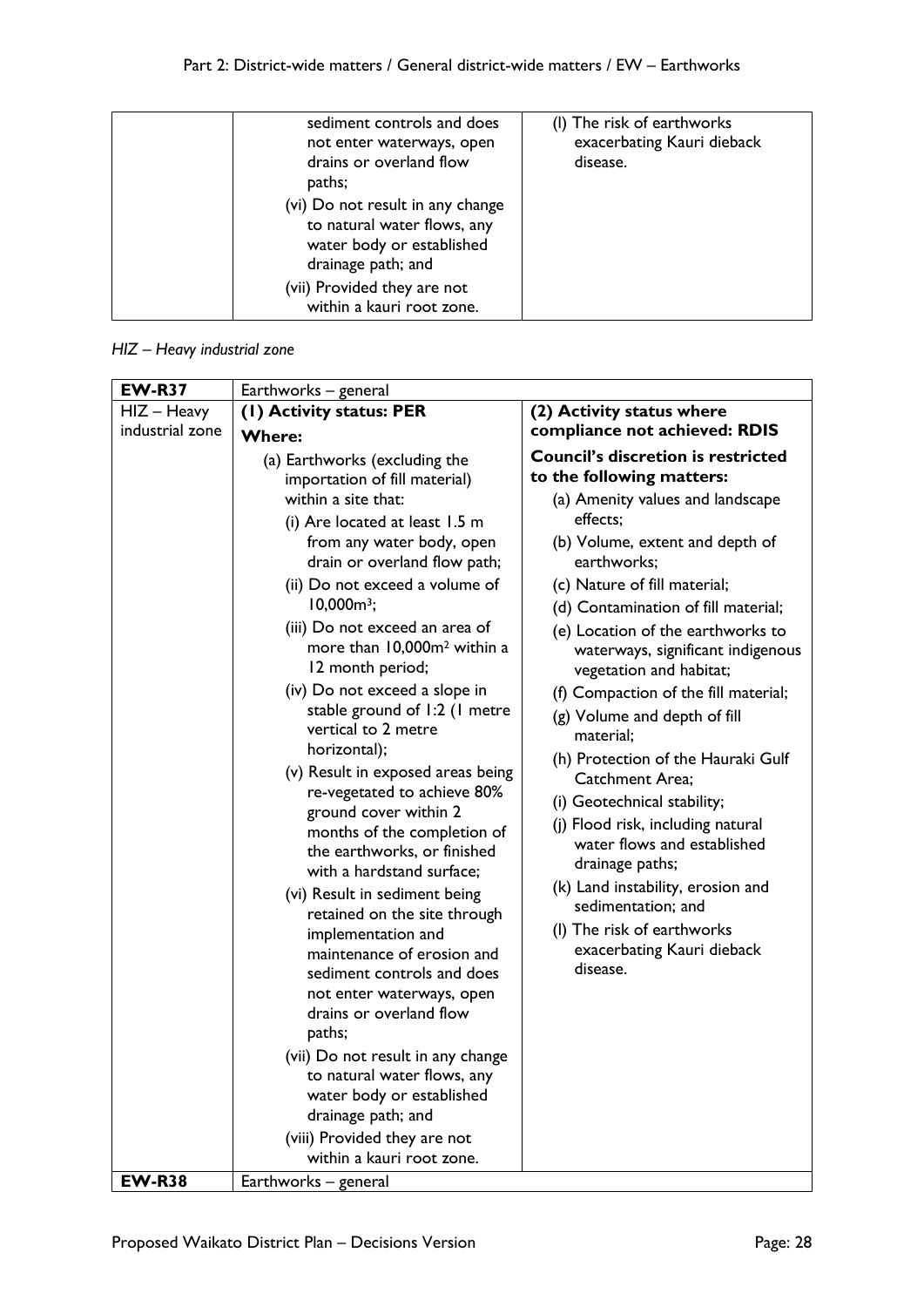| | | |
|---|---|---|
| | sediment controls and does not enter waterways, open drains or overland flow paths;<br>(vi) Do not result in any change to natural water flows, any water body or established drainage path; and<br>(vii) Provided they are not within a kauri root zone. | (l) The risk of earthworks exacerbating Kauri dieback disease. |

*HIZ – Heavy industrial zone*

| **EW-R37** | Earthworks – general | |
|---|---|---|
| HIZ – Heavy industrial zone | **(1) Activity status: PER**<br>**Where:**<br>(a) Earthworks (excluding the importation of fill material) within a site that:<br>(i) Are located at least 1.5 m from any water body, open drain or overland flow path;<br>(ii) Do not exceed a volume of 10,000m³;<br>(iii) Do not exceed an area of more than 10,000m² within a 12 month period;<br>(iv) Do not exceed a slope in stable ground of 1:2 (1 metre vertical to 2 metre horizontal);<br>(v) Result in exposed areas being re-vegetated to achieve 80% ground cover within 2 months of the completion of the earthworks, or finished with a hardstand surface;<br>(vi) Result in sediment being retained on the site through implementation and maintenance of erosion and sediment controls and does not enter waterways, open drains or overland flow paths;<br>(vii) Do not result in any change to natural water flows, any water body or established drainage path; and<br>(viii) Provided they are not within a kauri root zone. | **(2) Activity status where compliance not achieved: RDIS**<br>**Council's discretion is restricted to the following matters:**<br>(a) Amenity values and landscape effects;<br>(b) Volume, extent and depth of earthworks;<br>(c) Nature of fill material;<br>(d) Contamination of fill material;<br>(e) Location of the earthworks to waterways, significant indigenous vegetation and habitat;<br>(f) Compaction of the fill material;<br>(g) Volume and depth of fill material;<br>(h) Protection of the Hauraki Gulf Catchment Area;<br>(i) Geotechnical stability;<br>(j) Flood risk, including natural water flows and established drainage paths;<br>(k) Land instability, erosion and sedimentation; and<br>(l) The risk of earthworks exacerbating Kauri dieback disease. |
| **EW-R38** | Earthworks – general | |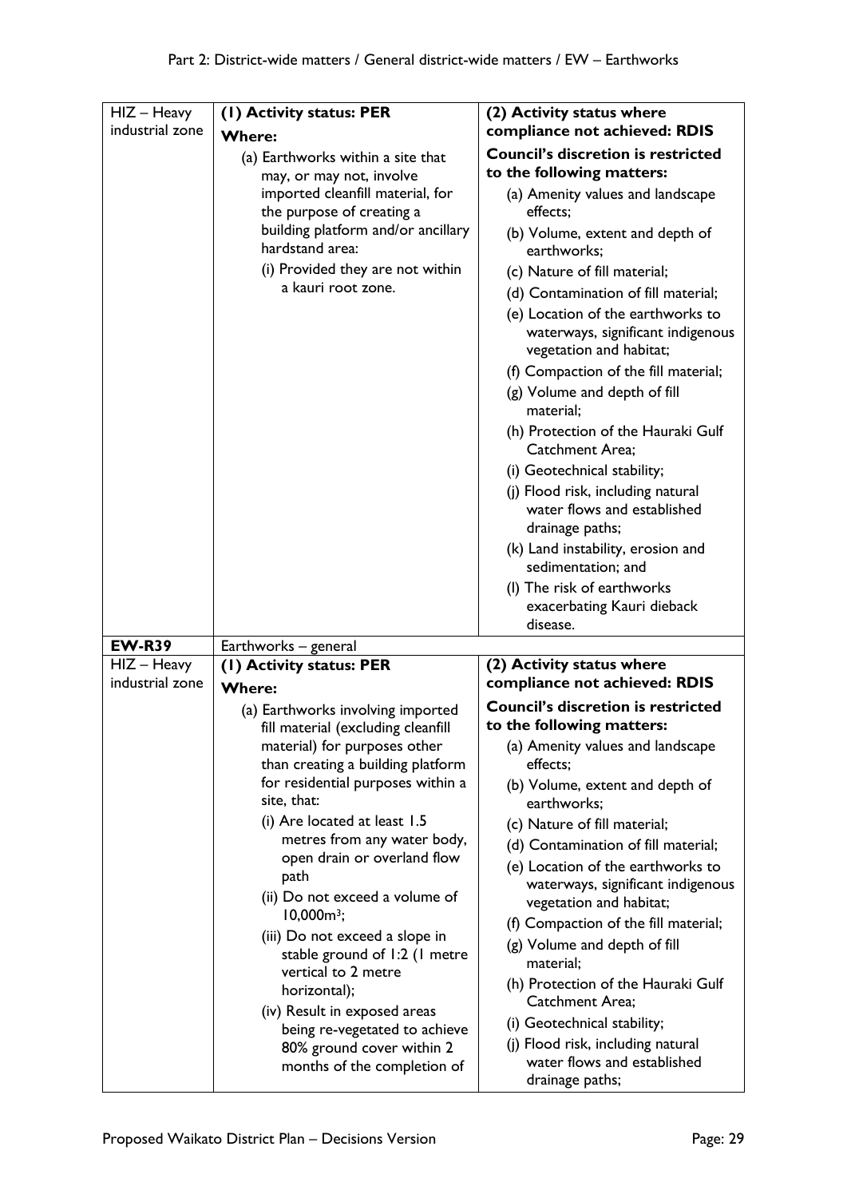| | | |
|---|---|---|
| HIZ – Heavy industrial zone | **(1) Activity status: PER**<br>**Where:**<br>(a) Earthworks within a site that may, or may not, involve imported cleanfill material, for the purpose of creating a building platform and/or ancillary hardstand area:<br>(i) Provided they are not within a kauri root zone. | **(2) Activity status where compliance not achieved: RDIS**<br>**Council's discretion is restricted to the following matters:**<br>(a) Amenity values and landscape effects;<br>(b) Volume, extent and depth of earthworks;<br>(c) Nature of fill material;<br>(d) Contamination of fill material;<br>(e) Location of the earthworks to waterways, significant indigenous vegetation and habitat;<br>(f) Compaction of the fill material;<br>(g) Volume and depth of fill material;<br>(h) Protection of the Hauraki Gulf Catchment Area;<br>(i) Geotechnical stability;<br>(j) Flood risk, including natural water flows and established drainage paths;<br>(k) Land instability, erosion and sedimentation; and<br>(l) The risk of earthworks exacerbating Kauri dieback disease. |
| **EW-R39** | Earthworks – general | |
| HIZ – Heavy industrial zone | **(1) Activity status: PER**<br>**Where:**<br>(a) Earthworks involving imported fill material (excluding cleanfill material) for purposes other than creating a building platform for residential purposes within a site, that:<br>(i) Are located at least 1.5 metres from any water body, open drain or overland flow path<br>(ii) Do not exceed a volume of 10,000m³;<br>(iii) Do not exceed a slope in stable ground of 1:2 (1 metre vertical to 2 metre horizontal);<br>(iv) Result in exposed areas being re-vegetated to achieve 80% ground cover within 2 months of the completion of | **(2) Activity status where compliance not achieved: RDIS**<br>**Council's discretion is restricted to the following matters:**<br>(a) Amenity values and landscape effects;<br>(b) Volume, extent and depth of earthworks;<br>(c) Nature of fill material;<br>(d) Contamination of fill material;<br>(e) Location of the earthworks to waterways, significant indigenous vegetation and habitat;<br>(f) Compaction of the fill material;<br>(g) Volume and depth of fill material;<br>(h) Protection of the Hauraki Gulf Catchment Area;<br>(i) Geotechnical stability;<br>(j) Flood risk, including natural water flows and established drainage paths; |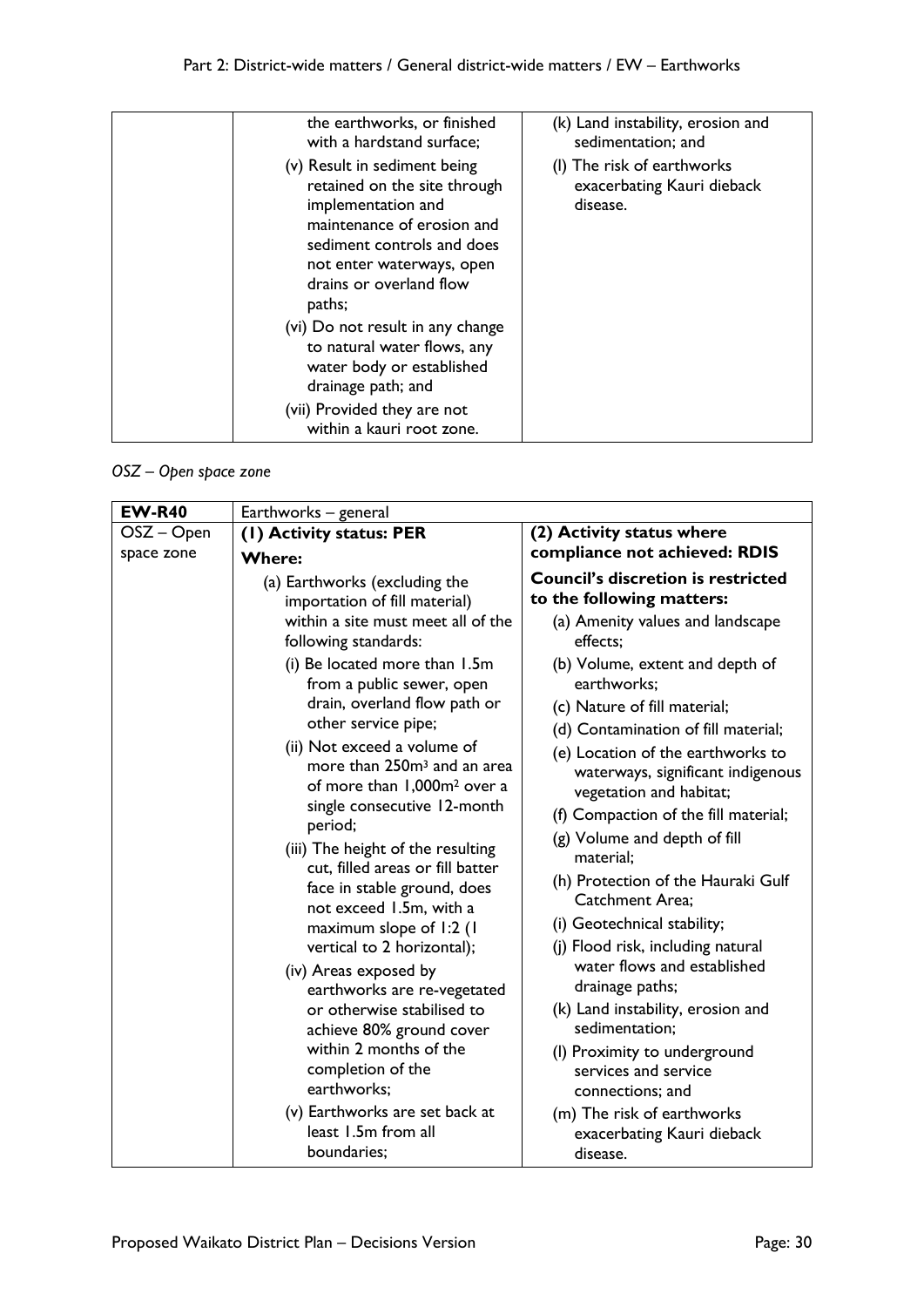| | | |
|---|---|---|
| | the earthworks, or finished with a hardstand surface;<br>(v) Result in sediment being retained on the site through implementation and maintenance of erosion and sediment controls and does not enter waterways, open drains or overland flow paths;<br>(vi) Do not result in any change to natural water flows, any water body or established drainage path; and<br>(vii) Provided they are not within a kauri root zone. | (k) Land instability, erosion and sedimentation; and<br>(l) The risk of earthworks exacerbating Kauri dieback disease. |

*OSZ – Open space zone*

| **EW-R40** | Earthworks – general | |
|---|---|---|
| OSZ – Open space zone | **(1) Activity status: PER**<br>**Where:**<br>(a) Earthworks (excluding the importation of fill material) within a site must meet all of the following standards:<br>(i) Be located more than 1.5m from a public sewer, open drain, overland flow path or other service pipe;<br>(ii) Not exceed a volume of more than 250m³ and an area of more than 1,000m² over a single consecutive 12-month period;<br>(iii) The height of the resulting cut, filled areas or fill batter face in stable ground, does not exceed 1.5m, with a maximum slope of 1:2 (1 vertical to 2 horizontal);<br>(iv) Areas exposed by earthworks are re-vegetated or otherwise stabilised to achieve 80% ground cover within 2 months of the completion of the earthworks;<br>(v) Earthworks are set back at least 1.5m from all boundaries; | **(2) Activity status where compliance not achieved: RDIS**<br>**Council's discretion is restricted to the following matters:**<br>(a) Amenity values and landscape effects;<br>(b) Volume, extent and depth of earthworks;<br>(c) Nature of fill material;<br>(d) Contamination of fill material;<br>(e) Location of the earthworks to waterways, significant indigenous vegetation and habitat;<br>(f) Compaction of the fill material;<br>(g) Volume and depth of fill material;<br>(h) Protection of the Hauraki Gulf Catchment Area;<br>(i) Geotechnical stability;<br>(j) Flood risk, including natural water flows and established drainage paths;<br>(k) Land instability, erosion and sedimentation;<br>(l) Proximity to underground services and service connections; and<br>(m) The risk of earthworks exacerbating Kauri dieback disease. |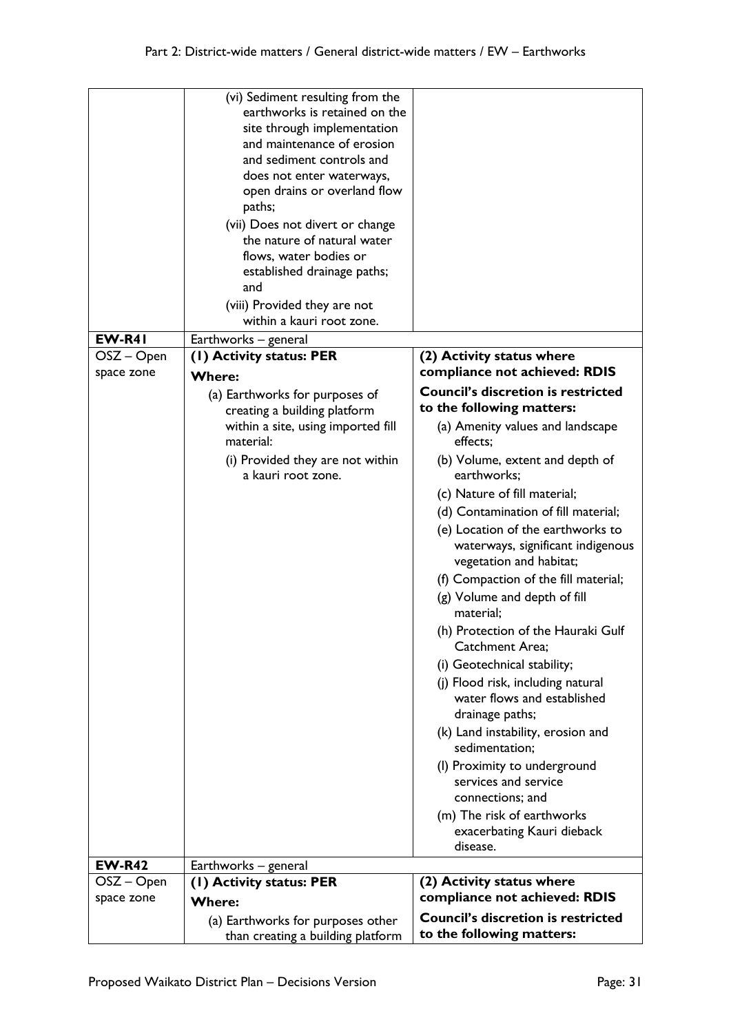| | | |
|---|---|---|
| | (vi) Sediment resulting from the earthworks is retained on the site through implementation and maintenance of erosion and sediment controls and does not enter waterways, open drains or overland flow paths;<br>(vii) Does not divert or change the nature of natural water flows, water bodies or established drainage paths; and<br>(viii) Provided they are not within a kauri root zone. | |
| **EW-R41** | Earthworks – general | |
| OSZ – Open space zone | **(1) Activity status: PER**<br>**Where:**<br>(a) Earthworks for purposes of creating a building platform within a site, using imported fill material:<br>(i) Provided they are not within a kauri root zone. | **(2) Activity status where compliance not achieved: RDIS**<br>**Council's discretion is restricted to the following matters:**<br>(a) Amenity values and landscape effects;<br>(b) Volume, extent and depth of earthworks;<br>(c) Nature of fill material;<br>(d) Contamination of fill material;<br>(e) Location of the earthworks to waterways, significant indigenous vegetation and habitat;<br>(f) Compaction of the fill material;<br>(g) Volume and depth of fill material;<br>(h) Protection of the Hauraki Gulf Catchment Area;<br>(i) Geotechnical stability;<br>(j) Flood risk, including natural water flows and established drainage paths;<br>(k) Land instability, erosion and sedimentation;<br>(l) Proximity to underground services and service connections; and<br>(m) The risk of earthworks exacerbating Kauri dieback disease. |
| **EW-R42** | Earthworks – general | |
| OSZ – Open space zone | **(1) Activity status: PER**<br>**Where:**<br>(a) Earthworks for purposes other than creating a building platform | **(2) Activity status where compliance not achieved: RDIS**<br>**Council's discretion is restricted to the following matters:** |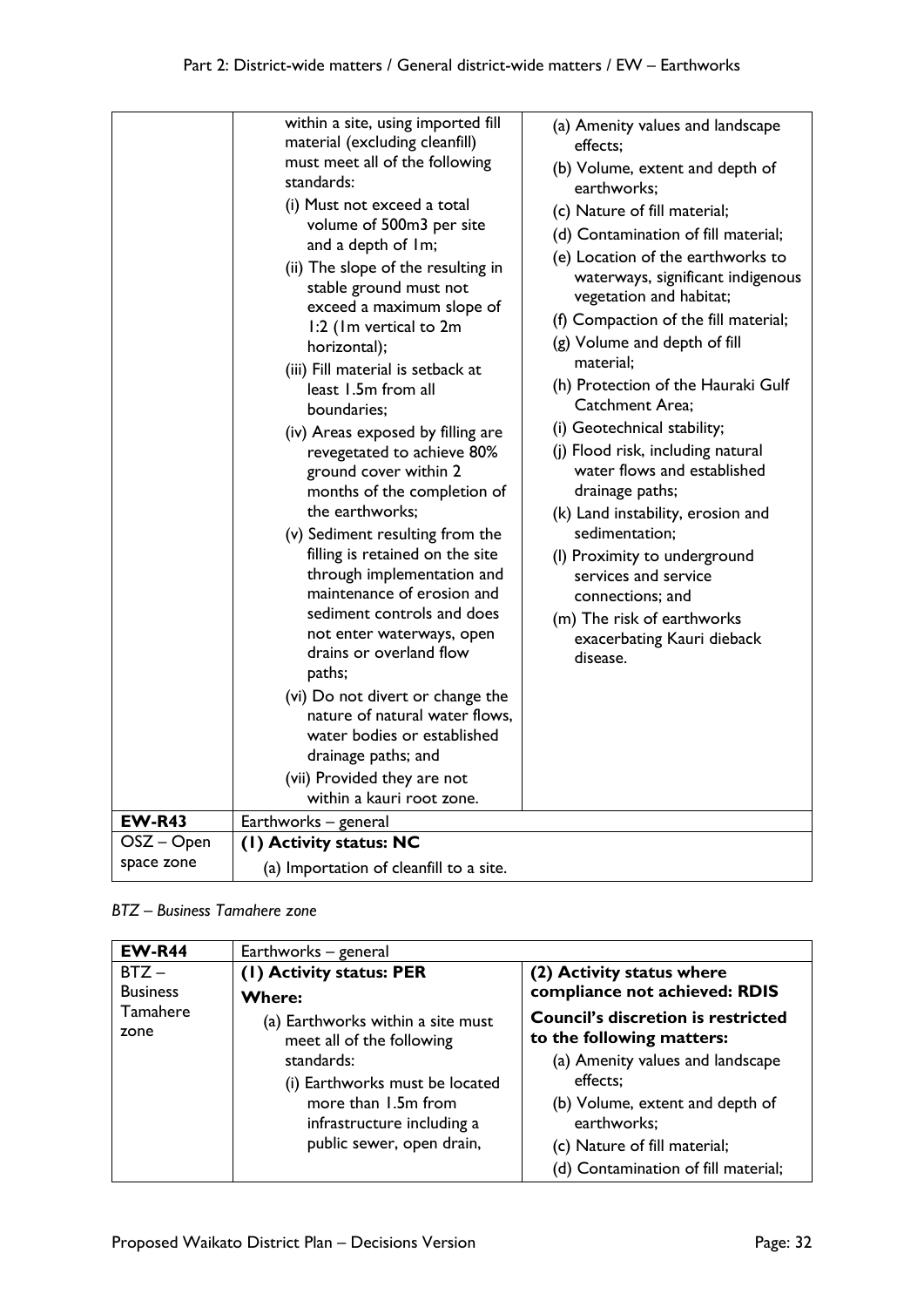| | | |
|---|---|---|
| | within a site, using imported fill material (excluding cleanfill) must meet all of the following standards:<br>(i) Must not exceed a total volume of 500m3 per site and a depth of 1m;<br>(ii) The slope of the resulting in stable ground must not exceed a maximum slope of 1:2 (1m vertical to 2m horizontal);<br>(iii) Fill material is setback at least 1.5m from all boundaries;<br>(iv) Areas exposed by filling are revegetated to achieve 80% ground cover within 2 months of the completion of the earthworks;<br>(v) Sediment resulting from the filling is retained on the site through implementation and maintenance of erosion and sediment controls and does not enter waterways, open drains or overland flow paths;<br>(vi) Do not divert or change the nature of natural water flows, water bodies or established drainage paths; and<br>(vii) Provided they are not within a kauri root zone. | (a) Amenity values and landscape effects;<br>(b) Volume, extent and depth of earthworks;<br>(c) Nature of fill material;<br>(d) Contamination of fill material;<br>(e) Location of the earthworks to waterways, significant indigenous vegetation and habitat;<br>(f) Compaction of the fill material;<br>(g) Volume and depth of fill material;<br>(h) Protection of the Hauraki Gulf Catchment Area;<br>(i) Geotechnical stability;<br>(j) Flood risk, including natural water flows and established drainage paths;<br>(k) Land instability, erosion and sedimentation;<br>(l) Proximity to underground services and service connections; and<br>(m) The risk of earthworks exacerbating Kauri dieback disease. |
| **EW-R43** | Earthworks – general | |
| OSZ – Open space zone | **(1) Activity status: NC**<br>(a) Importation of cleanfill to a site. | |

*BTZ – Business Tamahere zone*

| **EW-R44** | Earthworks – general | |
|---|---|---|
| BTZ – Business Tamahere zone | **(1) Activity status: PER**<br>**Where:**<br>(a) Earthworks within a site must meet all of the following standards:<br>(i) Earthworks must be located more than 1.5m from infrastructure including a public sewer, open drain, | **(2) Activity status where compliance not achieved: RDIS**<br>**Council's discretion is restricted to the following matters:**<br>(a) Amenity values and landscape effects;<br>(b) Volume, extent and depth of earthworks;<br>(c) Nature of fill material;<br>(d) Contamination of fill material; |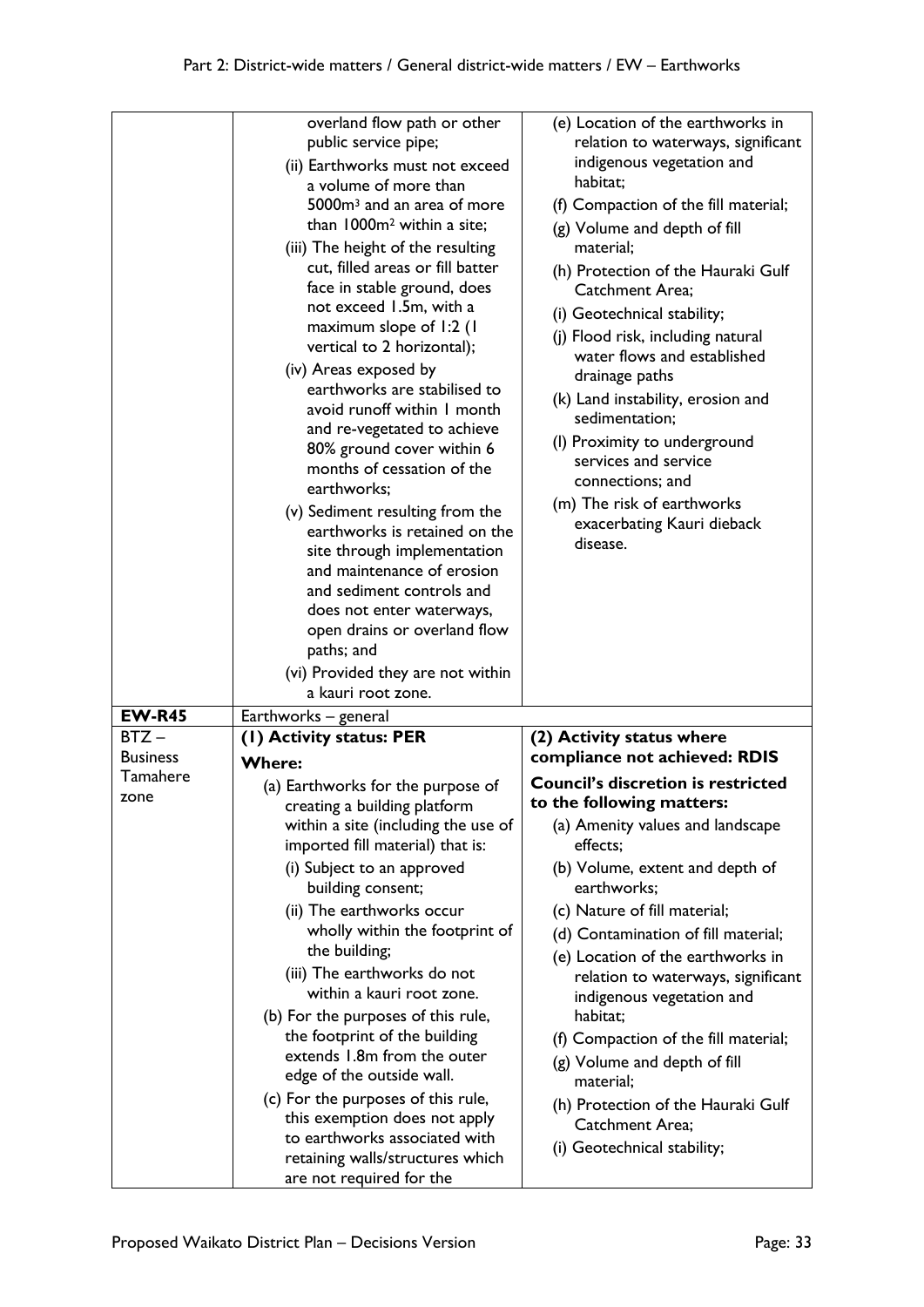| | | |
|---|---|---|
| | overland flow path or other public service pipe;<br>(ii) Earthworks must not exceed a volume of more than 5000m³ and an area of more than 1000m² within a site;<br>(iii) The height of the resulting cut, filled areas or fill batter face in stable ground, does not exceed 1.5m, with a maximum slope of 1:2 (1 vertical to 2 horizontal);<br>(iv) Areas exposed by earthworks are stabilised to avoid runoff within 1 month and re-vegetated to achieve 80% ground cover within 6 months of cessation of the earthworks;<br>(v) Sediment resulting from the earthworks is retained on the site through implementation and maintenance of erosion and sediment controls and does not enter waterways, open drains or overland flow paths; and<br>(vi) Provided they are not within a kauri root zone. | (e) Location of the earthworks in relation to waterways, significant indigenous vegetation and habitat;<br>(f) Compaction of the fill material;<br>(g) Volume and depth of fill material;<br>(h) Protection of the Hauraki Gulf Catchment Area;<br>(i) Geotechnical stability;<br>(j) Flood risk, including natural water flows and established drainage paths<br>(k) Land instability, erosion and sedimentation;<br>(l) Proximity to underground services and service connections; and<br>(m) The risk of earthworks exacerbating Kauri dieback disease. |
| **EW-R45** | Earthworks – general | |
| BTZ – Business Tamahere zone | **(1) Activity status: PER**<br>**Where:**<br>(a) Earthworks for the purpose of creating a building platform within a site (including the use of imported fill material) that is:<br>(i) Subject to an approved building consent;<br>(ii) The earthworks occur wholly within the footprint of the building;<br>(iii) The earthworks do not within a kauri root zone.<br>(b) For the purposes of this rule, the footprint of the building extends 1.8m from the outer edge of the outside wall.<br>(c) For the purposes of this rule, this exemption does not apply to earthworks associated with retaining walls/structures which are not required for the | **(2) Activity status where compliance not achieved: RDIS**<br>**Council's discretion is restricted to the following matters:**<br>(a) Amenity values and landscape effects;<br>(b) Volume, extent and depth of earthworks;<br>(c) Nature of fill material;<br>(d) Contamination of fill material;<br>(e) Location of the earthworks in relation to waterways, significant indigenous vegetation and habitat;<br>(f) Compaction of the fill material;<br>(g) Volume and depth of fill material;<br>(h) Protection of the Hauraki Gulf Catchment Area;<br>(i) Geotechnical stability; |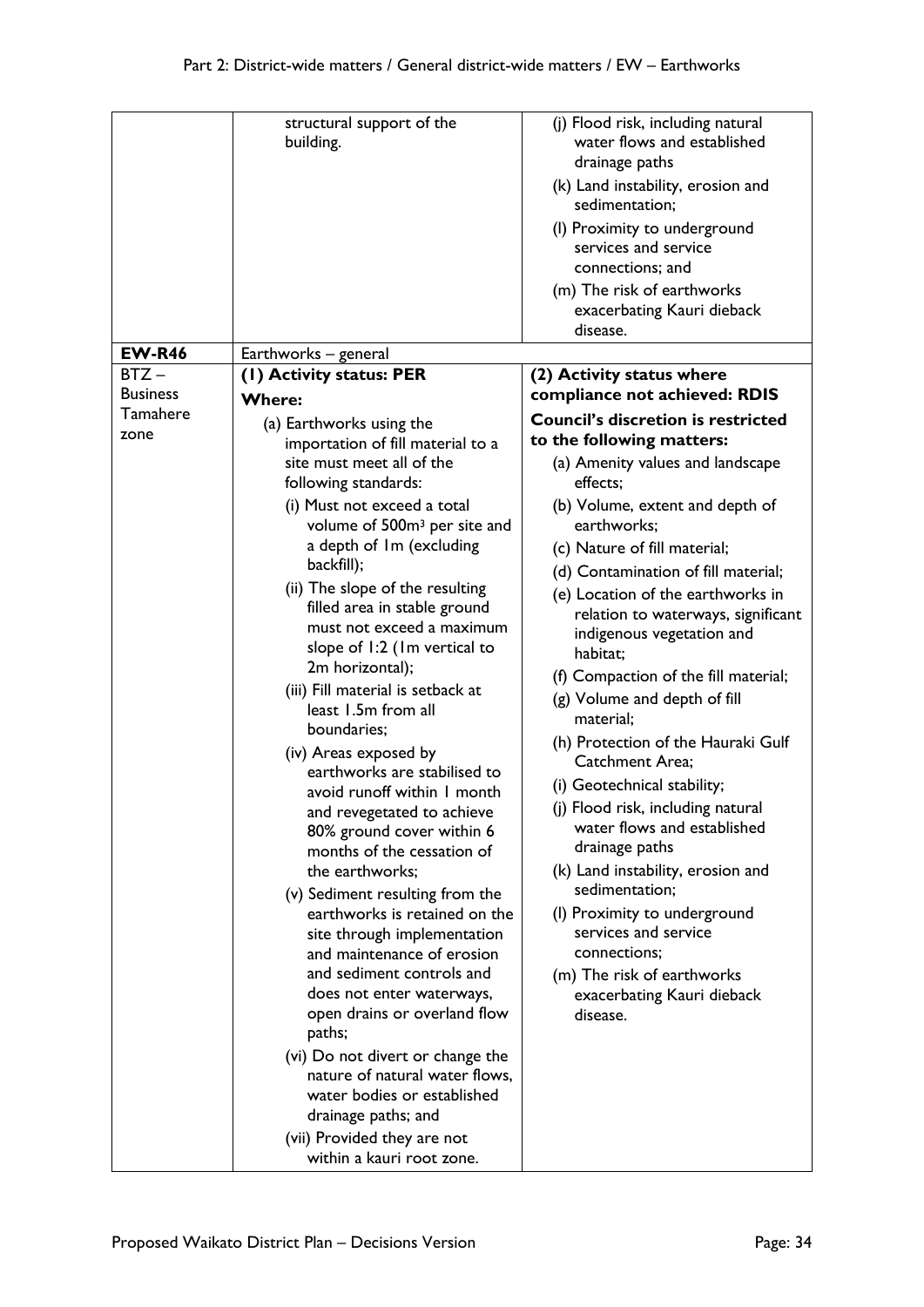| | | |
|---|---|---|
| | structural support of the building. | (j) Flood risk, including natural water flows and established drainage paths<br>(k) Land instability, erosion and sedimentation;<br>(l) Proximity to underground services and service connections; and<br>(m) The risk of earthworks exacerbating Kauri dieback disease. |
| **EW-R46** | Earthworks – general | |
| BTZ – Business Tamahere zone | **(1) Activity status: PER**<br>**Where:**<br>(a) Earthworks using the importation of fill material to a site must meet all of the following standards:<br>(i) Must not exceed a total volume of 500m³ per site and a depth of 1m (excluding backfill);<br>(ii) The slope of the resulting filled area in stable ground must not exceed a maximum slope of 1:2 (1m vertical to 2m horizontal);<br>(iii) Fill material is setback at least 1.5m from all boundaries;<br>(iv) Areas exposed by earthworks are stabilised to avoid runoff within 1 month and revegetated to achieve 80% ground cover within 6 months of the cessation of the earthworks;<br>(v) Sediment resulting from the earthworks is retained on the site through implementation and maintenance of erosion and sediment controls and does not enter waterways, open drains or overland flow paths;<br>(vi) Do not divert or change the nature of natural water flows, water bodies or established drainage paths; and<br>(vii) Provided they are not within a kauri root zone. | **(2) Activity status where compliance not achieved: RDIS**<br>**Council's discretion is restricted to the following matters:**<br>(a) Amenity values and landscape effects;<br>(b) Volume, extent and depth of earthworks;<br>(c) Nature of fill material;<br>(d) Contamination of fill material;<br>(e) Location of the earthworks in relation to waterways, significant indigenous vegetation and habitat;<br>(f) Compaction of the fill material;<br>(g) Volume and depth of fill material;<br>(h) Protection of the Hauraki Gulf Catchment Area;<br>(i) Geotechnical stability;<br>(j) Flood risk, including natural water flows and established drainage paths<br>(k) Land instability, erosion and sedimentation;<br>(l) Proximity to underground services and service connections;<br>(m) The risk of earthworks exacerbating Kauri dieback disease. |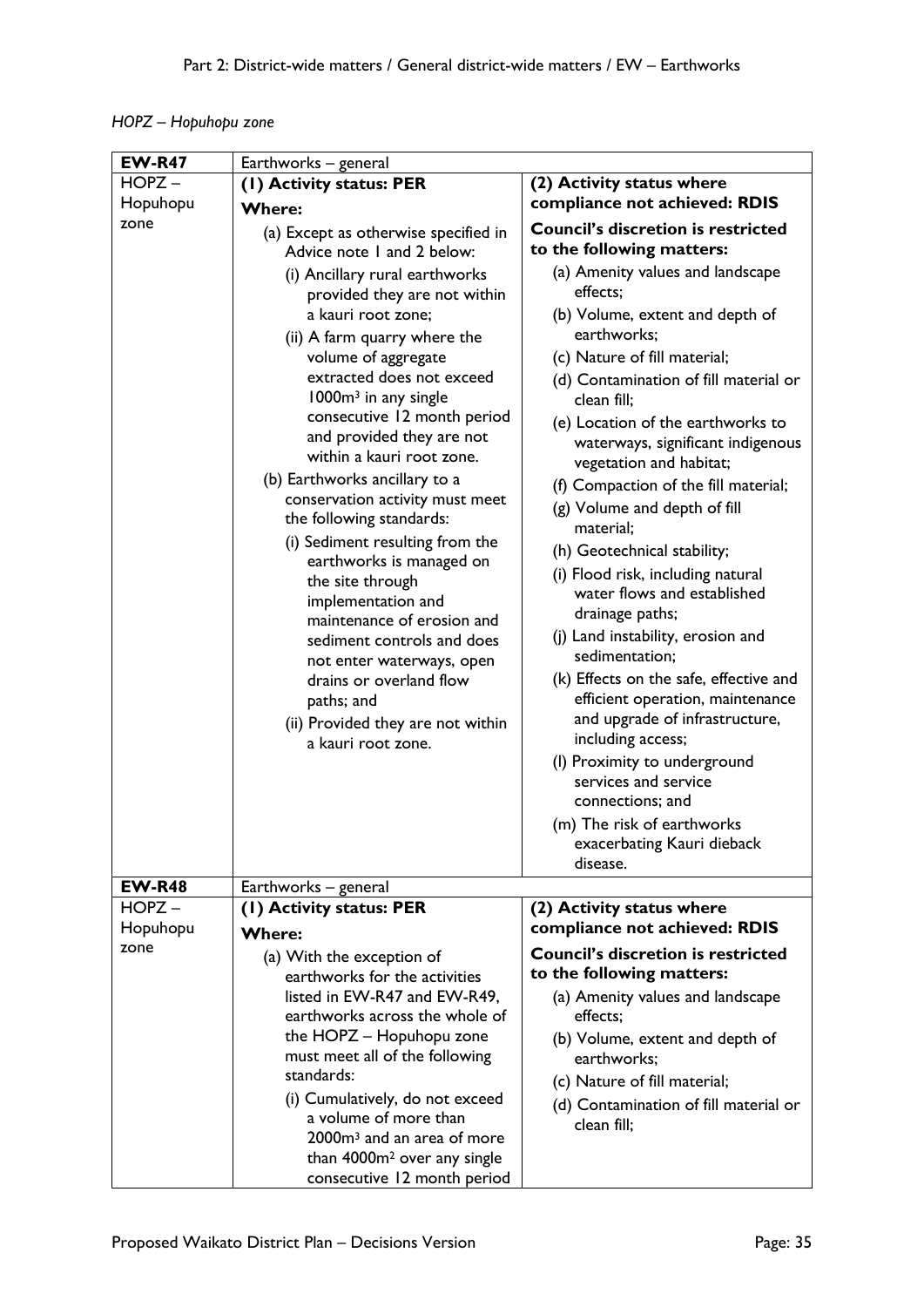*HOPZ – Hopuhopu zone*

| **EW-R47** | Earthworks – general | |
|---|---|---|
| HOPZ – Hopuhopu zone | **(1) Activity status: PER**<br><br>**Where:**<br><br>(a) Except as otherwise specified in Advice note 1 and 2 below:<br>(i) Ancillary rural earthworks provided they are not within a kauri root zone;<br>(ii) A farm quarry where the volume of aggregate extracted does not exceed 1000m³ in any single consecutive 12 month period and provided they are not within a kauri root zone.<br><br>(b) Earthworks ancillary to a conservation activity must meet the following standards:<br>(i) Sediment resulting from the earthworks is managed on the site through implementation and maintenance of erosion and sediment controls and does not enter waterways, open drains or overland flow paths; and<br>(ii) Provided they are not within a kauri root zone. | **(2) Activity status where compliance not achieved: RDIS**<br><br>**Council's discretion is restricted to the following matters:**<br><br>(a) Amenity values and landscape effects;<br>(b) Volume, extent and depth of earthworks;<br>(c) Nature of fill material;<br>(d) Contamination of fill material or clean fill;<br>(e) Location of the earthworks to waterways, significant indigenous vegetation and habitat;<br>(f) Compaction of the fill material;<br>(g) Volume and depth of fill material;<br>(h) Geotechnical stability;<br>(i) Flood risk, including natural water flows and established drainage paths;<br>(j) Land instability, erosion and sedimentation;<br>(k) Effects on the safe, effective and efficient operation, maintenance and upgrade of infrastructure, including access;<br>(l) Proximity to underground services and service connections; and<br>(m) The risk of earthworks exacerbating Kauri dieback disease. |
| **EW-R48** | Earthworks – general | |
| HOPZ – Hopuhopu zone | **(1) Activity status: PER**<br><br>**Where:**<br><br>(a) With the exception of earthworks for the activities listed in EW-R47 and EW-R49, earthworks across the whole of the HOPZ – Hopuhopu zone must meet all of the following standards:<br>(i) Cumulatively, do not exceed a volume of more than 2000m³ and an area of more than 4000m² over any single consecutive 12 month period | **(2) Activity status where compliance not achieved: RDIS**<br><br>**Council's discretion is restricted to the following matters:**<br><br>(a) Amenity values and landscape effects;<br>(b) Volume, extent and depth of earthworks;<br>(c) Nature of fill material;<br>(d) Contamination of fill material or clean fill; |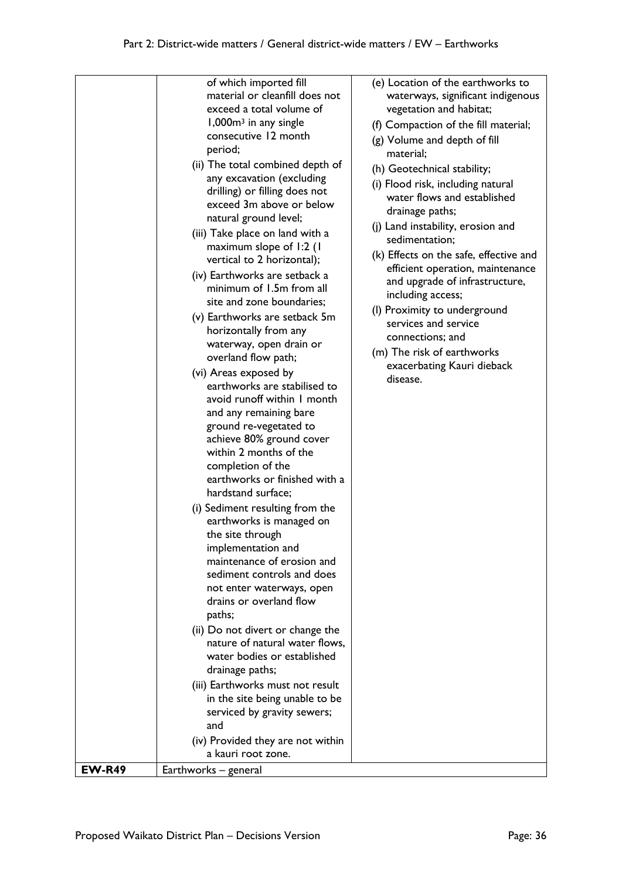| | | |
|---|---|---|
| | of which imported fill material or cleanfill does not exceed a total volume of 1,000m³ in any single consecutive 12 month period;<br>(ii) The total combined depth of any excavation (excluding drilling) or filling does not exceed 3m above or below natural ground level;<br>(iii) Take place on land with a maximum slope of 1:2 (1 vertical to 2 horizontal);<br>(iv) Earthworks are setback a minimum of 1.5m from all site and zone boundaries;<br>(v) Earthworks are setback 5m horizontally from any waterway, open drain or overland flow path;<br>(vi) Areas exposed by earthworks are stabilised to avoid runoff within 1 month and any remaining bare ground re-vegetated to achieve 80% ground cover within 2 months of the completion of the earthworks or finished with a hardstand surface;<br>(i) Sediment resulting from the earthworks is managed on the site through implementation and maintenance of erosion and sediment controls and does not enter waterways, open drains or overland flow paths;<br>(ii) Do not divert or change the nature of natural water flows, water bodies or established drainage paths;<br>(iii) Earthworks must not result in the site being unable to be serviced by gravity sewers; and<br>(iv) Provided they are not within a kauri root zone. | (e) Location of the earthworks to waterways, significant indigenous vegetation and habitat;<br>(f) Compaction of the fill material;<br>(g) Volume and depth of fill material;<br>(h) Geotechnical stability;<br>(i) Flood risk, including natural water flows and established drainage paths;<br>(j) Land instability, erosion and sedimentation;<br>(k) Effects on the safe, effective and efficient operation, maintenance and upgrade of infrastructure, including access;<br>(l) Proximity to underground services and service connections; and<br>(m) The risk of earthworks exacerbating Kauri dieback disease. |
| **EW-R49** | Earthworks – general | |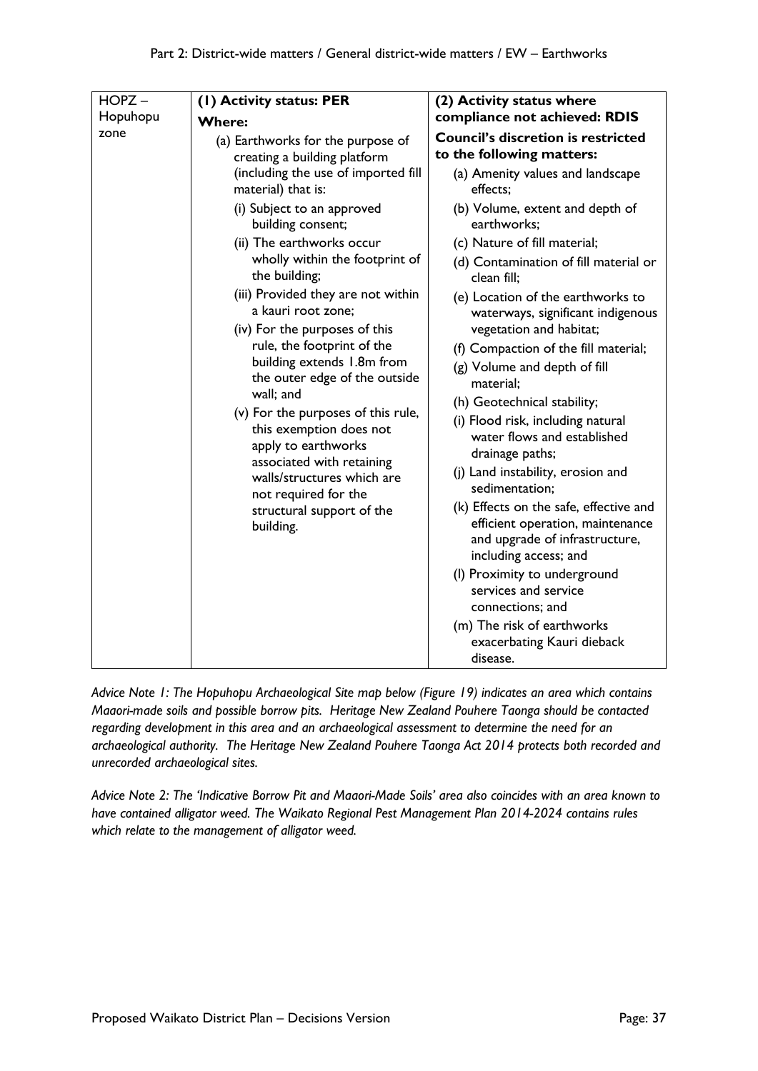| HOPZ – Hopuhopu zone | **(1) Activity status: PER**<br>**Where:**<br>(a) Earthworks for the purpose of creating a building platform (including the use of imported fill material) that is:<br>(i) Subject to an approved building consent;<br>(ii) The earthworks occur wholly within the footprint of the building;<br>(iii) Provided they are not within a kauri root zone;<br>(iv) For the purposes of this rule, the footprint of the building extends 1.8m from the outer edge of the outside wall; and<br>(v) For the purposes of this rule, this exemption does not apply to earthworks associated with retaining walls/structures which are not required for the structural support of the building. | **(2) Activity status where compliance not achieved: RDIS**<br>**Council's discretion is restricted to the following matters:**<br>(a) Amenity values and landscape effects;<br>(b) Volume, extent and depth of earthworks;<br>(c) Nature of fill material;<br>(d) Contamination of fill material or clean fill;<br>(e) Location of the earthworks to waterways, significant indigenous vegetation and habitat;<br>(f) Compaction of the fill material;<br>(g) Volume and depth of fill material;<br>(h) Geotechnical stability;<br>(i) Flood risk, including natural water flows and established drainage paths;<br>(j) Land instability, erosion and sedimentation;<br>(k) Effects on the safe, effective and efficient operation, maintenance and upgrade of infrastructure, including access; and<br>(l) Proximity to underground services and service connections; and<br>(m) The risk of earthworks exacerbating Kauri dieback disease. |
|---|---|---|

*Advice Note 1: The Hopuhopu Archaeological Site map below (Figure 19) indicates an area which contains Maaori-made soils and possible borrow pits. Heritage New Zealand Pouhere Taonga should be contacted regarding development in this area and an archaeological assessment to determine the need for an archaeological authority. The Heritage New Zealand Pouhere Taonga Act 2014 protects both recorded and unrecorded archaeological sites.*

*Advice Note 2: The 'Indicative Borrow Pit and Maaori-Made Soils' area also coincides with an area known to have contained alligator weed. The Waikato Regional Pest Management Plan 2014-2024 contains rules which relate to the management of alligator weed.*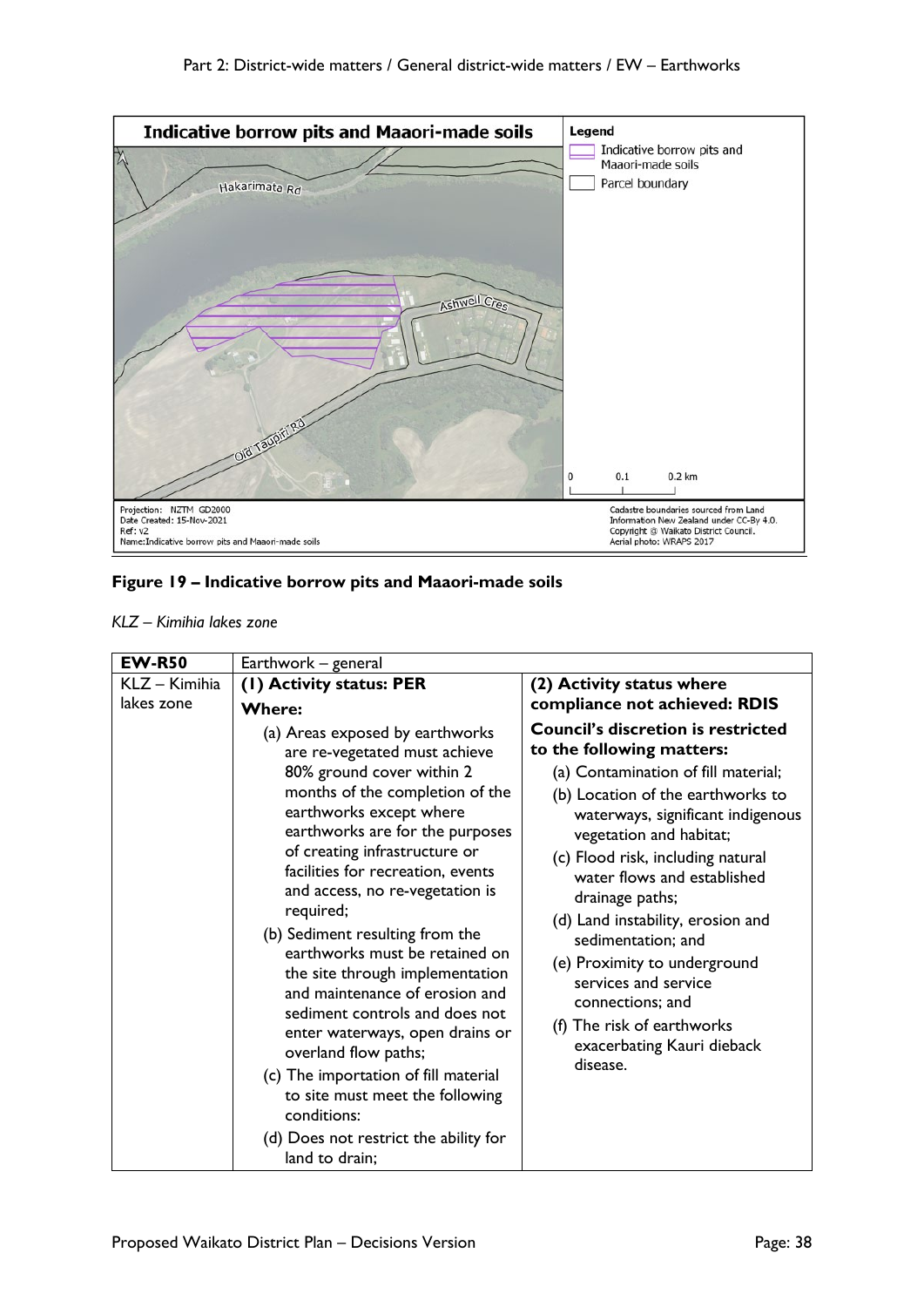**Figure 19 – Indicative borrow pits and Maaori-made soils**

*KLZ – Kimihia lakes zone*

| EW-R50 | Earthwork – general | |
|---|---|---|
| KLZ – Kimihia lakes zone | **(1) Activity status: PER**<br>**Where:**<br>(a) Areas exposed by earthworks are re-vegetated must achieve 80% ground cover within 2 months of the completion of the earthworks except where earthworks are for the purposes of creating infrastructure or facilities for recreation, events and access, no re-vegetation is required;<br>(b) Sediment resulting from the earthworks must be retained on the site through implementation and maintenance of erosion and sediment controls and does not enter waterways, open drains or overland flow paths;<br>(c) The importation of fill material to site must meet the following conditions:<br>(d) Does not restrict the ability for land to drain; | **(2) Activity status where compliance not achieved: RDIS**<br>**Council's discretion is restricted to the following matters:**<br>(a) Contamination of fill material;<br>(b) Location of the earthworks to waterways, significant indigenous vegetation and habitat;<br>(c) Flood risk, including natural water flows and established drainage paths;<br>(d) Land instability, erosion and sedimentation; and<br>(e) Proximity to underground services and service connections; and<br>(f) The risk of earthworks exacerbating Kauri dieback disease. |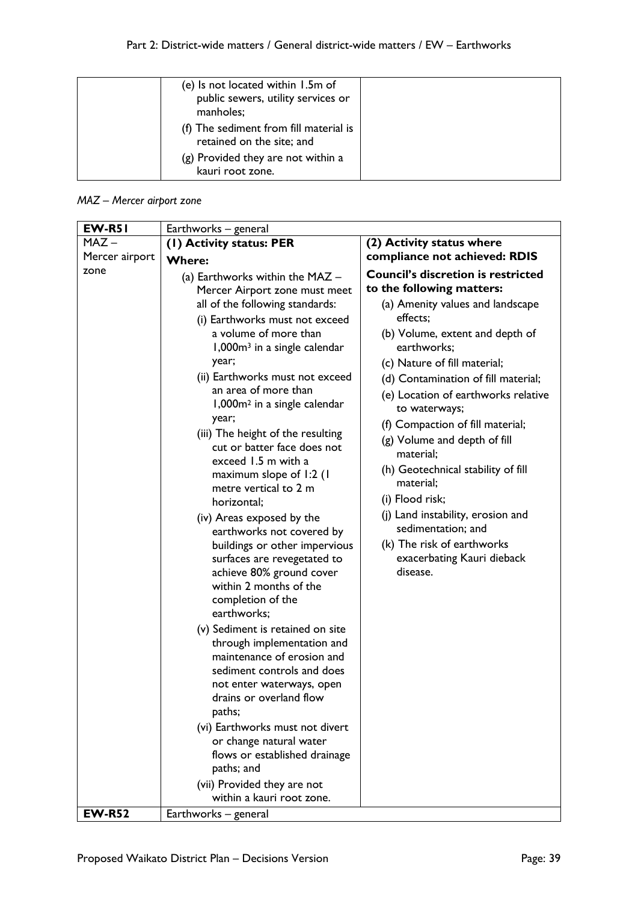| | | |
|---|---|---|
| | (e) Is not located within 1.5m of public sewers, utility services or manholes;<br>(f) The sediment from fill material is retained on the site; and<br>(g) Provided they are not within a kauri root zone. | |

*MAZ – Mercer airport zone*

| **EW-R51** | Earthworks – general | |
|---|---|---|
| MAZ – Mercer airport zone | **(1) Activity status: PER**<br>**Where:**<br>(a) Earthworks within the MAZ – Mercer Airport zone must meet all of the following standards:<br>(i) Earthworks must not exceed a volume of more than 1,000m³ in a single calendar year;<br>(ii) Earthworks must not exceed an area of more than 1,000m² in a single calendar year;<br>(iii) The height of the resulting cut or batter face does not exceed 1.5 m with a maximum slope of 1:2 (1 metre vertical to 2 m horizontal;<br>(iv) Areas exposed by the earthworks not covered by buildings or other impervious surfaces are revegetated to achieve 80% ground cover within 2 months of the completion of the earthworks;<br>(v) Sediment is retained on site through implementation and maintenance of erosion and sediment controls and does not enter waterways, open drains or overland flow paths;<br>(vi) Earthworks must not divert or change natural water flows or established drainage paths; and<br>(vii) Provided they are not within a kauri root zone. | **(2) Activity status where compliance not achieved: RDIS**<br>**Council's discretion is restricted to the following matters:**<br>(a) Amenity values and landscape effects;<br>(b) Volume, extent and depth of earthworks;<br>(c) Nature of fill material;<br>(d) Contamination of fill material;<br>(e) Location of earthworks relative to waterways;<br>(f) Compaction of fill material;<br>(g) Volume and depth of fill material;<br>(h) Geotechnical stability of fill material;<br>(i) Flood risk;<br>(j) Land instability, erosion and sedimentation; and<br>(k) The risk of earthworks exacerbating Kauri dieback disease. |
| **EW-R52** | Earthworks – general | |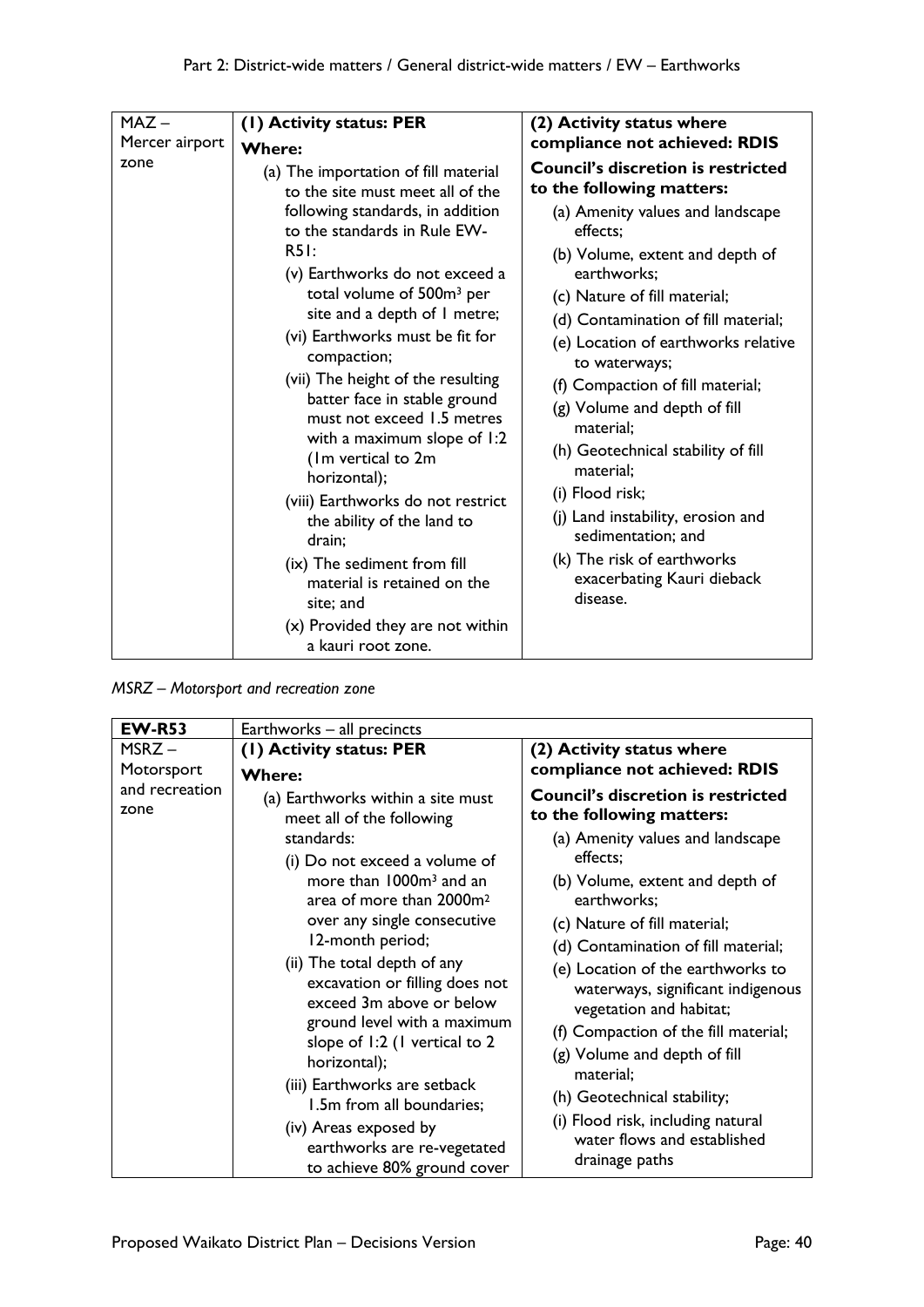| MAZ – Mercer airport zone | **(1) Activity status: PER**<br>**Where:**<br>(a) The importation of fill material to the site must meet all of the following standards, in addition to the standards in Rule EW-R51:<br>(v) Earthworks do not exceed a total volume of 500m³ per site and a depth of 1 metre;<br>(vi) Earthworks must be fit for compaction;<br>(vii) The height of the resulting batter face in stable ground must not exceed 1.5 metres with a maximum slope of 1:2 (1m vertical to 2m horizontal);<br>(viii) Earthworks do not restrict the ability of the land to drain;<br>(ix) The sediment from fill material is retained on the site; and<br>(x) Provided they are not within a kauri root zone. | **(2) Activity status where compliance not achieved: RDIS**<br>**Council's discretion is restricted to the following matters:**<br>(a) Amenity values and landscape effects;<br>(b) Volume, extent and depth of earthworks;<br>(c) Nature of fill material;<br>(d) Contamination of fill material;<br>(e) Location of earthworks relative to waterways;<br>(f) Compaction of fill material;<br>(g) Volume and depth of fill material;<br>(h) Geotechnical stability of fill material;<br>(i) Flood risk;<br>(j) Land instability, erosion and sedimentation; and<br>(k) The risk of earthworks exacerbating Kauri dieback disease. |
|---|---|---|

*MSRZ – Motorsport and recreation zone*

| **EW-R53** | Earthworks – all precincts | |
|---|---|---|
| MSRZ – Motorsport and recreation zone | **(1) Activity status: PER**<br>**Where:**<br>(a) Earthworks within a site must meet all of the following standards:<br>(i) Do not exceed a volume of more than 1000m³ and an area of more than 2000m² over any single consecutive 12-month period;<br>(ii) The total depth of any excavation or filling does not exceed 3m above or below ground level with a maximum slope of 1:2 (1 vertical to 2 horizontal);<br>(iii) Earthworks are setback 1.5m from all boundaries;<br>(iv) Areas exposed by earthworks are re-vegetated to achieve 80% ground cover | **(2) Activity status where compliance not achieved: RDIS**<br>**Council's discretion is restricted to the following matters:**<br>(a) Amenity values and landscape effects;<br>(b) Volume, extent and depth of earthworks;<br>(c) Nature of fill material;<br>(d) Contamination of fill material;<br>(e) Location of the earthworks to waterways, significant indigenous vegetation and habitat;<br>(f) Compaction of the fill material;<br>(g) Volume and depth of fill material;<br>(h) Geotechnical stability;<br>(i) Flood risk, including natural water flows and established drainage paths |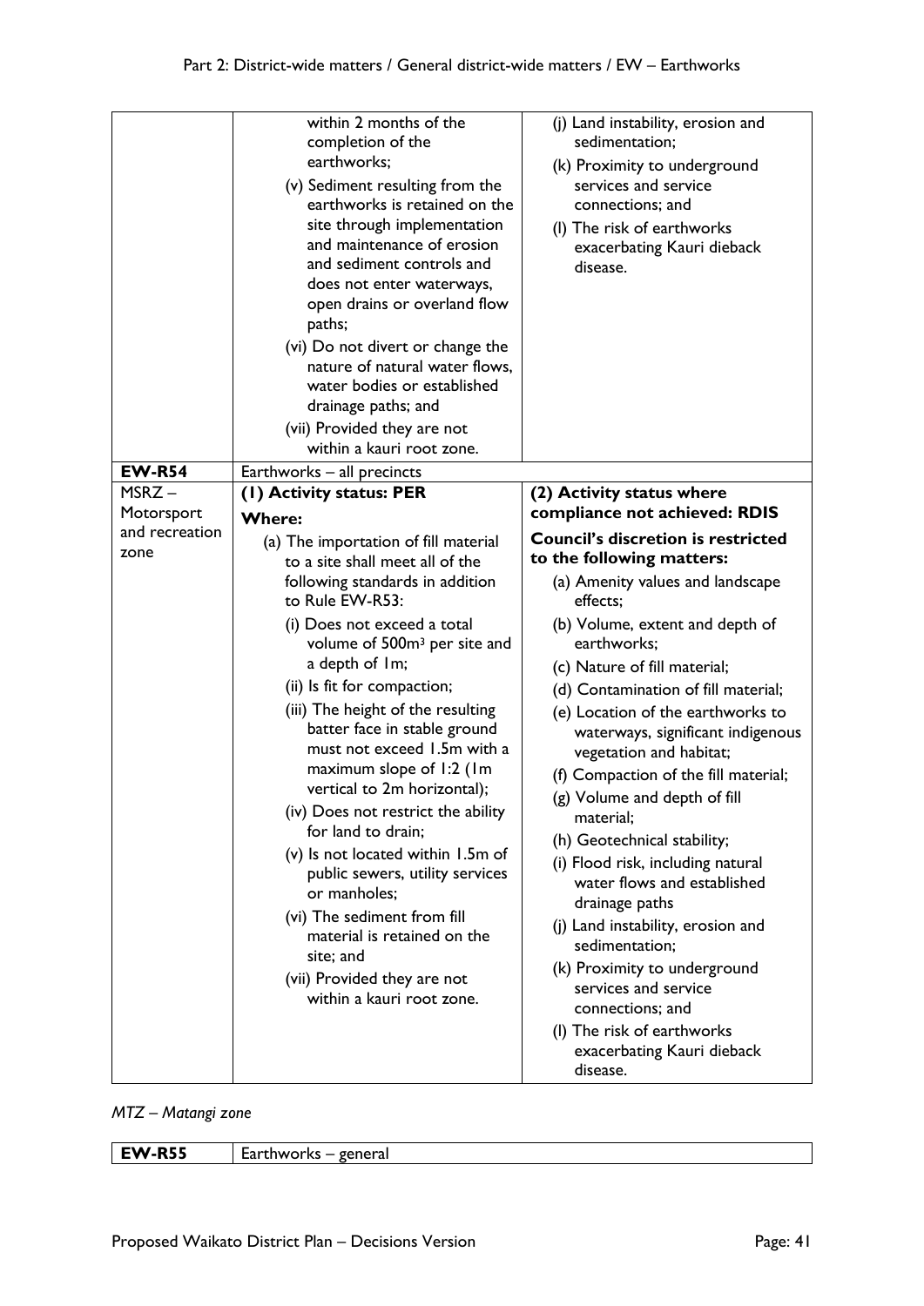| | | |
|---|---|---|
| | within 2 months of the completion of the earthworks;<br>(v) Sediment resulting from the earthworks is retained on the site through implementation and maintenance of erosion and sediment controls and does not enter waterways, open drains or overland flow paths;<br>(vi) Do not divert or change the nature of natural water flows, water bodies or established drainage paths; and<br>(vii) Provided they are not within a kauri root zone. | (j) Land instability, erosion and sedimentation;<br>(k) Proximity to underground services and service connections; and<br>(l) The risk of earthworks exacerbating Kauri dieback disease. |
| **EW-R54** | Earthworks – all precincts | |
| MSRZ – Motorsport and recreation zone | **(1) Activity status: PER**<br>**Where:**<br>(a) The importation of fill material to a site shall meet all of the following standards in addition to Rule EW-R53:<br>(i) Does not exceed a total volume of 500m³ per site and a depth of 1m;<br>(ii) Is fit for compaction;<br>(iii) The height of the resulting batter face in stable ground must not exceed 1.5m with a maximum slope of 1:2 (1m vertical to 2m horizontal);<br>(iv) Does not restrict the ability for land to drain;<br>(v) Is not located within 1.5m of public sewers, utility services or manholes;<br>(vi) The sediment from fill material is retained on the site; and<br>(vii) Provided they are not within a kauri root zone. | **(2) Activity status where compliance not achieved: RDIS**<br>**Council's discretion is restricted to the following matters:**<br>(a) Amenity values and landscape effects;<br>(b) Volume, extent and depth of earthworks;<br>(c) Nature of fill material;<br>(d) Contamination of fill material;<br>(e) Location of the earthworks to waterways, significant indigenous vegetation and habitat;<br>(f) Compaction of the fill material;<br>(g) Volume and depth of fill material;<br>(h) Geotechnical stability;<br>(i) Flood risk, including natural water flows and established drainage paths<br>(j) Land instability, erosion and sedimentation;<br>(k) Proximity to underground services and service connections; and<br>(l) The risk of earthworks exacerbating Kauri dieback disease. |

*MTZ – Matangi zone*

| | |
|---|---|
| **EW-R55** | Earthworks – general |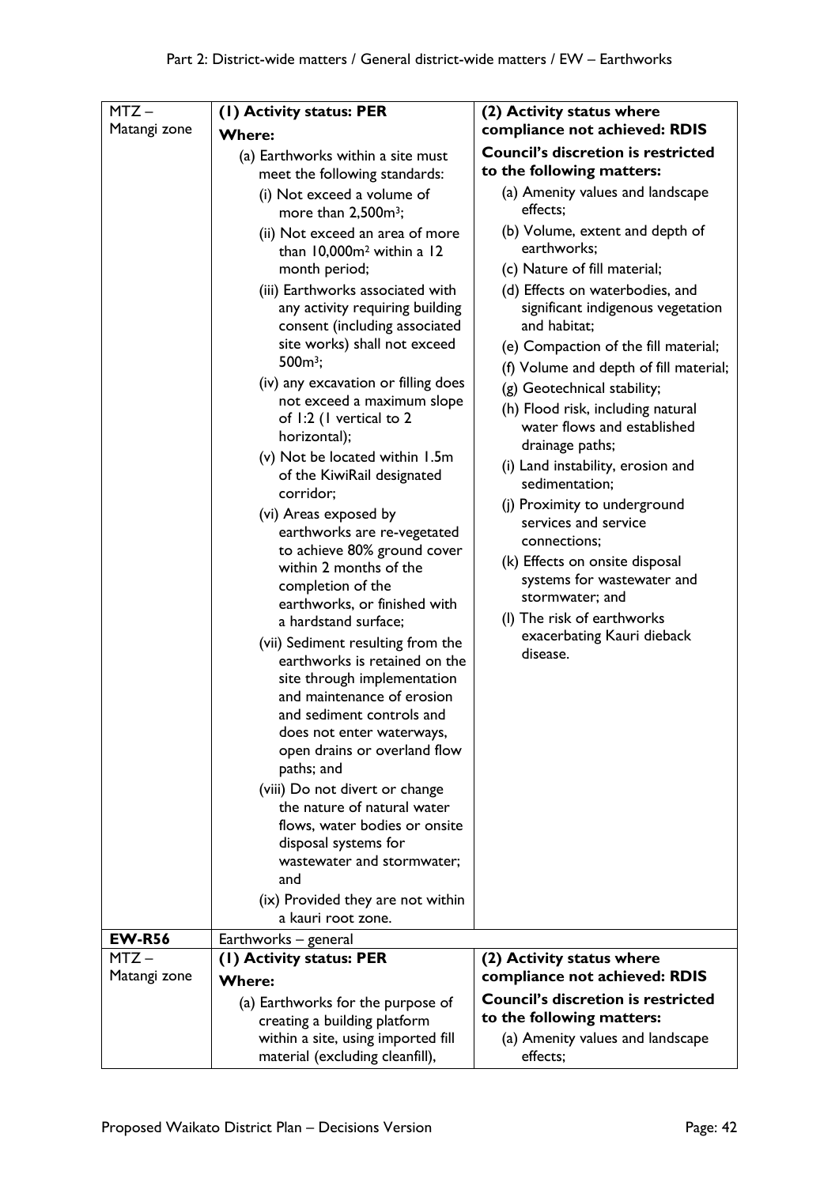| | | |
|---|---|---|
| MTZ – Matangi zone | **(1) Activity status: PER**<br>**Where:**<br>(a) Earthworks within a site must meet the following standards:<br>(i) Not exceed a volume of more than 2,500m³;<br>(ii) Not exceed an area of more than 10,000m² within a 12 month period;<br>(iii) Earthworks associated with any activity requiring building consent (including associated site works) shall not exceed 500m³;<br>(iv) any excavation or filling does not exceed a maximum slope of 1:2 (1 vertical to 2 horizontal);<br>(v) Not be located within 1.5m of the KiwiRail designated corridor;<br>(vi) Areas exposed by earthworks are re-vegetated to achieve 80% ground cover within 2 months of the completion of the earthworks, or finished with a hardstand surface;<br>(vii) Sediment resulting from the earthworks is retained on the site through implementation and maintenance of erosion and sediment controls and does not enter waterways, open drains or overland flow paths; and<br>(viii) Do not divert or change the nature of natural water flows, water bodies or onsite disposal systems for wastewater and stormwater; and<br>(ix) Provided they are not within a kauri root zone. | **(2) Activity status where compliance not achieved: RDIS**<br>**Council's discretion is restricted to the following matters:**<br>(a) Amenity values and landscape effects;<br>(b) Volume, extent and depth of earthworks;<br>(c) Nature of fill material;<br>(d) Effects on waterbodies, and significant indigenous vegetation and habitat;<br>(e) Compaction of the fill material;<br>(f) Volume and depth of fill material;<br>(g) Geotechnical stability;<br>(h) Flood risk, including natural water flows and established drainage paths;<br>(i) Land instability, erosion and sedimentation;<br>(j) Proximity to underground services and service connections;<br>(k) Effects on onsite disposal systems for wastewater and stormwater; and<br>(l) The risk of earthworks exacerbating Kauri dieback disease. |
| **EW-R56** | Earthworks – general | |
| MTZ – Matangi zone | **(1) Activity status: PER**<br>**Where:**<br>(a) Earthworks for the purpose of creating a building platform within a site, using imported fill material (excluding cleanfill), | **(2) Activity status where compliance not achieved: RDIS**<br>**Council's discretion is restricted to the following matters:**<br>(a) Amenity values and landscape effects; |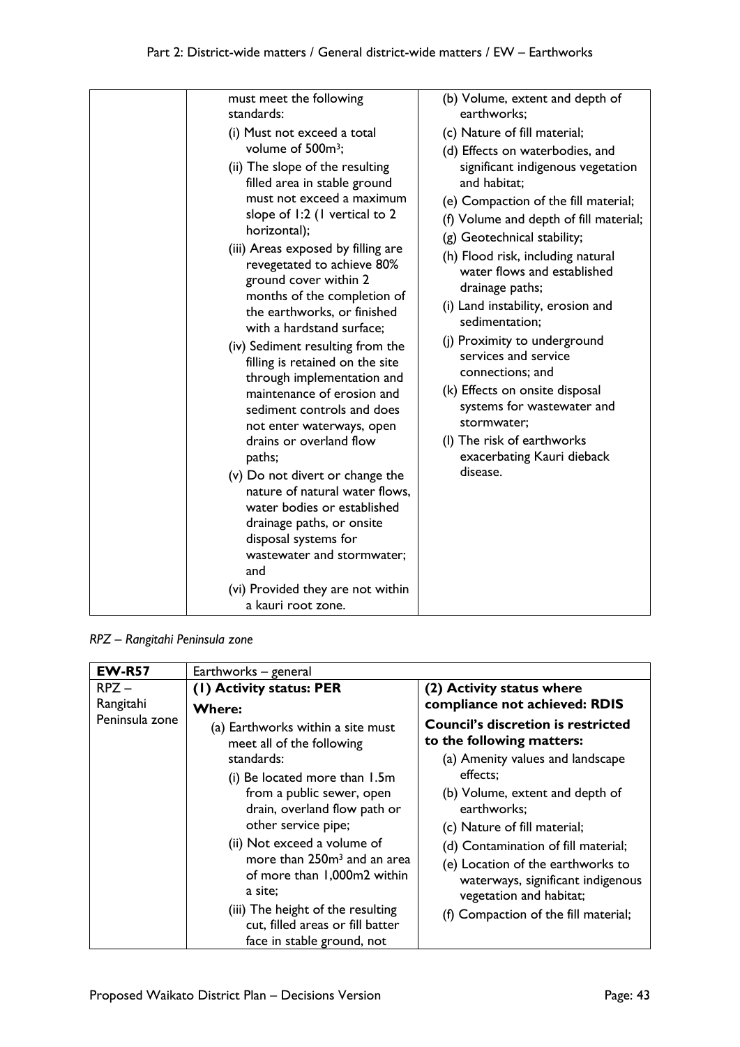| | | |
|---|---|---|
| | must meet the following standards:<br>(i) Must not exceed a total volume of 500m³;<br>(ii) The slope of the resulting filled area in stable ground must not exceed a maximum slope of 1:2 (1 vertical to 2 horizontal);<br>(iii) Areas exposed by filling are revegetated to achieve 80% ground cover within 2 months of the completion of the earthworks, or finished with a hardstand surface;<br>(iv) Sediment resulting from the filling is retained on the site through implementation and maintenance of erosion and sediment controls and does not enter waterways, open drains or overland flow paths;<br>(v) Do not divert or change the nature of natural water flows, water bodies or established drainage paths, or onsite disposal systems for wastewater and stormwater; and<br>(vi) Provided they are not within a kauri root zone. | (b) Volume, extent and depth of earthworks;<br>(c) Nature of fill material;<br>(d) Effects on waterbodies, and significant indigenous vegetation and habitat;<br>(e) Compaction of the fill material;<br>(f) Volume and depth of fill material;<br>(g) Geotechnical stability;<br>(h) Flood risk, including natural water flows and established drainage paths;<br>(i) Land instability, erosion and sedimentation;<br>(j) Proximity to underground services and service connections; and<br>(k) Effects on onsite disposal systems for wastewater and stormwater;<br>(l) The risk of earthworks exacerbating Kauri dieback disease. |

*RPZ – Rangitahi Peninsula zone*

| **EW-R57** | Earthworks – general | |
|---|---|---|
| RPZ – Rangitahi Peninsula zone | **(1) Activity status: PER**<br>**Where:**<br>(a) Earthworks within a site must meet all of the following standards:<br>(i) Be located more than 1.5m from a public sewer, open drain, overland flow path or other service pipe;<br>(ii) Not exceed a volume of more than 250m³ and an area of more than 1,000m2 within a site;<br>(iii) The height of the resulting cut, filled areas or fill batter face in stable ground, not | **(2) Activity status where compliance not achieved: RDIS**<br>**Council's discretion is restricted to the following matters:**<br>(a) Amenity values and landscape effects;<br>(b) Volume, extent and depth of earthworks;<br>(c) Nature of fill material;<br>(d) Contamination of fill material;<br>(e) Location of the earthworks to waterways, significant indigenous vegetation and habitat;<br>(f) Compaction of the fill material; |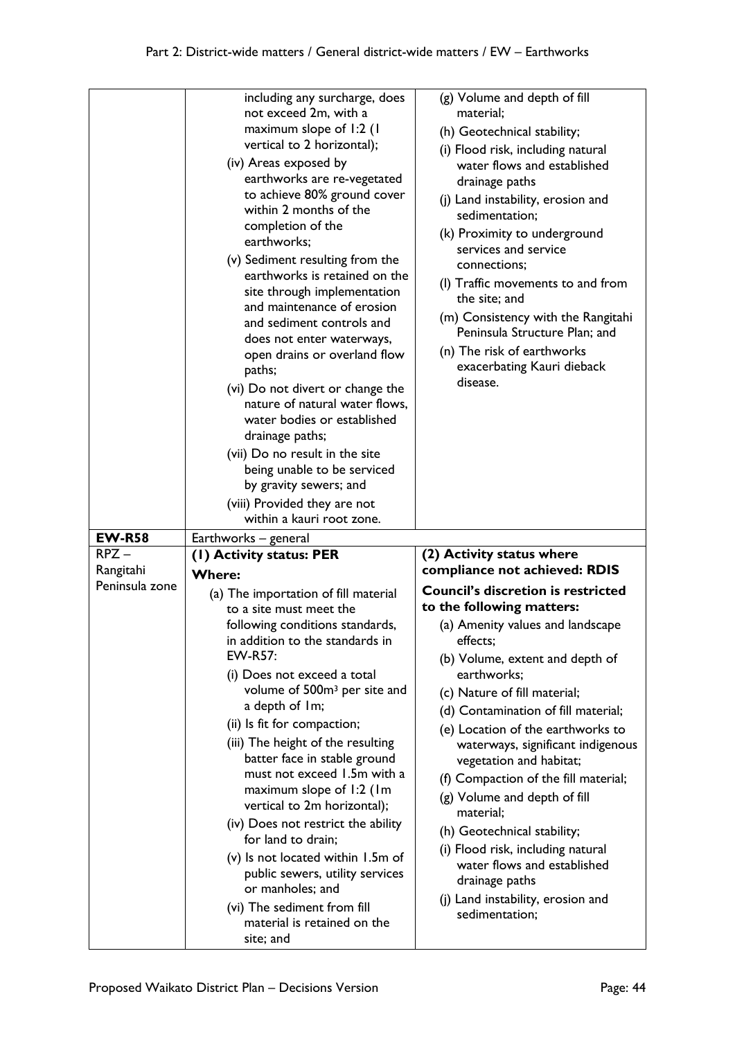| | | |
|---|---|---|
| | including any surcharge, does not exceed 2m, with a maximum slope of 1:2 (1 vertical to 2 horizontal);<br>(iv) Areas exposed by earthworks are re-vegetated to achieve 80% ground cover within 2 months of the completion of the earthworks;<br>(v) Sediment resulting from the earthworks is retained on the site through implementation and maintenance of erosion and sediment controls and does not enter waterways, open drains or overland flow paths;<br>(vi) Do not divert or change the nature of natural water flows, water bodies or established drainage paths;<br>(vii) Do no result in the site being unable to be serviced by gravity sewers; and<br>(viii) Provided they are not within a kauri root zone. | (g) Volume and depth of fill material;<br>(h) Geotechnical stability;<br>(i) Flood risk, including natural water flows and established drainage paths<br>(j) Land instability, erosion and sedimentation;<br>(k) Proximity to underground services and service connections;<br>(l) Traffic movements to and from the site; and<br>(m) Consistency with the Rangitahi Peninsula Structure Plan; and<br>(n) The risk of earthworks exacerbating Kauri dieback disease. |
| **EW-R58** | Earthworks – general | |
| RPZ – Rangitahi Peninsula zone | **(1) Activity status: PER**<br>**Where:**<br>(a) The importation of fill material to a site must meet the following conditions standards, in addition to the standards in EW-R57:<br>(i) Does not exceed a total volume of 500m³ per site and a depth of 1m;<br>(ii) Is fit for compaction;<br>(iii) The height of the resulting batter face in stable ground must not exceed 1.5m with a maximum slope of 1:2 (1m vertical to 2m horizontal);<br>(iv) Does not restrict the ability for land to drain;<br>(v) Is not located within 1.5m of public sewers, utility services or manholes; and<br>(vi) The sediment from fill material is retained on the site; and | **(2) Activity status where compliance not achieved: RDIS**<br>**Council's discretion is restricted to the following matters:**<br>(a) Amenity values and landscape effects;<br>(b) Volume, extent and depth of earthworks;<br>(c) Nature of fill material;<br>(d) Contamination of fill material;<br>(e) Location of the earthworks to waterways, significant indigenous vegetation and habitat;<br>(f) Compaction of the fill material;<br>(g) Volume and depth of fill material;<br>(h) Geotechnical stability;<br>(i) Flood risk, including natural water flows and established drainage paths<br>(j) Land instability, erosion and sedimentation; |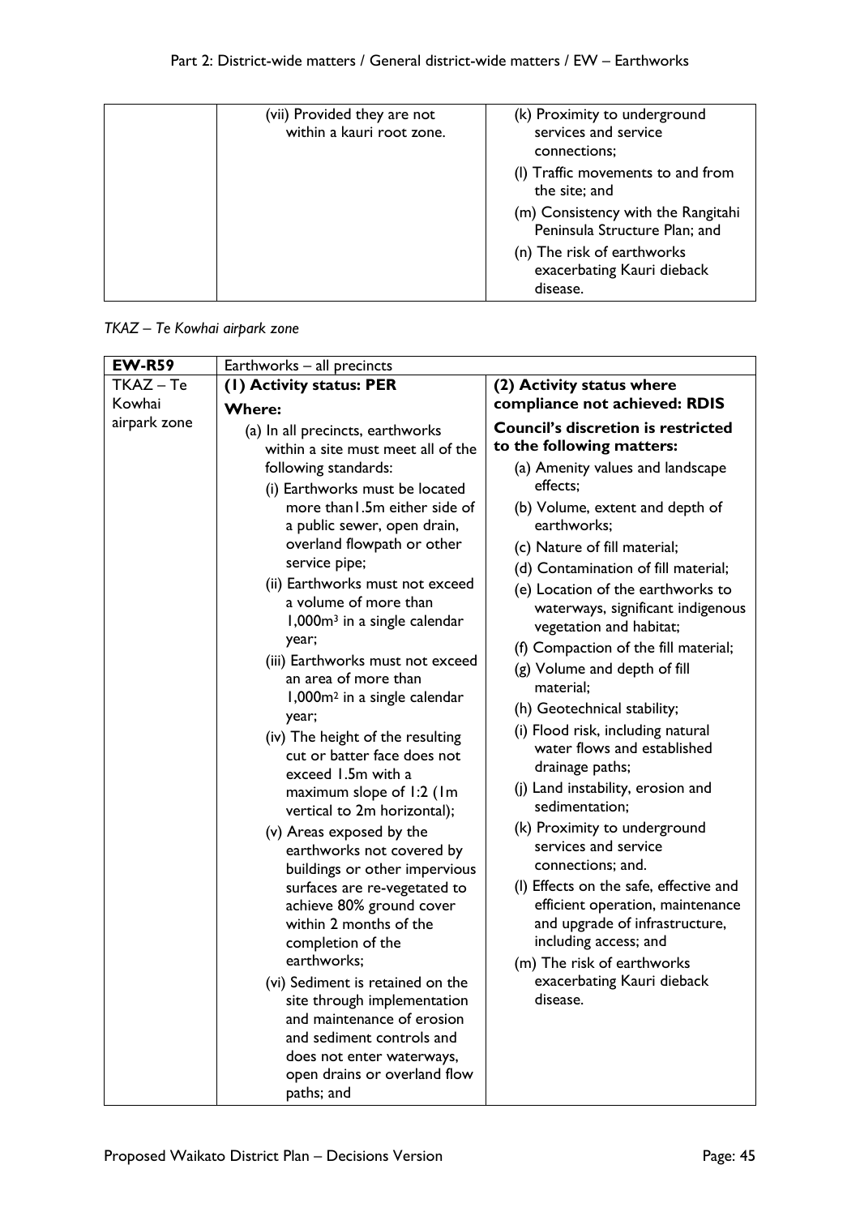| | | |
|---|---|---|
| | (vii) Provided they are not within a kauri root zone. | (k) Proximity to underground services and service connections;<br>(l) Traffic movements to and from the site; and<br>(m) Consistency with the Rangitahi Peninsula Structure Plan; and<br>(n) The risk of earthworks exacerbating Kauri dieback disease. |

*TKAZ – Te Kowhai airpark zone*

| **EW-R59** | Earthworks – all precincts | |
|---|---|---|
| TKAZ – Te Kowhai airpark zone | **(1) Activity status: PER**<br>**Where:**<br>(a) In all precincts, earthworks within a site must meet all of the following standards:<br>(i) Earthworks must be located more than1.5m either side of a public sewer, open drain, overland flowpath or other service pipe;<br>(ii) Earthworks must not exceed a volume of more than 1,000m³ in a single calendar year;<br>(iii) Earthworks must not exceed an area of more than 1,000m² in a single calendar year;<br>(iv) The height of the resulting cut or batter face does not exceed 1.5m with a maximum slope of 1:2 (1m vertical to 2m horizontal);<br>(v) Areas exposed by the earthworks not covered by buildings or other impervious surfaces are re-vegetated to achieve 80% ground cover within 2 months of the completion of the earthworks;<br>(vi) Sediment is retained on the site through implementation and maintenance of erosion and sediment controls and does not enter waterways, open drains or overland flow paths; and | **(2) Activity status where compliance not achieved: RDIS**<br>**Council's discretion is restricted to the following matters:**<br>(a) Amenity values and landscape effects;<br>(b) Volume, extent and depth of earthworks;<br>(c) Nature of fill material;<br>(d) Contamination of fill material;<br>(e) Location of the earthworks to waterways, significant indigenous vegetation and habitat;<br>(f) Compaction of the fill material;<br>(g) Volume and depth of fill material;<br>(h) Geotechnical stability;<br>(i) Flood risk, including natural water flows and established drainage paths;<br>(j) Land instability, erosion and sedimentation;<br>(k) Proximity to underground services and service connections; and.<br>(l) Effects on the safe, effective and efficient operation, maintenance and upgrade of infrastructure, including access; and<br>(m) The risk of earthworks exacerbating Kauri dieback disease. |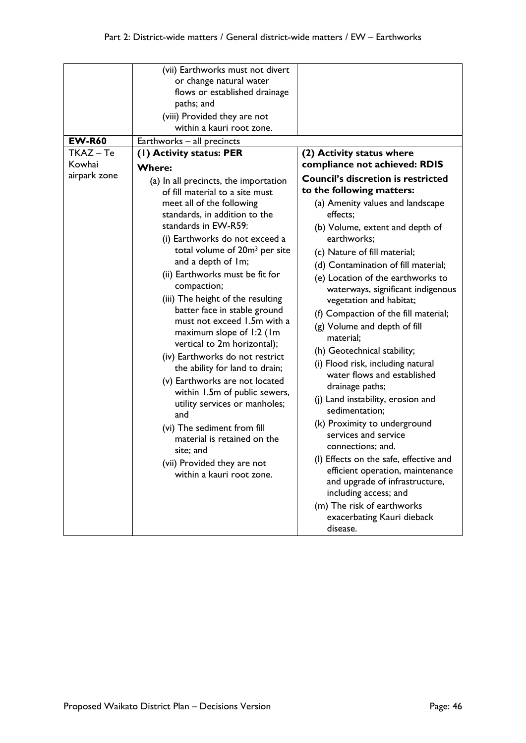| | | |
|---|---|---|
| | (vii) Earthworks must not divert or change natural water flows or established drainage paths; and<br>(viii) Provided they are not within a kauri root zone. | |
| **EW-R60** | Earthworks – all precincts | |
| TKAZ – Te Kowhai airpark zone | **(1) Activity status: PER**<br>**Where:**<br>(a) In all precincts, the importation of fill material to a site must meet all of the following standards, in addition to the standards in EW-R59:<br>(i) Earthworks do not exceed a total volume of 20m³ per site and a depth of 1m;<br>(ii) Earthworks must be fit for compaction;<br>(iii) The height of the resulting batter face in stable ground must not exceed 1.5m with a maximum slope of 1:2 (1m vertical to 2m horizontal);<br>(iv) Earthworks do not restrict the ability for land to drain;<br>(v) Earthworks are not located within 1.5m of public sewers, utility services or manholes; and<br>(vi) The sediment from fill material is retained on the site; and<br>(vii) Provided they are not within a kauri root zone. | **(2) Activity status where compliance not achieved: RDIS**<br>**Council's discretion is restricted to the following matters:**<br>(a) Amenity values and landscape effects;<br>(b) Volume, extent and depth of earthworks;<br>(c) Nature of fill material;<br>(d) Contamination of fill material;<br>(e) Location of the earthworks to waterways, significant indigenous vegetation and habitat;<br>(f) Compaction of the fill material;<br>(g) Volume and depth of fill material;<br>(h) Geotechnical stability;<br>(i) Flood risk, including natural water flows and established drainage paths;<br>(j) Land instability, erosion and sedimentation;<br>(k) Proximity to underground services and service connections; and.<br>(l) Effects on the safe, effective and efficient operation, maintenance and upgrade of infrastructure, including access; and<br>(m) The risk of earthworks exacerbating Kauri dieback disease. |